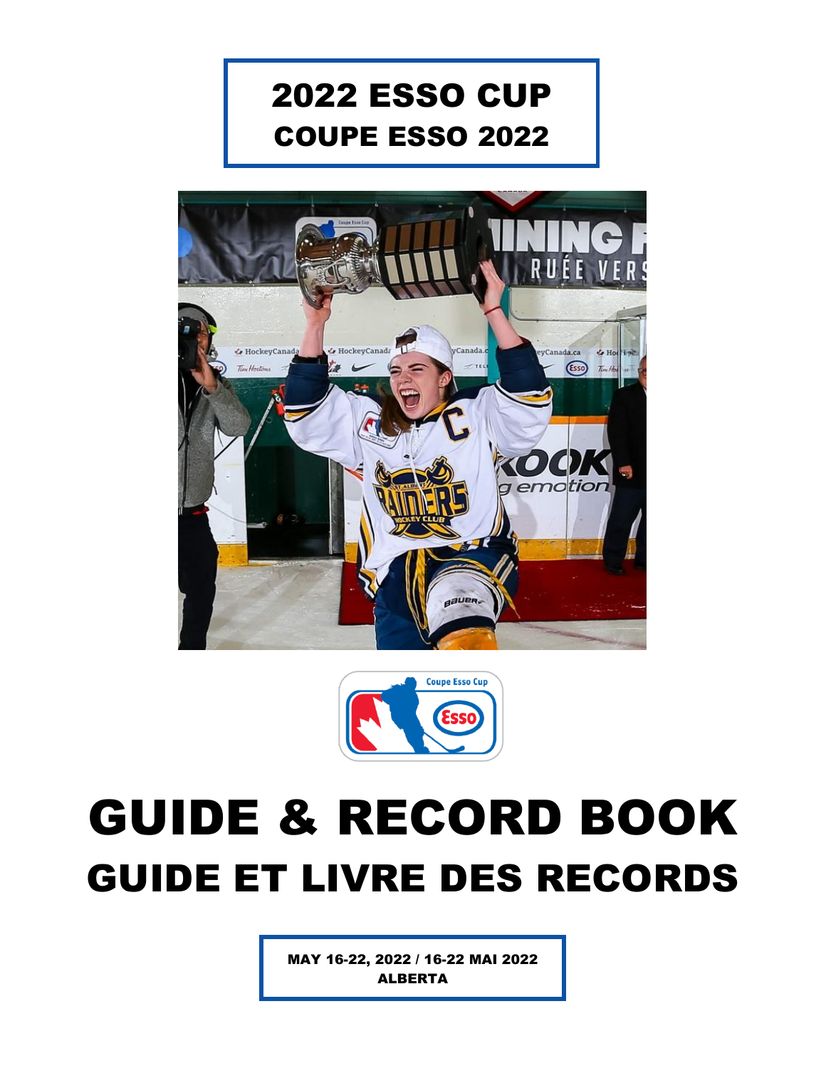# 2022 ESSO CUP
## COUPE ESSO 2022

# GUIDE & RECORD BOOK
## GUIDE ET LIVRE DES RECORDS

**MAY 16-22, 2022 / 16-22 MAI 2022**
**ALBERTA**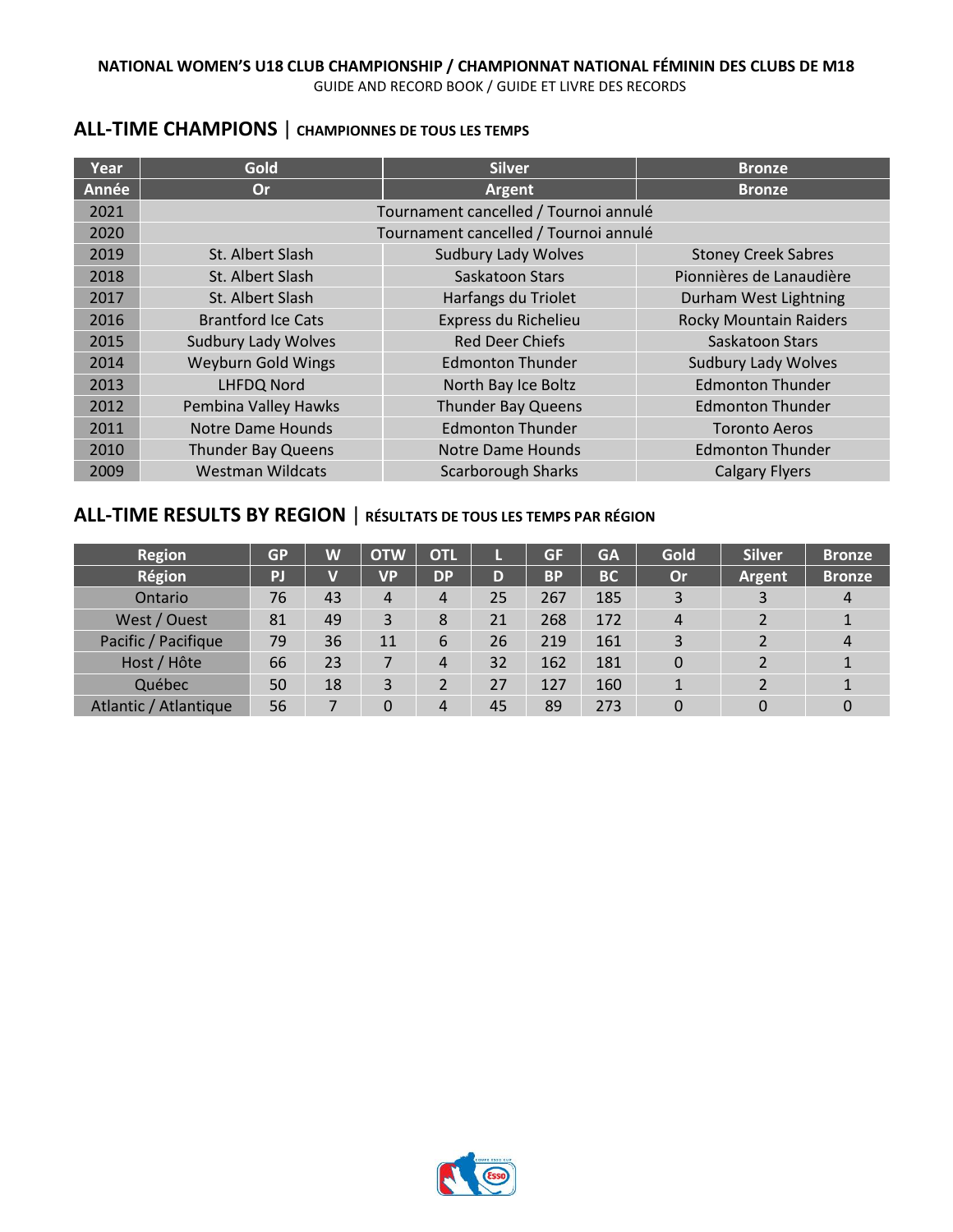## ALL-TIME CHAMPIONS | CHAMPIONNES DE TOUS LES TEMPS

| Year | Gold | Silver | Bronze |
|---|---|---|---|
| Année | Or | Argent | Bronze |
| 2021 | Tournament cancelled / Tournoi annulé | | |
| 2020 | Tournament cancelled / Tournoi annulé | | |
| 2019 | St. Albert Slash | Sudbury Lady Wolves | Stoney Creek Sabres |
| 2018 | St. Albert Slash | Saskatoon Stars | Pionnières de Lanaudière |
| 2017 | St. Albert Slash | Harfangs du Triolet | Durham West Lightning |
| 2016 | Brantford Ice Cats | Express du Richelieu | Rocky Mountain Raiders |
| 2015 | Sudbury Lady Wolves | Red Deer Chiefs | Saskatoon Stars |
| 2014 | Weyburn Gold Wings | Edmonton Thunder | Sudbury Lady Wolves |
| 2013 | LHFDQ Nord | North Bay Ice Boltz | Edmonton Thunder |
| 2012 | Pembina Valley Hawks | Thunder Bay Queens | Edmonton Thunder |
| 2011 | Notre Dame Hounds | Edmonton Thunder | Toronto Aeros |
| 2010 | Thunder Bay Queens | Notre Dame Hounds | Edmonton Thunder |
| 2009 | Westman Wildcats | Scarborough Sharks | Calgary Flyers |

## ALL-TIME RESULTS BY REGION | RÉSULTATS DE TOUS LES TEMPS PAR RÉGION

| Region | GP | W | OTW | OTL | L | GF | GA | Gold | Silver | Bronze |
|---|---|---|---|---|---|---|---|---|---|---|
| Région | PJ | V | VP | DP | D | BP | BC | Or | Argent | Bronze |
| Ontario | 76 | 43 | 4 | 4 | 25 | 267 | 185 | 3 | 3 | 4 |
| West / Ouest | 81 | 49 | 3 | 8 | 21 | 268 | 172 | 4 | 2 | 1 |
| Pacific / Pacifique | 79 | 36 | 11 | 6 | 26 | 219 | 161 | 3 | 2 | 4 |
| Host / Hôte | 66 | 23 | 7 | 4 | 32 | 162 | 181 | 0 | 2 | 1 |
| Québec | 50 | 18 | 3 | 2 | 27 | 127 | 160 | 1 | 2 | 1 |
| Atlantic / Atlantique | 56 | 7 | 0 | 4 | 45 | 89 | 273 | 0 | 0 | 0 |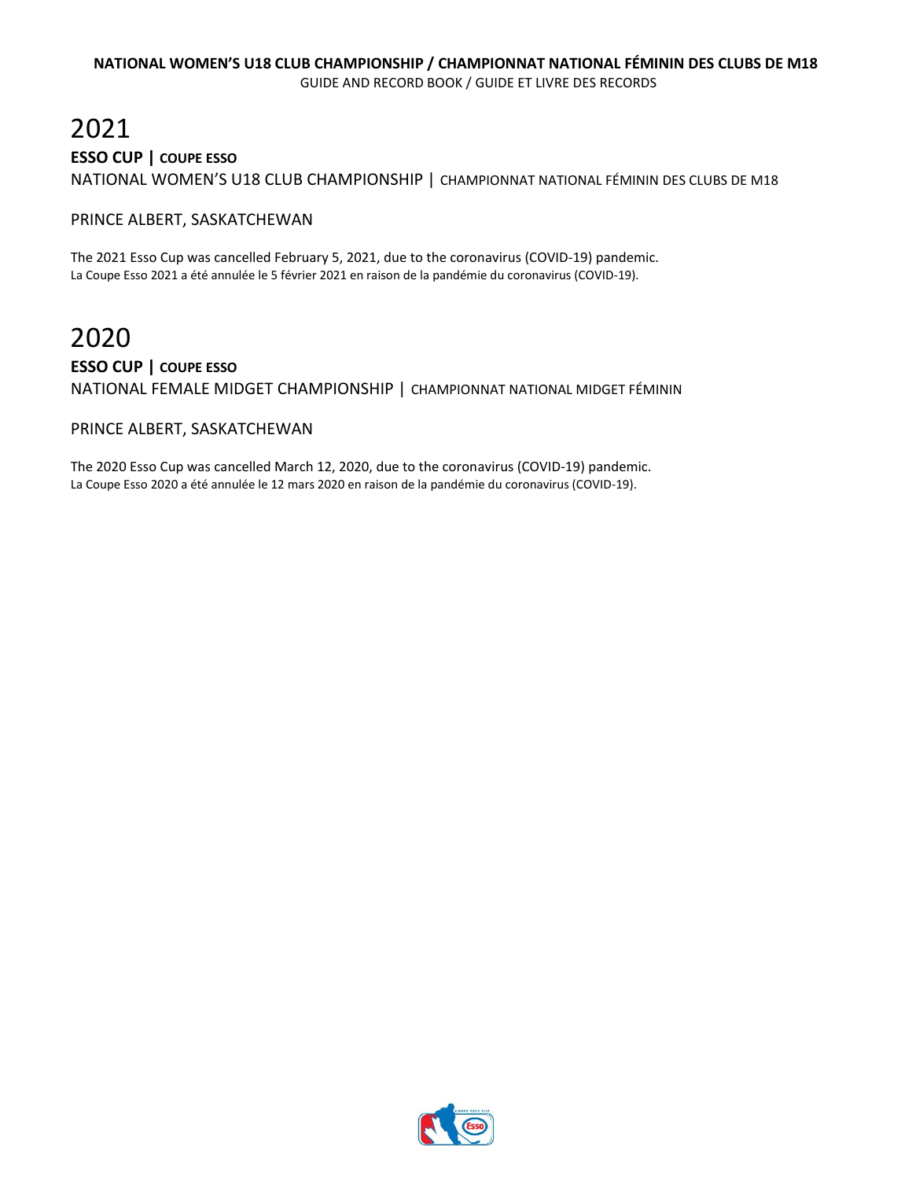# 2021

**ESSO CUP | COUPE ESSO**

NATIONAL WOMEN'S U18 CLUB CHAMPIONSHIP | CHAMPIONNAT NATIONAL FÉMININ DES CLUBS DE M18

PRINCE ALBERT, SASKATCHEWAN

The 2021 Esso Cup was cancelled February 5, 2021, due to the coronavirus (COVID-19) pandemic.
La Coupe Esso 2021 a été annulée le 5 février 2021 en raison de la pandémie du coronavirus (COVID-19).

# 2020

**ESSO CUP | COUPE ESSO**

NATIONAL FEMALE MIDGET CHAMPIONSHIP | CHAMPIONNAT NATIONAL MIDGET FÉMININ

PRINCE ALBERT, SASKATCHEWAN

The 2020 Esso Cup was cancelled March 12, 2020, due to the coronavirus (COVID-19) pandemic.
La Coupe Esso 2020 a été annulée le 12 mars 2020 en raison de la pandémie du coronavirus (COVID-19).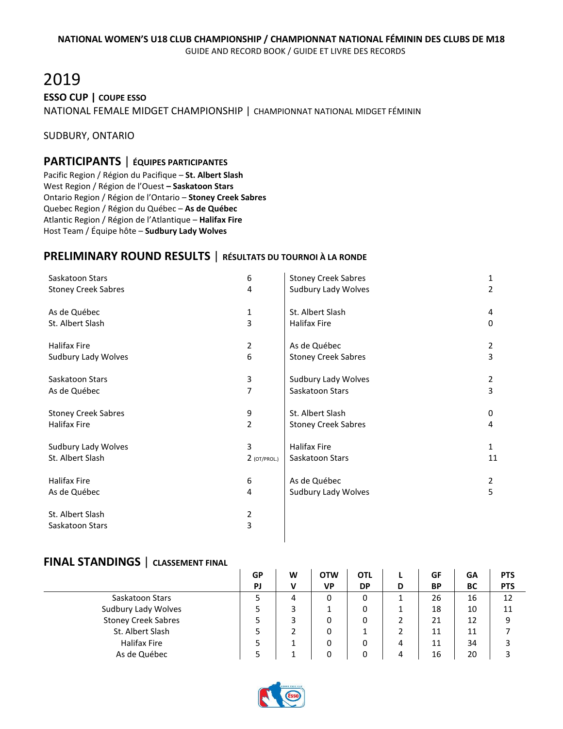**NATIONAL WOMEN'S U18 CLUB CHAMPIONSHIP / CHAMPIONNAT NATIONAL FÉMININ DES CLUBS DE M18**
GUIDE AND RECORD BOOK / GUIDE ET LIVRE DES RECORDS

# 2019

**ESSO CUP | COUPE ESSO**

NATIONAL FEMALE MIDGET CHAMPIONSHIP | CHAMPIONNAT NATIONAL MIDGET FÉMININ

SUDBURY, ONTARIO

## PARTICIPANTS | ÉQUIPES PARTICIPANTES

Pacific Region / Région du Pacifique – **St. Albert Slash**
West Region / Région de l'Ouest **– Saskatoon Stars**
Ontario Region / Région de l'Ontario – **Stoney Creek Sabres**
Quebec Region / Région du Québec – **As de Québec**
Atlantic Region / Région de l'Atlantique – **Halifax Fire**
Host Team / Équipe hôte – **Sudbury Lady Wolves**

## PRELIMINARY ROUND RESULTS | RÉSULTATS DU TOURNOI À LA RONDE

| Team | Score |
|---|---|
| Saskatoon Stars | 6 |
| Stoney Creek Sabres | 4 |
| | |
| As de Québec | 1 |
| St. Albert Slash | 3 |
| | |
| Halifax Fire | 2 |
| Sudbury Lady Wolves | 6 |
| | |
| Saskatoon Stars | 3 |
| As de Québec | 7 |
| | |
| Stoney Creek Sabres | 9 |
| Halifax Fire | 2 |
| | |
| Sudbury Lady Wolves | 3 |
| St. Albert Slash | 2 (OT/PROL.) |
| | |
| Halifax Fire | 6 |
| As de Québec | 4 |
| | |
| St. Albert Slash | 2 |
| Saskatoon Stars | 3 |
| | |
| Stoney Creek Sabres | 1 |
| Sudbury Lady Wolves | 2 |
| | |
| St. Albert Slash | 4 |
| Halifax Fire | 0 |
| | |
| As de Québec | 2 |
| Stoney Creek Sabres | 3 |
| | |
| Sudbury Lady Wolves | 2 |
| Saskatoon Stars | 3 |
| | |
| St. Albert Slash | 0 |
| Stoney Creek Sabres | 4 |
| | |
| Halifax Fire | 1 |
| Saskatoon Stars | 11 |
| | |
| As de Québec | 2 |
| Sudbury Lady Wolves | 5 |

## FINAL STANDINGS | CLASSEMENT FINAL

| | GP PJ | W V | OTW VP | OTL DP | L D | GF BP | GA BC | PTS PTS |
|---|---|---|---|---|---|---|---|---|
| Saskatoon Stars | 5 | 4 | 0 | 0 | 1 | 26 | 16 | 12 |
| Sudbury Lady Wolves | 5 | 3 | 1 | 0 | 1 | 18 | 10 | 11 |
| Stoney Creek Sabres | 5 | 3 | 0 | 0 | 2 | 21 | 12 | 9 |
| St. Albert Slash | 5 | 2 | 0 | 1 | 2 | 11 | 11 | 7 |
| Halifax Fire | 5 | 1 | 0 | 0 | 4 | 11 | 34 | 3 |
| As de Québec | 5 | 1 | 0 | 0 | 4 | 16 | 20 | 3 |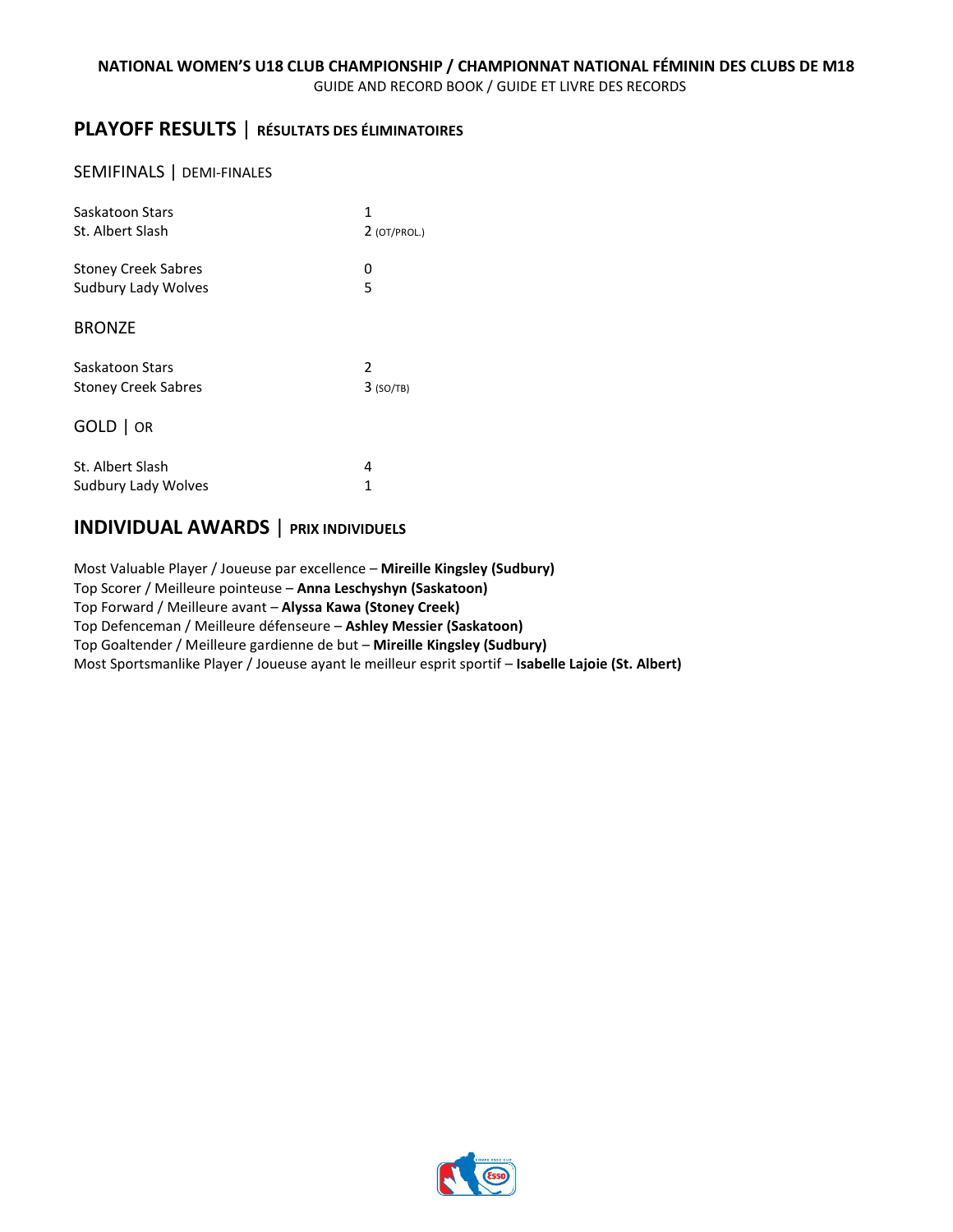## PLAYOFF RESULTS | RÉSULTATS DES ÉLIMINATOIRES

### SEMIFINALS | DEMI-FINALES

| | |
|---|---|
| Saskatoon Stars | 1 |
| St. Albert Slash | 2 (OT/PROL.) |

| | |
|---|---|
| Stoney Creek Sabres | 0 |
| Sudbury Lady Wolves | 5 |

### BRONZE

| | |
|---|---|
| Saskatoon Stars | 2 |
| Stoney Creek Sabres | 3 (SO/TB) |

### GOLD | OR

| | |
|---|---|
| St. Albert Slash | 4 |
| Sudbury Lady Wolves | 1 |

## INDIVIDUAL AWARDS | PRIX INDIVIDUELS

Most Valuable Player / Joueuse par excellence – **Mireille Kingsley (Sudbury)**
Top Scorer / Meilleure pointeuse – **Anna Leschyshyn (Saskatoon)**
Top Forward / Meilleure avant – **Alyssa Kawa (Stoney Creek)**
Top Defenceman / Meilleure défenseure – **Ashley Messier (Saskatoon)**
Top Goaltender / Meilleure gardienne de but – **Mireille Kingsley (Sudbury)**
Most Sportsmanlike Player / Joueuse ayant le meilleur esprit sportif – **Isabelle Lajoie (St. Albert)**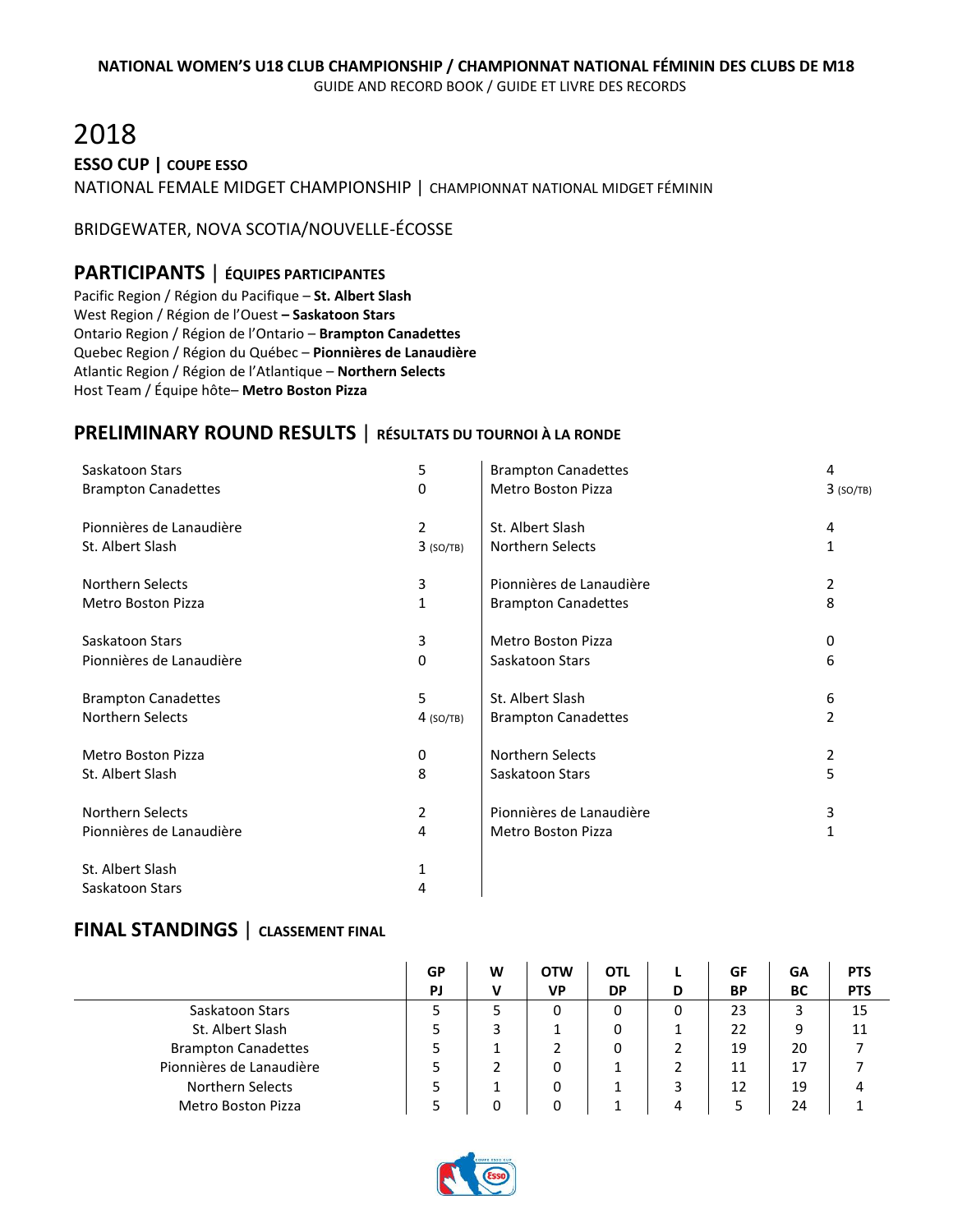**NATIONAL WOMEN'S U18 CLUB CHAMPIONSHIP / CHAMPIONNAT NATIONAL FÉMININ DES CLUBS DE M18**
GUIDE AND RECORD BOOK / GUIDE ET LIVRE DES RECORDS

# 2018

**ESSO CUP | COUPE ESSO**

NATIONAL FEMALE MIDGET CHAMPIONSHIP | CHAMPIONNAT NATIONAL MIDGET FÉMININ

BRIDGEWATER, NOVA SCOTIA/NOUVELLE-ÉCOSSE

## PARTICIPANTS | ÉQUIPES PARTICIPANTES

Pacific Region / Région du Pacifique – **St. Albert Slash**
West Region / Région de l'Ouest **– Saskatoon Stars**
Ontario Region / Région de l'Ontario – **Brampton Canadettes**
Quebec Region / Région du Québec – **Pionnières de Lanaudière**
Atlantic Region / Région de l'Atlantique – **Northern Selects**
Host Team / Équipe hôte– **Metro Boston Pizza**

## PRELIMINARY ROUND RESULTS | RÉSULTATS DU TOURNOI À LA RONDE

| Team | Score | Team | Score |
|---|---|---|---|
| Saskatoon Stars | 5 | Brampton Canadettes | 4 |
| Brampton Canadettes | 0 | Metro Boston Pizza | 3 (SO/TB) |
| | | | |
| Pionnières de Lanaudière | 2 | St. Albert Slash | 4 |
| St. Albert Slash | 3 (SO/TB) | Northern Selects | 1 |
| | | | |
| Northern Selects | 3 | Pionnières de Lanaudière | 2 |
| Metro Boston Pizza | 1 | Brampton Canadettes | 8 |
| | | | |
| Saskatoon Stars | 3 | Metro Boston Pizza | 0 |
| Pionnières de Lanaudière | 0 | Saskatoon Stars | 6 |
| | | | |
| Brampton Canadettes | 5 | St. Albert Slash | 6 |
| Northern Selects | 4 (SO/TB) | Brampton Canadettes | 2 |
| | | | |
| Metro Boston Pizza | 0 | Northern Selects | 2 |
| St. Albert Slash | 8 | Saskatoon Stars | 5 |
| | | | |
| Northern Selects | 2 | Pionnières de Lanaudière | 3 |
| Pionnières de Lanaudière | 4 | Metro Boston Pizza | 1 |
| | | | |
| St. Albert Slash | 1 | | |
| Saskatoon Stars | 4 | | |

## FINAL STANDINGS | CLASSEMENT FINAL

| | GP PJ | W V | OTW VP | OTL DP | L D | GF BP | GA BC | PTS PTS |
|---|---|---|---|---|---|---|---|---|
| Saskatoon Stars | 5 | 5 | 0 | 0 | 0 | 23 | 3 | 15 |
| St. Albert Slash | 5 | 3 | 1 | 0 | 1 | 22 | 9 | 11 |
| Brampton Canadettes | 5 | 1 | 2 | 0 | 2 | 19 | 20 | 7 |
| Pionnières de Lanaudière | 5 | 2 | 0 | 1 | 2 | 11 | 17 | 7 |
| Northern Selects | 5 | 1 | 0 | 1 | 3 | 12 | 19 | 4 |
| Metro Boston Pizza | 5 | 0 | 0 | 1 | 4 | 5 | 24 | 1 |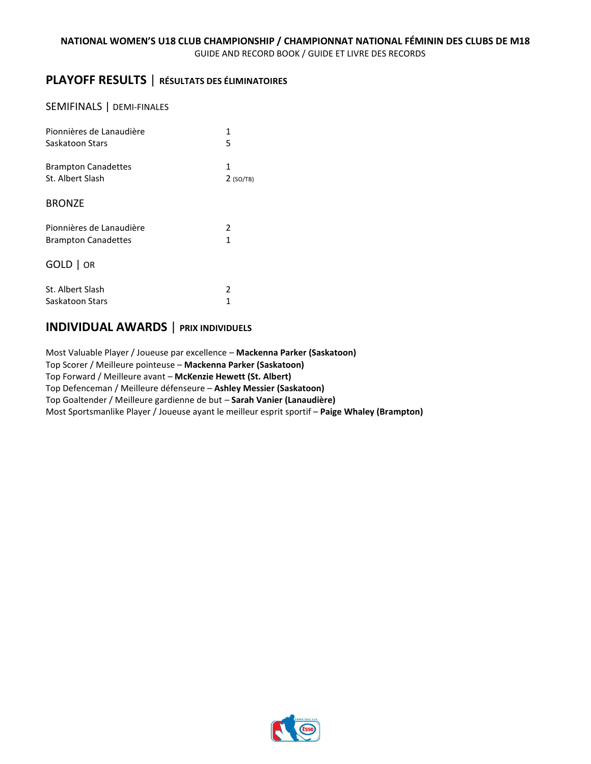## PLAYOFF RESULTS | RÉSULTATS DES ÉLIMINATOIRES

### SEMIFINALS | DEMI-FINALES

| | |
|---|---|
| Pionnières de Lanaudière | 1 |
| Saskatoon Stars | 5 |

| | |
|---|---|
| Brampton Canadettes | 1 |
| St. Albert Slash | 2 (SO/TB) |

### BRONZE

| | |
|---|---|
| Pionnières de Lanaudière | 2 |
| Brampton Canadettes | 1 |

### GOLD | OR

| | |
|---|---|
| St. Albert Slash | 2 |
| Saskatoon Stars | 1 |

## INDIVIDUAL AWARDS | PRIX INDIVIDUELS

Most Valuable Player / Joueuse par excellence – **Mackenna Parker (Saskatoon)**
Top Scorer / Meilleure pointeuse – **Mackenna Parker (Saskatoon)**
Top Forward / Meilleure avant – **McKenzie Hewett (St. Albert)**
Top Defenceman / Meilleure défenseure – **Ashley Messier (Saskatoon)**
Top Goaltender / Meilleure gardienne de but – **Sarah Vanier (Lanaudière)**
Most Sportsmanlike Player / Joueuse ayant le meilleur esprit sportif – **Paige Whaley (Brampton)**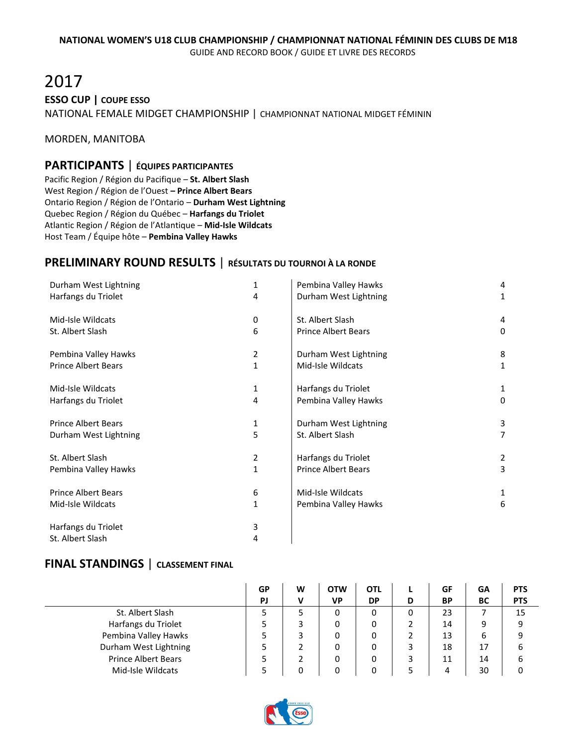NATIONAL WOMEN'S U18 CLUB CHAMPIONSHIP / CHAMPIONNAT NATIONAL FÉMININ DES CLUBS DE M18
GUIDE AND RECORD BOOK / GUIDE ET LIVRE DES RECORDS

# 2017

**ESSO CUP | COUPE ESSO**

NATIONAL FEMALE MIDGET CHAMPIONSHIP | CHAMPIONNAT NATIONAL MIDGET FÉMININ

MORDEN, MANITOBA

## PARTICIPANTS | ÉQUIPES PARTICIPANTES

Pacific Region / Région du Pacifique – **St. Albert Slash**
West Region / Région de l'Ouest **– Prince Albert Bears**
Ontario Region / Région de l'Ontario – **Durham West Lightning**
Quebec Region / Région du Québec – **Harfangs du Triolet**
Atlantic Region / Région de l'Atlantique – **Mid-Isle Wildcats**
Host Team / Équipe hôte – **Pembina Valley Hawks**

## PRELIMINARY ROUND RESULTS | RÉSULTATS DU TOURNOI À LA RONDE

| Team | Score |
|---|---|
| Durham West Lightning | 1 |
| Harfangs du Triolet | 4 |
| | |
| Mid-Isle Wildcats | 0 |
| St. Albert Slash | 6 |
| | |
| Pembina Valley Hawks | 2 |
| Prince Albert Bears | 1 |
| | |
| Mid-Isle Wildcats | 1 |
| Harfangs du Triolet | 4 |
| | |
| Prince Albert Bears | 1 |
| Durham West Lightning | 5 |
| | |
| St. Albert Slash | 2 |
| Pembina Valley Hawks | 1 |
| | |
| Prince Albert Bears | 6 |
| Mid-Isle Wildcats | 1 |
| | |
| Harfangs du Triolet | 3 |
| St. Albert Slash | 4 |
| | |
| Pembina Valley Hawks | 4 |
| Durham West Lightning | 1 |
| | |
| St. Albert Slash | 4 |
| Prince Albert Bears | 0 |
| | |
| Durham West Lightning | 8 |
| Mid-Isle Wildcats | 1 |
| | |
| Harfangs du Triolet | 1 |
| Pembina Valley Hawks | 0 |
| | |
| Durham West Lightning | 3 |
| St. Albert Slash | 7 |
| | |
| Harfangs du Triolet | 2 |
| Prince Albert Bears | 3 |
| | |
| Mid-Isle Wildcats | 1 |
| Pembina Valley Hawks | 6 |

## FINAL STANDINGS | CLASSEMENT FINAL

| | GP PJ | W V | OTW VP | OTL DP | L D | GF BP | GA BC | PTS PTS |
|---|---|---|---|---|---|---|---|---|
| St. Albert Slash | 5 | 5 | 0 | 0 | 0 | 23 | 7 | 15 |
| Harfangs du Triolet | 5 | 3 | 0 | 0 | 2 | 14 | 9 | 9 |
| Pembina Valley Hawks | 5 | 3 | 0 | 0 | 2 | 13 | 6 | 9 |
| Durham West Lightning | 5 | 2 | 0 | 0 | 3 | 18 | 17 | 6 |
| Prince Albert Bears | 5 | 2 | 0 | 0 | 3 | 11 | 14 | 6 |
| Mid-Isle Wildcats | 5 | 0 | 0 | 0 | 5 | 4 | 30 | 0 |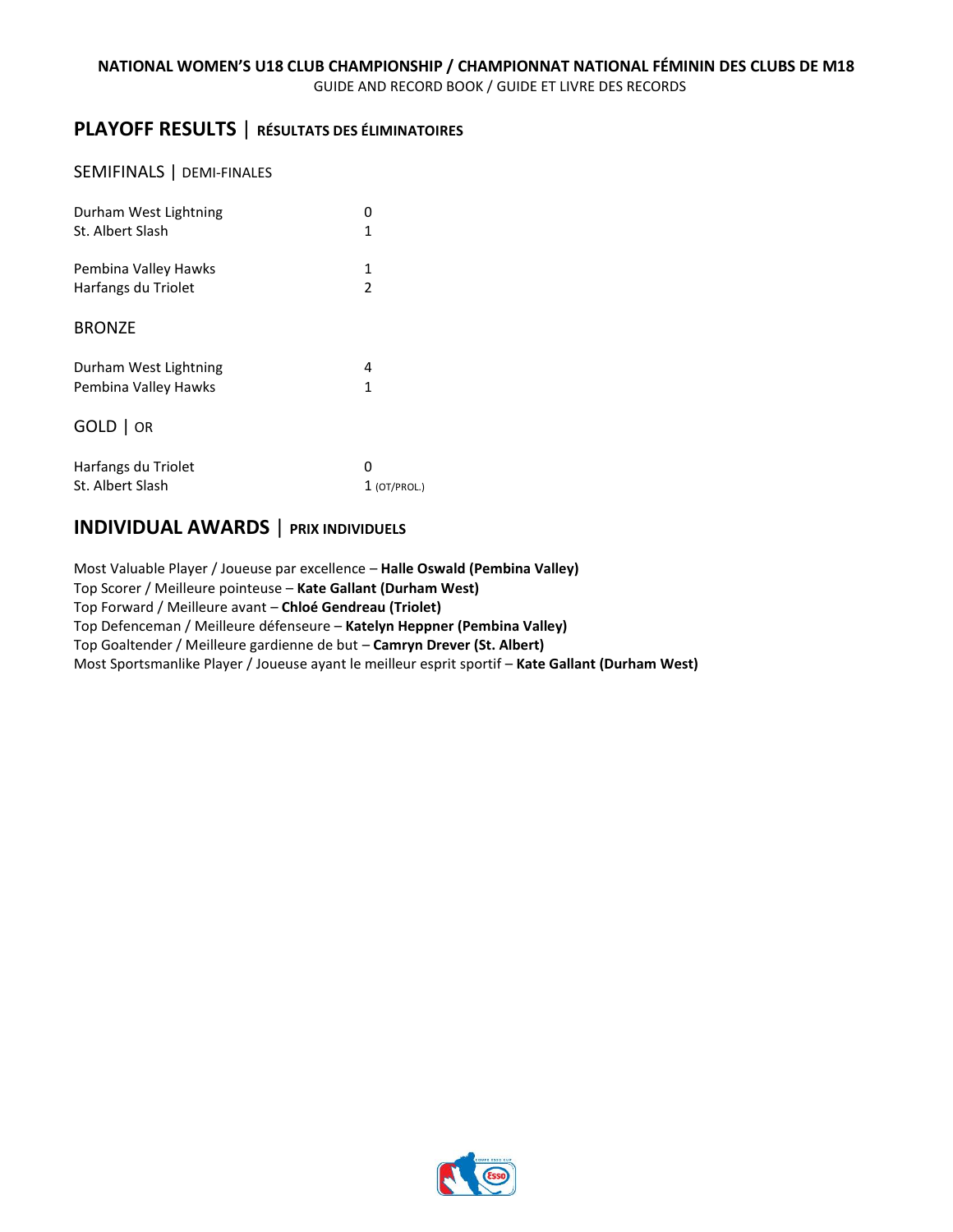## PLAYOFF RESULTS | RÉSULTATS DES ÉLIMINATOIRES

### SEMIFINALS | DEMI-FINALES

| | |
|---|---|
| Durham West Lightning | 0 |
| St. Albert Slash | 1 |

| | |
|---|---|
| Pembina Valley Hawks | 1 |
| Harfangs du Triolet | 2 |

### BRONZE

| | |
|---|---|
| Durham West Lightning | 4 |
| Pembina Valley Hawks | 1 |

### GOLD | OR

| | |
|---|---|
| Harfangs du Triolet | 0 |
| St. Albert Slash | 1 (OT/PROL.) |

## INDIVIDUAL AWARDS | PRIX INDIVIDUELS

Most Valuable Player / Joueuse par excellence – **Halle Oswald (Pembina Valley)**
Top Scorer / Meilleure pointeuse – **Kate Gallant (Durham West)**
Top Forward / Meilleure avant – **Chloé Gendreau (Triolet)**
Top Defenceman / Meilleure défenseure – **Katelyn Heppner (Pembina Valley)**
Top Goaltender / Meilleure gardienne de but – **Camryn Drever (St. Albert)**
Most Sportsmanlike Player / Joueuse ayant le meilleur esprit sportif – **Kate Gallant (Durham West)**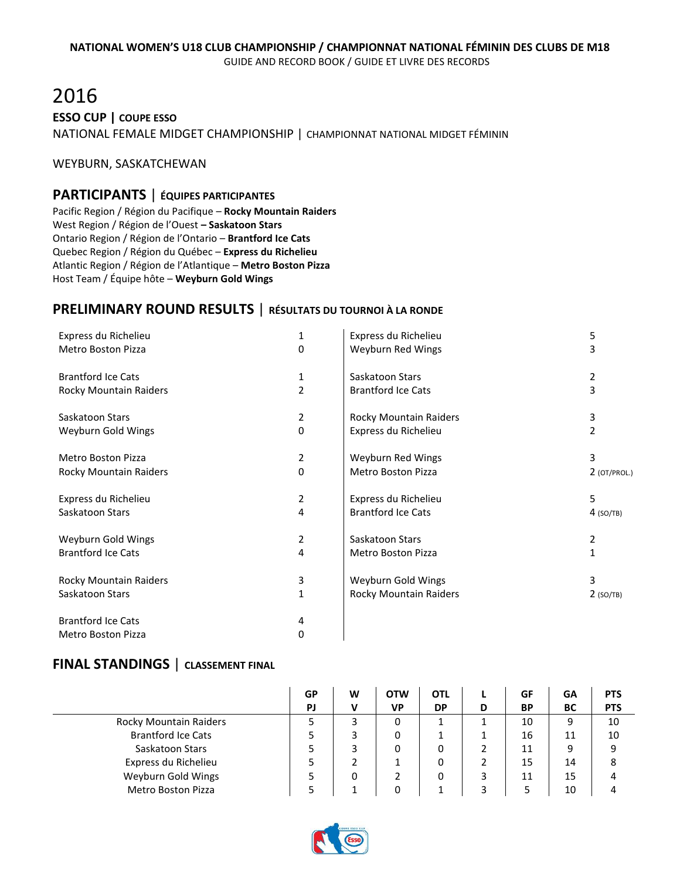NATIONAL WOMEN'S U18 CLUB CHAMPIONSHIP / CHAMPIONNAT NATIONAL FÉMININ DES CLUBS DE M18
GUIDE AND RECORD BOOK / GUIDE ET LIVRE DES RECORDS

# 2016

**ESSO CUP | COUPE ESSO**

NATIONAL FEMALE MIDGET CHAMPIONSHIP | CHAMPIONNAT NATIONAL MIDGET FÉMININ

WEYBURN, SASKATCHEWAN

## PARTICIPANTS | ÉQUIPES PARTICIPANTES

Pacific Region / Région du Pacifique – **Rocky Mountain Raiders**
West Region / Région de l'Ouest **– Saskatoon Stars**
Ontario Region / Région de l'Ontario – **Brantford Ice Cats**
Quebec Region / Région du Québec – **Express du Richelieu**
Atlantic Region / Région de l'Atlantique – **Metro Boston Pizza**
Host Team / Équipe hôte – **Weyburn Gold Wings**

## PRELIMINARY ROUND RESULTS | RÉSULTATS DU TOURNOI À LA RONDE

| Team | Score |
|---|---|
| Express du Richelieu | 1 |
| Metro Boston Pizza | 0 |
| | |
| Brantford Ice Cats | 1 |
| Rocky Mountain Raiders | 2 |
| | |
| Saskatoon Stars | 2 |
| Weyburn Gold Wings | 0 |
| | |
| Metro Boston Pizza | 2 |
| Rocky Mountain Raiders | 0 |
| | |
| Express du Richelieu | 2 |
| Saskatoon Stars | 4 |
| | |
| Weyburn Gold Wings | 2 |
| Brantford Ice Cats | 4 |
| | |
| Rocky Mountain Raiders | 3 |
| Saskatoon Stars | 1 |
| | |
| Brantford Ice Cats | 4 |
| Metro Boston Pizza | 0 |
| | |
| Express du Richelieu | 5 |
| Weyburn Red Wings | 3 |
| | |
| Saskatoon Stars | 2 |
| Brantford Ice Cats | 3 |
| | |
| Rocky Mountain Raiders | 3 |
| Express du Richelieu | 2 |
| | |
| Weyburn Red Wings | 3 |
| Metro Boston Pizza | 2 (OT/PROL.) |
| | |
| Express du Richelieu | 5 |
| Brantford Ice Cats | 4 (SO/TB) |
| | |
| Saskatoon Stars | 2 |
| Metro Boston Pizza | 1 |
| | |
| Weyburn Gold Wings | 3 |
| Rocky Mountain Raiders | 2 (SO/TB) |

## FINAL STANDINGS | CLASSEMENT FINAL

| | GP PJ | W V | OTW VP | OTL DP | L D | GF BP | GA BC | PTS PTS |
|---|---|---|---|---|---|---|---|---|
| Rocky Mountain Raiders | 5 | 3 | 0 | 1 | 1 | 10 | 9 | 10 |
| Brantford Ice Cats | 5 | 3 | 0 | 1 | 1 | 16 | 11 | 10 |
| Saskatoon Stars | 5 | 3 | 0 | 0 | 2 | 11 | 9 | 9 |
| Express du Richelieu | 5 | 2 | 1 | 0 | 2 | 15 | 14 | 8 |
| Weyburn Gold Wings | 5 | 0 | 2 | 0 | 3 | 11 | 15 | 4 |
| Metro Boston Pizza | 5 | 1 | 0 | 1 | 3 | 5 | 10 | 4 |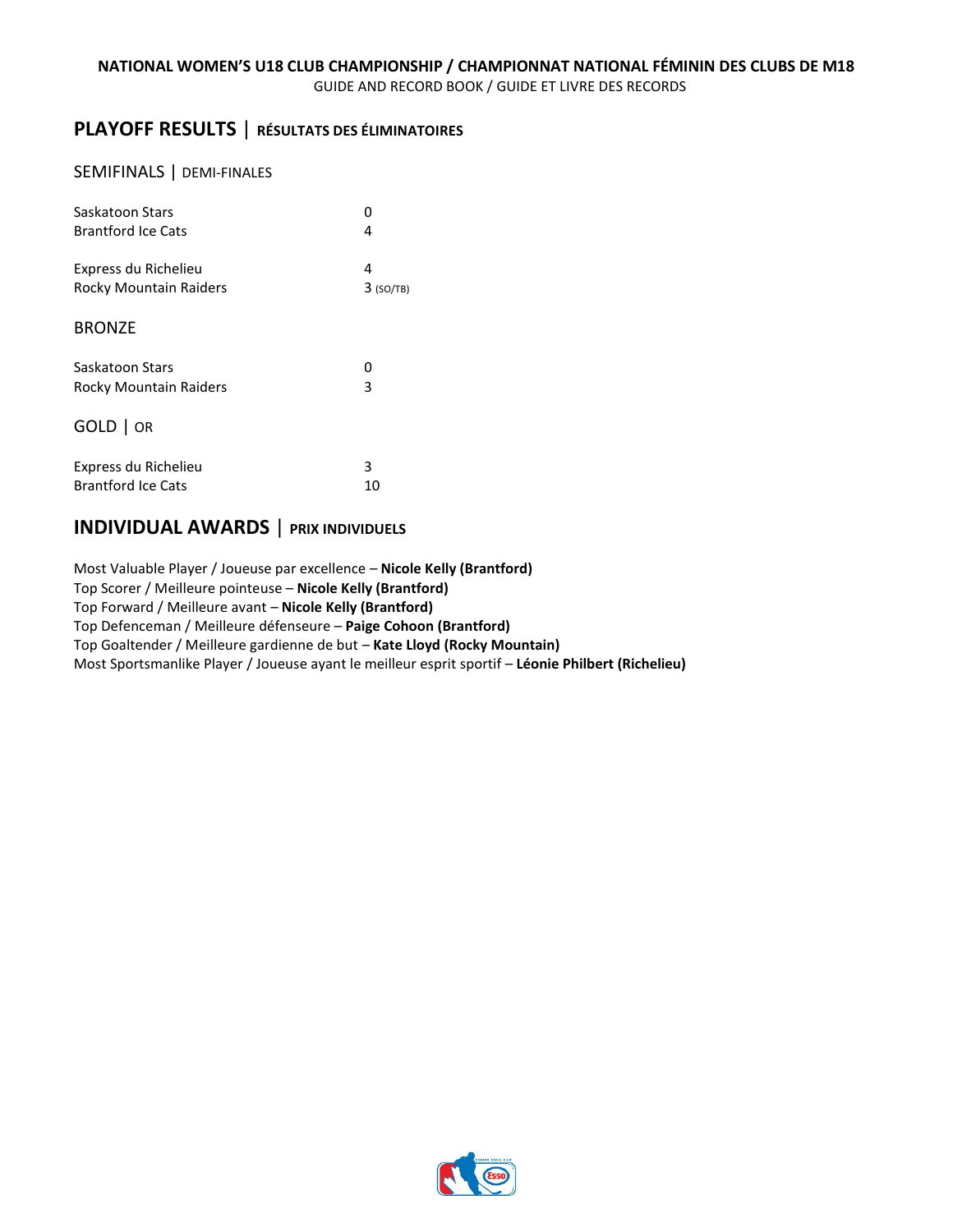## PLAYOFF RESULTS | RÉSULTATS DES ÉLIMINATOIRES

### SEMIFINALS | DEMI-FINALES

| | |
|---|---|
| Saskatoon Stars | 0 |
| Brantford Ice Cats | 4 |

| | |
|---|---|
| Express du Richelieu | 4 |
| Rocky Mountain Raiders | 3 (SO/TB) |

### BRONZE

| | |
|---|---|
| Saskatoon Stars | 0 |
| Rocky Mountain Raiders | 3 |

### GOLD | OR

| | |
|---|---|
| Express du Richelieu | 3 |
| Brantford Ice Cats | 10 |

## INDIVIDUAL AWARDS | PRIX INDIVIDUELS

Most Valuable Player / Joueuse par excellence – **Nicole Kelly (Brantford)**
Top Scorer / Meilleure pointeuse – **Nicole Kelly (Brantford)**
Top Forward / Meilleure avant – **Nicole Kelly (Brantford)**
Top Defenceman / Meilleure défenseure – **Paige Cohoon (Brantford)**
Top Goaltender / Meilleure gardienne de but – **Kate Lloyd (Rocky Mountain)**
Most Sportsmanlike Player / Joueuse ayant le meilleur esprit sportif – **Léonie Philbert (Richelieu)**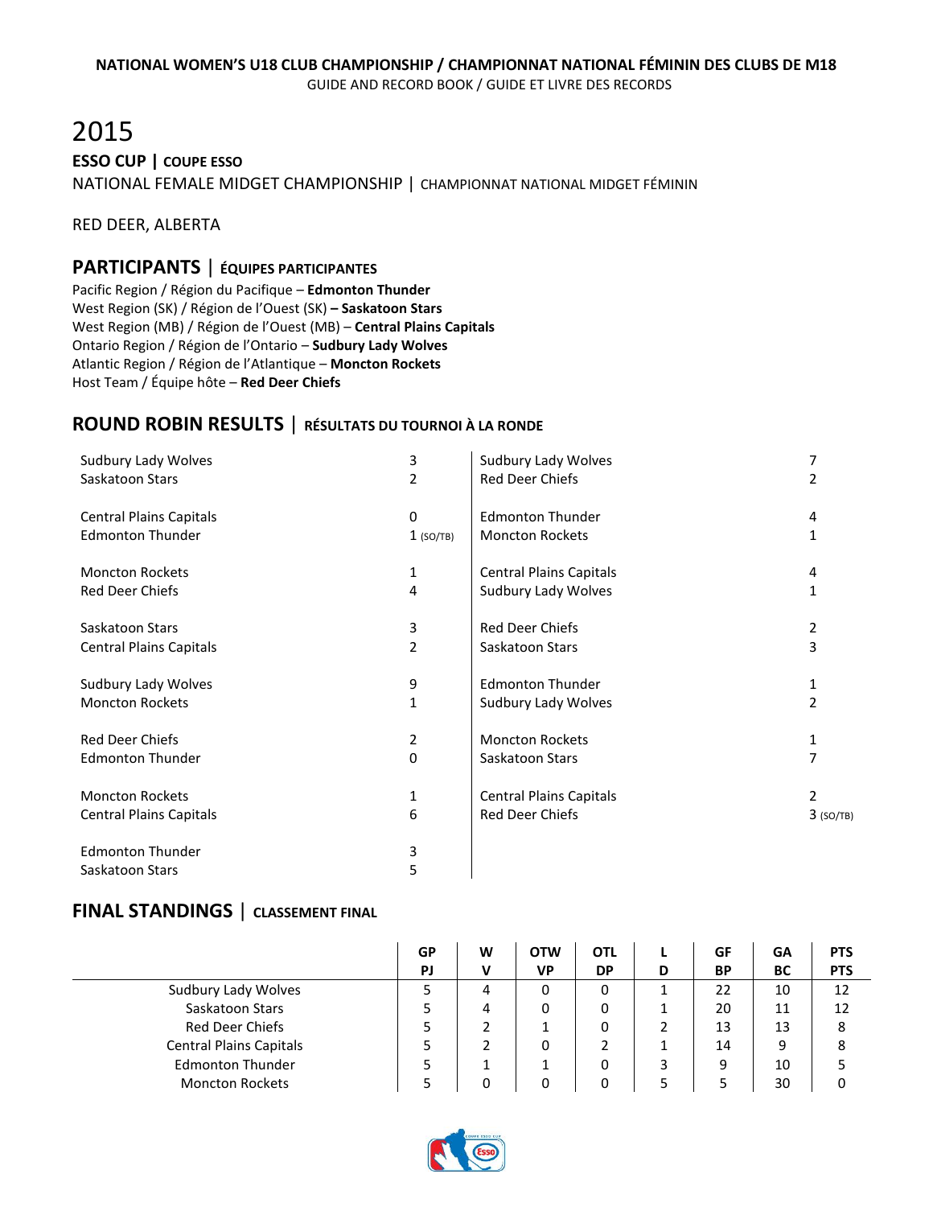NATIONAL WOMEN'S U18 CLUB CHAMPIONSHIP / CHAMPIONNAT NATIONAL FÉMININ DES CLUBS DE M18
GUIDE AND RECORD BOOK / GUIDE ET LIVRE DES RECORDS

# 2015

**ESSO CUP | COUPE ESSO**

NATIONAL FEMALE MIDGET CHAMPIONSHIP | CHAMPIONNAT NATIONAL MIDGET FÉMININ

RED DEER, ALBERTA

## PARTICIPANTS | ÉQUIPES PARTICIPANTES

Pacific Region / Région du Pacifique – **Edmonton Thunder**
West Region (SK) / Région de l'Ouest (SK) **– Saskatoon Stars**
West Region (MB) / Région de l'Ouest (MB) – **Central Plains Capitals**
Ontario Region / Région de l'Ontario – **Sudbury Lady Wolves**
Atlantic Region / Région de l'Atlantique – **Moncton Rockets**
Host Team / Équipe hôte – **Red Deer Chiefs**

## ROUND ROBIN RESULTS | RÉSULTATS DU TOURNOI À LA RONDE

| Team | Score |
|---|---|
| Sudbury Lady Wolves | 3 |
| Saskatoon Stars | 2 |
| | |
| Central Plains Capitals | 0 |
| Edmonton Thunder | 1 (SO/TB) |
| | |
| Moncton Rockets | 1 |
| Red Deer Chiefs | 4 |
| | |
| Saskatoon Stars | 3 |
| Central Plains Capitals | 2 |
| | |
| Sudbury Lady Wolves | 9 |
| Moncton Rockets | 1 |
| | |
| Red Deer Chiefs | 2 |
| Edmonton Thunder | 0 |
| | |
| Moncton Rockets | 1 |
| Central Plains Capitals | 6 |
| | |
| Edmonton Thunder | 3 |
| Saskatoon Stars | 5 |
| | |
| Sudbury Lady Wolves | 7 |
| Red Deer Chiefs | 2 |
| | |
| Edmonton Thunder | 4 |
| Moncton Rockets | 1 |
| | |
| Central Plains Capitals | 4 |
| Sudbury Lady Wolves | 1 |
| | |
| Red Deer Chiefs | 2 |
| Saskatoon Stars | 3 |
| | |
| Edmonton Thunder | 1 |
| Sudbury Lady Wolves | 2 |
| | |
| Moncton Rockets | 1 |
| Saskatoon Stars | 7 |
| | |
| Central Plains Capitals | 2 |
| Red Deer Chiefs | 3 (SO/TB) |

## FINAL STANDINGS | CLASSEMENT FINAL

| | GP<br>PJ | W<br>V | OTW<br>VP | OTL<br>DP | L<br>D | GF<br>BP | GA<br>BC | PTS<br>PTS |
|---|---|---|---|---|---|---|---|---|
| Sudbury Lady Wolves | 5 | 4 | 0 | 0 | 1 | 22 | 10 | 12 |
| Saskatoon Stars | 5 | 4 | 0 | 0 | 1 | 20 | 11 | 12 |
| Red Deer Chiefs | 5 | 2 | 1 | 0 | 2 | 13 | 13 | 8 |
| Central Plains Capitals | 5 | 2 | 0 | 2 | 1 | 14 | 9 | 8 |
| Edmonton Thunder | 5 | 1 | 1 | 0 | 3 | 9 | 10 | 5 |
| Moncton Rockets | 5 | 0 | 0 | 0 | 5 | 5 | 30 | 0 |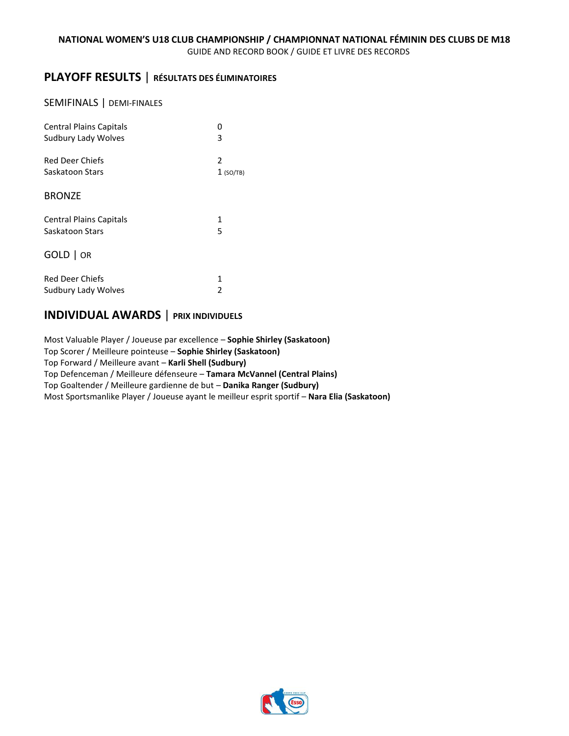## PLAYOFF RESULTS | RÉSULTATS DES ÉLIMINATOIRES

### SEMIFINALS | DEMI-FINALES

| | |
|---|---|
| Central Plains Capitals | 0 |
| Sudbury Lady Wolves | 3 |
| | |
| Red Deer Chiefs | 2 |
| Saskatoon Stars | 1 (SO/TB) |

### BRONZE

| | |
|---|---|
| Central Plains Capitals | 1 |
| Saskatoon Stars | 5 |

### GOLD | OR

| | |
|---|---|
| Red Deer Chiefs | 1 |
| Sudbury Lady Wolves | 2 |

## INDIVIDUAL AWARDS | PRIX INDIVIDUELS

Most Valuable Player / Joueuse par excellence – **Sophie Shirley (Saskatoon)**
Top Scorer / Meilleure pointeuse – **Sophie Shirley (Saskatoon)**
Top Forward / Meilleure avant – **Karli Shell (Sudbury)**
Top Defenceman / Meilleure défenseure – **Tamara McVannel (Central Plains)**
Top Goaltender / Meilleure gardienne de but – **Danika Ranger (Sudbury)**
Most Sportsmanlike Player / Joueuse ayant le meilleur esprit sportif – **Nara Elia (Saskatoon)**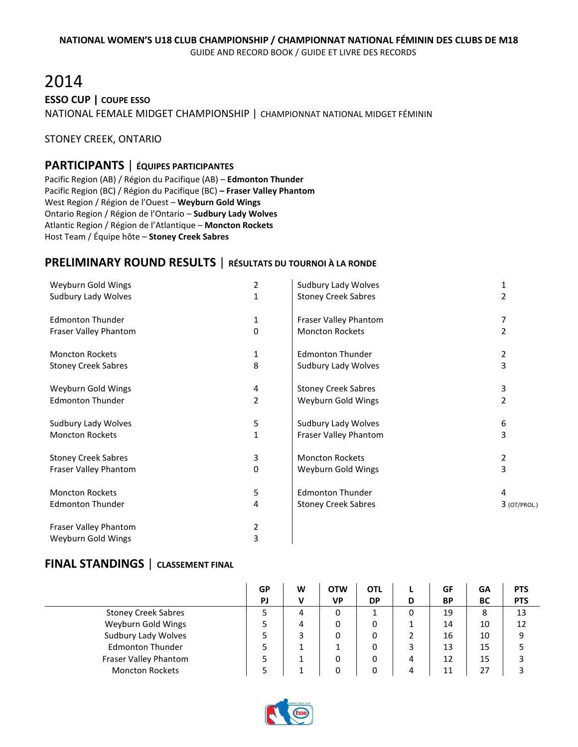NATIONAL WOMEN'S U18 CLUB CHAMPIONSHIP / CHAMPIONNAT NATIONAL FÉMININ DES CLUBS DE M18
GUIDE AND RECORD BOOK / GUIDE ET LIVRE DES RECORDS

# 2014

**ESSO CUP | COUPE ESSO**

NATIONAL FEMALE MIDGET CHAMPIONSHIP | CHAMPIONNAT NATIONAL MIDGET FÉMININ

STONEY CREEK, ONTARIO

## PARTICIPANTS | ÉQUIPES PARTICIPANTES

Pacific Region (AB) / Région du Pacifique (AB) – **Edmonton Thunder**
Pacific Region (BC) / Région du Pacifique (BC) **– Fraser Valley Phantom**
West Region / Région de l'Ouest – **Weyburn Gold Wings**
Ontario Region / Région de l'Ontario – **Sudbury Lady Wolves**
Atlantic Region / Région de l'Atlantique – **Moncton Rockets**
Host Team / Équipe hôte – **Stoney Creek Sabres**

## PRELIMINARY ROUND RESULTS | RÉSULTATS DU TOURNOI À LA RONDE

| | |
|---|---|
| Weyburn Gold Wings | 2 |
| Sudbury Lady Wolves | 1 |
| | |
| Edmonton Thunder | 1 |
| Fraser Valley Phantom | 0 |
| | |
| Moncton Rockets | 1 |
| Stoney Creek Sabres | 8 |
| | |
| Weyburn Gold Wings | 4 |
| Edmonton Thunder | 2 |
| | |
| Sudbury Lady Wolves | 5 |
| Moncton Rockets | 1 |
| | |
| Stoney Creek Sabres | 3 |
| Fraser Valley Phantom | 0 |
| | |
| Moncton Rockets | 5 |
| Edmonton Thunder | 4 |
| | |
| Fraser Valley Phantom | 2 |
| Weyburn Gold Wings | 3 |
| | |
| Sudbury Lady Wolves | 1 |
| Stoney Creek Sabres | 2 |
| | |
| Fraser Valley Phantom | 7 |
| Moncton Rockets | 2 |
| | |
| Edmonton Thunder | 2 |
| Sudbury Lady Wolves | 3 |
| | |
| Stoney Creek Sabres | 3 |
| Weyburn Gold Wings | 2 |
| | |
| Sudbury Lady Wolves | 6 |
| Fraser Valley Phantom | 3 |
| | |
| Moncton Rockets | 2 |
| Weyburn Gold Wings | 3 |
| | |
| Edmonton Thunder | 4 |
| Stoney Creek Sabres | 3 (OT/PROL.) |

## FINAL STANDINGS | CLASSEMENT FINAL

| | GP PJ | W V | OTW VP | OTL DP | L D | GF BP | GA BC | PTS PTS |
|---|---|---|---|---|---|---|---|---|
| Stoney Creek Sabres | 5 | 4 | 0 | 1 | 0 | 19 | 8 | 13 |
| Weyburn Gold Wings | 5 | 4 | 0 | 0 | 1 | 14 | 10 | 12 |
| Sudbury Lady Wolves | 5 | 3 | 0 | 0 | 2 | 16 | 10 | 9 |
| Edmonton Thunder | 5 | 1 | 1 | 0 | 3 | 13 | 15 | 5 |
| Fraser Valley Phantom | 5 | 1 | 0 | 0 | 4 | 12 | 15 | 3 |
| Moncton Rockets | 5 | 1 | 0 | 0 | 4 | 11 | 27 | 3 |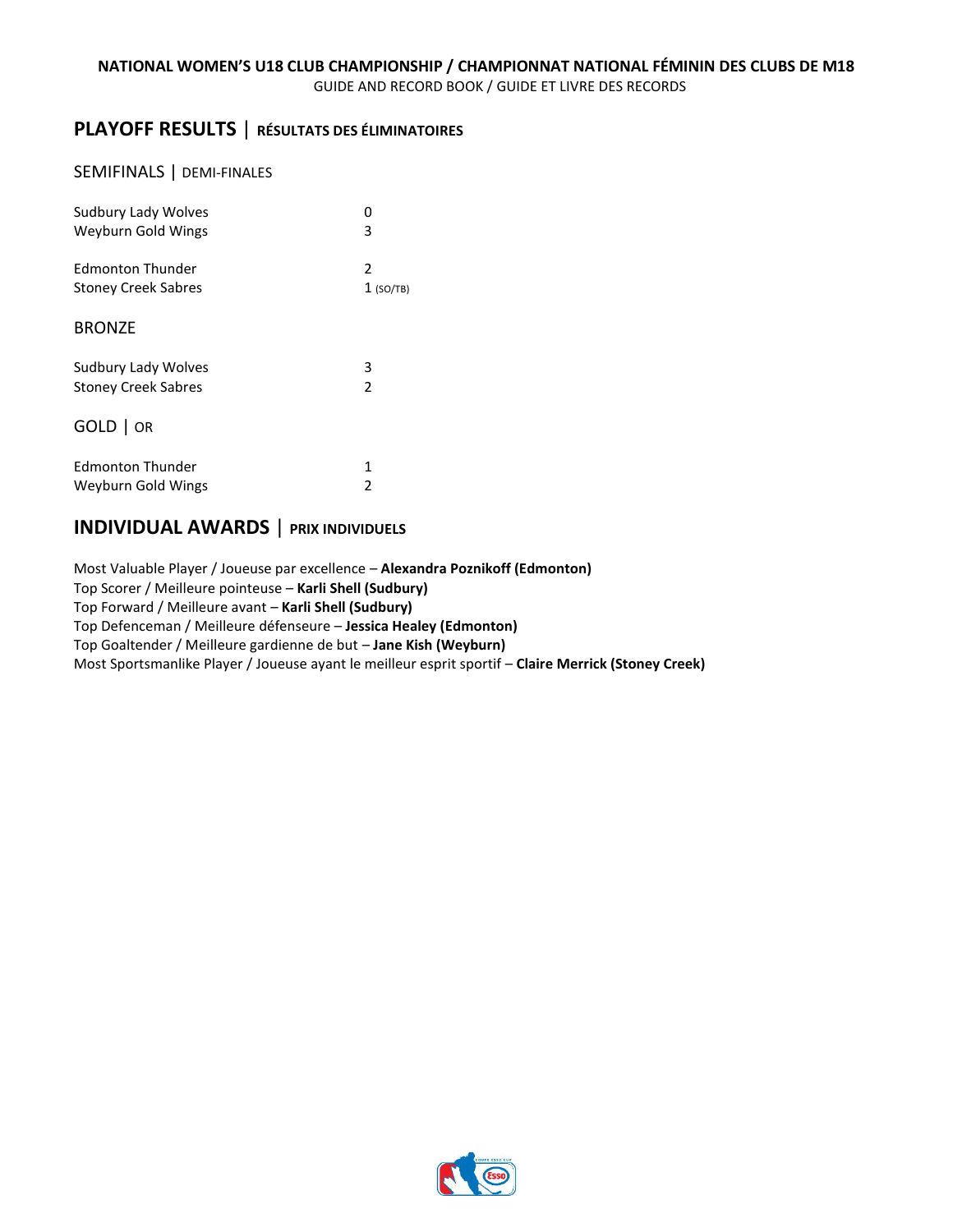## PLAYOFF RESULTS | RÉSULTATS DES ÉLIMINATOIRES

### SEMIFINALS | DEMI-FINALES

| | |
|---|---|
| Sudbury Lady Wolves | 0 |
| Weyburn Gold Wings | 3 |

| | |
|---|---|
| Edmonton Thunder | 2 |
| Stoney Creek Sabres | 1 (SO/TB) |

### BRONZE

| | |
|---|---|
| Sudbury Lady Wolves | 3 |
| Stoney Creek Sabres | 2 |

### GOLD | OR

| | |
|---|---|
| Edmonton Thunder | 1 |
| Weyburn Gold Wings | 2 |

## INDIVIDUAL AWARDS | PRIX INDIVIDUELS

Most Valuable Player / Joueuse par excellence – **Alexandra Poznikoff (Edmonton)**
Top Scorer / Meilleure pointeuse – **Karli Shell (Sudbury)**
Top Forward / Meilleure avant – **Karli Shell (Sudbury)**
Top Defenceman / Meilleure défenseure – **Jessica Healey (Edmonton)**
Top Goaltender / Meilleure gardienne de but – **Jane Kish (Weyburn)**
Most Sportsmanlike Player / Joueuse ayant le meilleur esprit sportif – **Claire Merrick (Stoney Creek)**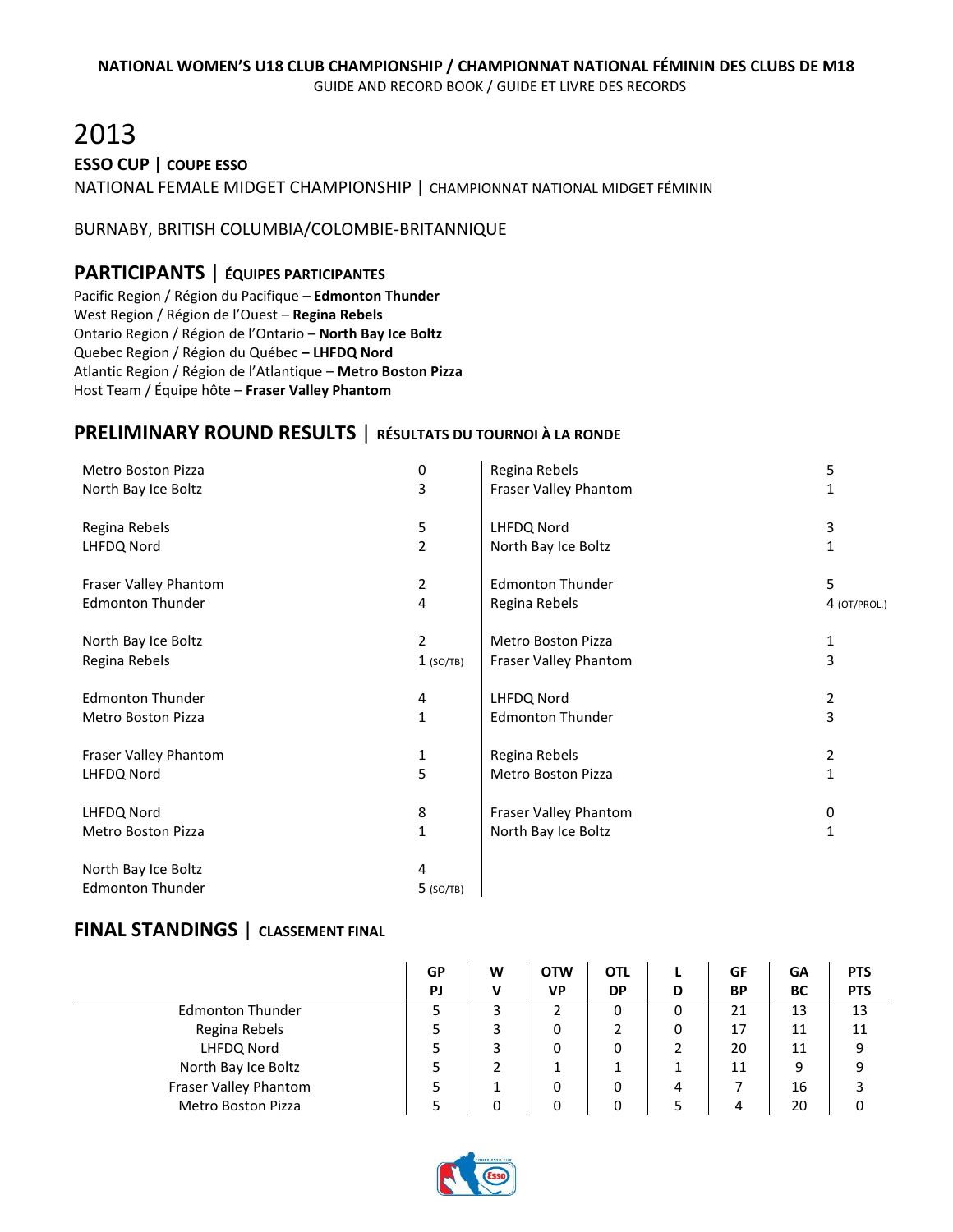NATIONAL WOMEN'S U18 CLUB CHAMPIONSHIP / CHAMPIONNAT NATIONAL FÉMININ DES CLUBS DE M18
GUIDE AND RECORD BOOK / GUIDE ET LIVRE DES RECORDS

# 2013

**ESSO CUP | COUPE ESSO**

NATIONAL FEMALE MIDGET CHAMPIONSHIP | CHAMPIONNAT NATIONAL MIDGET FÉMININ

BURNABY, BRITISH COLUMBIA/COLOMBIE-BRITANNIQUE

## PARTICIPANTS | ÉQUIPES PARTICIPANTES

Pacific Region / Région du Pacifique – **Edmonton Thunder**
West Region / Région de l'Ouest – **Regina Rebels**
Ontario Region / Région de l'Ontario – **North Bay Ice Boltz**
Quebec Region / Région du Québec **– LHFDQ Nord**
Atlantic Region / Région de l'Atlantique – **Metro Boston Pizza**
Host Team / Équipe hôte – **Fraser Valley Phantom**

## PRELIMINARY ROUND RESULTS | RÉSULTATS DU TOURNOI À LA RONDE

| Team | Score |
|---|---|
| Metro Boston Pizza | 0 |
| North Bay Ice Boltz | 3 |
| | |
| Regina Rebels | 5 |
| LHFDQ Nord | 2 |
| | |
| Fraser Valley Phantom | 2 |
| Edmonton Thunder | 4 |
| | |
| North Bay Ice Boltz | 2 |
| Regina Rebels | 1 (SO/TB) |
| | |
| Edmonton Thunder | 4 |
| Metro Boston Pizza | 1 |
| | |
| Fraser Valley Phantom | 1 |
| LHFDQ Nord | 5 |
| | |
| LHFDQ Nord | 8 |
| Metro Boston Pizza | 1 |
| | |
| North Bay Ice Boltz | 4 |
| Edmonton Thunder | 5 (SO/TB) |
| | |
| Regina Rebels | 5 |
| Fraser Valley Phantom | 1 |
| | |
| LHFDQ Nord | 3 |
| North Bay Ice Boltz | 1 |
| | |
| Edmonton Thunder | 5 |
| Regina Rebels | 4 (OT/PROL.) |
| | |
| Metro Boston Pizza | 1 |
| Fraser Valley Phantom | 3 |
| | |
| LHFDQ Nord | 2 |
| Edmonton Thunder | 3 |
| | |
| Regina Rebels | 2 |
| Metro Boston Pizza | 1 |
| | |
| Fraser Valley Phantom | 0 |
| North Bay Ice Boltz | 1 |

## FINAL STANDINGS | CLASSEMENT FINAL

| | GP PJ | W V | OTW VP | OTL DP | L D | GF BP | GA BC | PTS PTS |
|---|---|---|---|---|---|---|---|---|
| Edmonton Thunder | 5 | 3 | 2 | 0 | 0 | 21 | 13 | 13 |
| Regina Rebels | 5 | 3 | 0 | 2 | 0 | 17 | 11 | 11 |
| LHFDQ Nord | 5 | 3 | 0 | 0 | 2 | 20 | 11 | 9 |
| North Bay Ice Boltz | 5 | 2 | 1 | 1 | 1 | 11 | 9 | 9 |
| Fraser Valley Phantom | 5 | 1 | 0 | 0 | 4 | 7 | 16 | 3 |
| Metro Boston Pizza | 5 | 0 | 0 | 0 | 5 | 4 | 20 | 0 |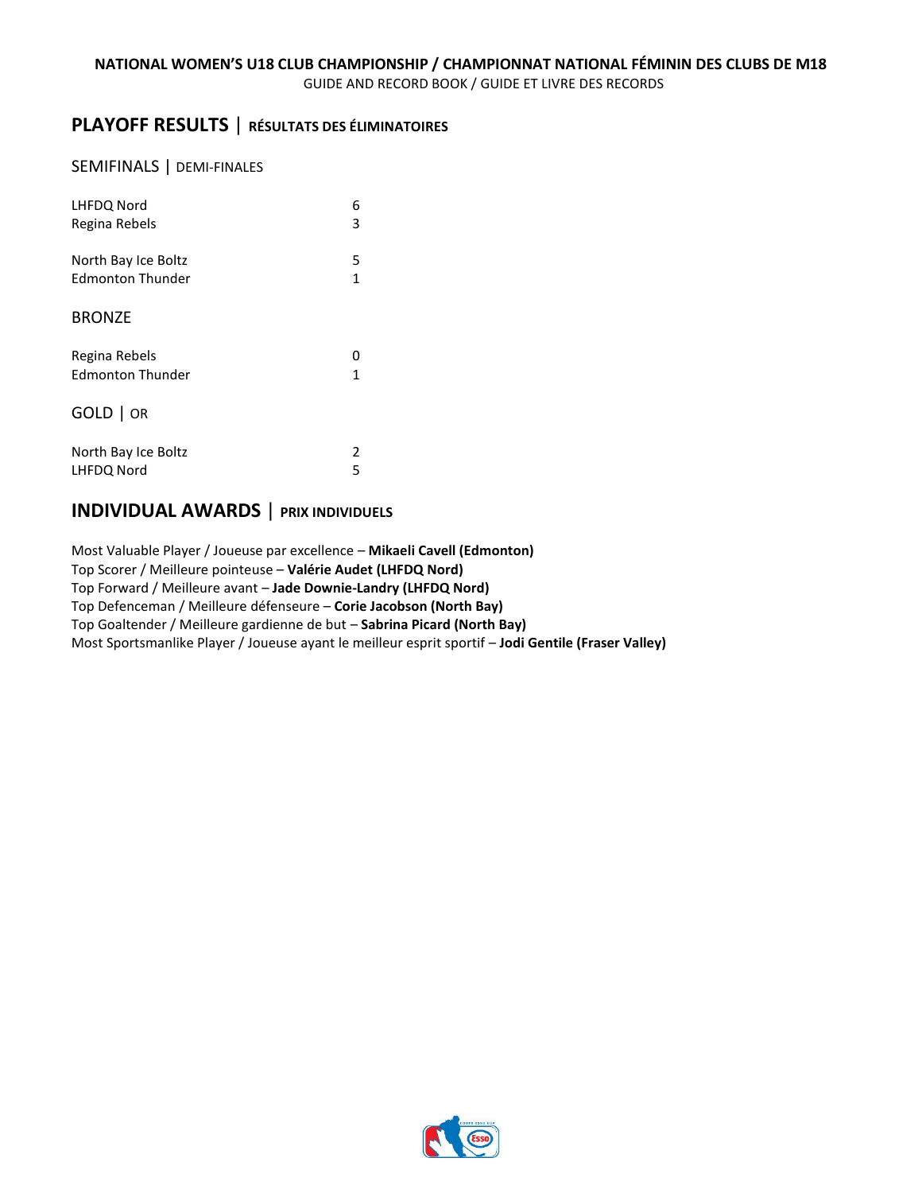## PLAYOFF RESULTS | RÉSULTATS DES ÉLIMINATOIRES

### SEMIFINALS | DEMI-FINALES

| | |
|---|---|
| LHFDQ Nord | 6 |
| Regina Rebels | 3 |

| | |
|---|---|
| North Bay Ice Boltz | 5 |
| Edmonton Thunder | 1 |

### BRONZE

| | |
|---|---|
| Regina Rebels | 0 |
| Edmonton Thunder | 1 |

### GOLD | OR

| | |
|---|---|
| North Bay Ice Boltz | 2 |
| LHFDQ Nord | 5 |

## INDIVIDUAL AWARDS | PRIX INDIVIDUELS

Most Valuable Player / Joueuse par excellence – **Mikaeli Cavell (Edmonton)**
Top Scorer / Meilleure pointeuse – **Valérie Audet (LHFDQ Nord)**
Top Forward / Meilleure avant – **Jade Downie-Landry (LHFDQ Nord)**
Top Defenceman / Meilleure défenseure – **Corie Jacobson (North Bay)**
Top Goaltender / Meilleure gardienne de but – **Sabrina Picard (North Bay)**
Most Sportsmanlike Player / Joueuse ayant le meilleur esprit sportif – **Jodi Gentile (Fraser Valley)**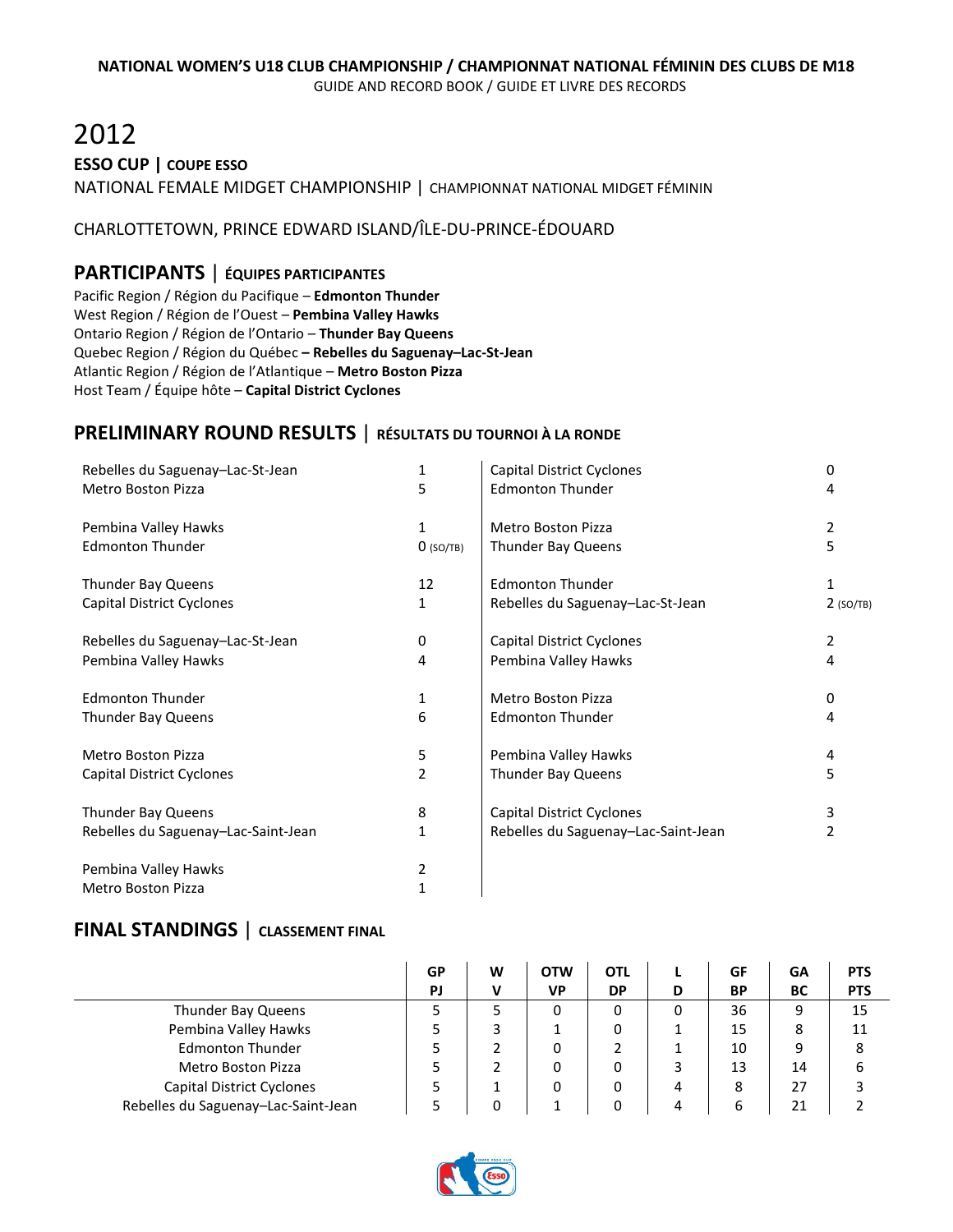NATIONAL WOMEN'S U18 CLUB CHAMPIONSHIP / CHAMPIONNAT NATIONAL FÉMININ DES CLUBS DE M18
GUIDE AND RECORD BOOK / GUIDE ET LIVRE DES RECORDS

# 2012

**ESSO CUP | COUPE ESSO**

NATIONAL FEMALE MIDGET CHAMPIONSHIP | CHAMPIONNAT NATIONAL MIDGET FÉMININ

CHARLOTTETOWN, PRINCE EDWARD ISLAND/ÎLE-DU-PRINCE-ÉDOUARD

## PARTICIPANTS | ÉQUIPES PARTICIPANTES

Pacific Region / Région du Pacifique – **Edmonton Thunder**
West Region / Région de l'Ouest – **Pembina Valley Hawks**
Ontario Region / Région de l'Ontario – **Thunder Bay Queens**
Quebec Region / Région du Québec **– Rebelles du Saguenay–Lac-St-Jean**
Atlantic Region / Région de l'Atlantique – **Metro Boston Pizza**
Host Team / Équipe hôte – **Capital District Cyclones**

## PRELIMINARY ROUND RESULTS | RÉSULTATS DU TOURNOI À LA RONDE

| Team | Score |
|---|---|
| Rebelles du Saguenay–Lac-St-Jean | 1 |
| Metro Boston Pizza | 5 |
| | |
| Pembina Valley Hawks | 1 |
| Edmonton Thunder | 0 (SO/TB) |
| | |
| Thunder Bay Queens | 12 |
| Capital District Cyclones | 1 |
| | |
| Rebelles du Saguenay–Lac-St-Jean | 0 |
| Pembina Valley Hawks | 4 |
| | |
| Edmonton Thunder | 1 |
| Thunder Bay Queens | 6 |
| | |
| Metro Boston Pizza | 5 |
| Capital District Cyclones | 2 |
| | |
| Thunder Bay Queens | 8 |
| Rebelles du Saguenay–Lac-Saint-Jean | 1 |
| | |
| Pembina Valley Hawks | 2 |
| Metro Boston Pizza | 1 |
| | |
| Capital District Cyclones | 0 |
| Edmonton Thunder | 4 |
| | |
| Metro Boston Pizza | 2 |
| Thunder Bay Queens | 5 |
| | |
| Edmonton Thunder | 1 |
| Rebelles du Saguenay–Lac-St-Jean | 2 (SO/TB) |
| | |
| Capital District Cyclones | 2 |
| Pembina Valley Hawks | 4 |
| | |
| Metro Boston Pizza | 0 |
| Edmonton Thunder | 4 |
| | |
| Pembina Valley Hawks | 4 |
| Thunder Bay Queens | 5 |
| | |
| Capital District Cyclones | 3 |
| Rebelles du Saguenay–Lac-Saint-Jean | 2 |

## FINAL STANDINGS | CLASSEMENT FINAL

| | GP PJ | W V | OTW VP | OTL DP | L D | GF BP | GA BC | PTS PTS |
|---|---|---|---|---|---|---|---|---|
| Thunder Bay Queens | 5 | 5 | 0 | 0 | 0 | 36 | 9 | 15 |
| Pembina Valley Hawks | 5 | 3 | 1 | 0 | 1 | 15 | 8 | 11 |
| Edmonton Thunder | 5 | 2 | 0 | 2 | 1 | 10 | 9 | 8 |
| Metro Boston Pizza | 5 | 2 | 0 | 0 | 3 | 13 | 14 | 6 |
| Capital District Cyclones | 5 | 1 | 0 | 0 | 4 | 8 | 27 | 3 |
| Rebelles du Saguenay–Lac-Saint-Jean | 5 | 0 | 1 | 0 | 4 | 6 | 21 | 2 |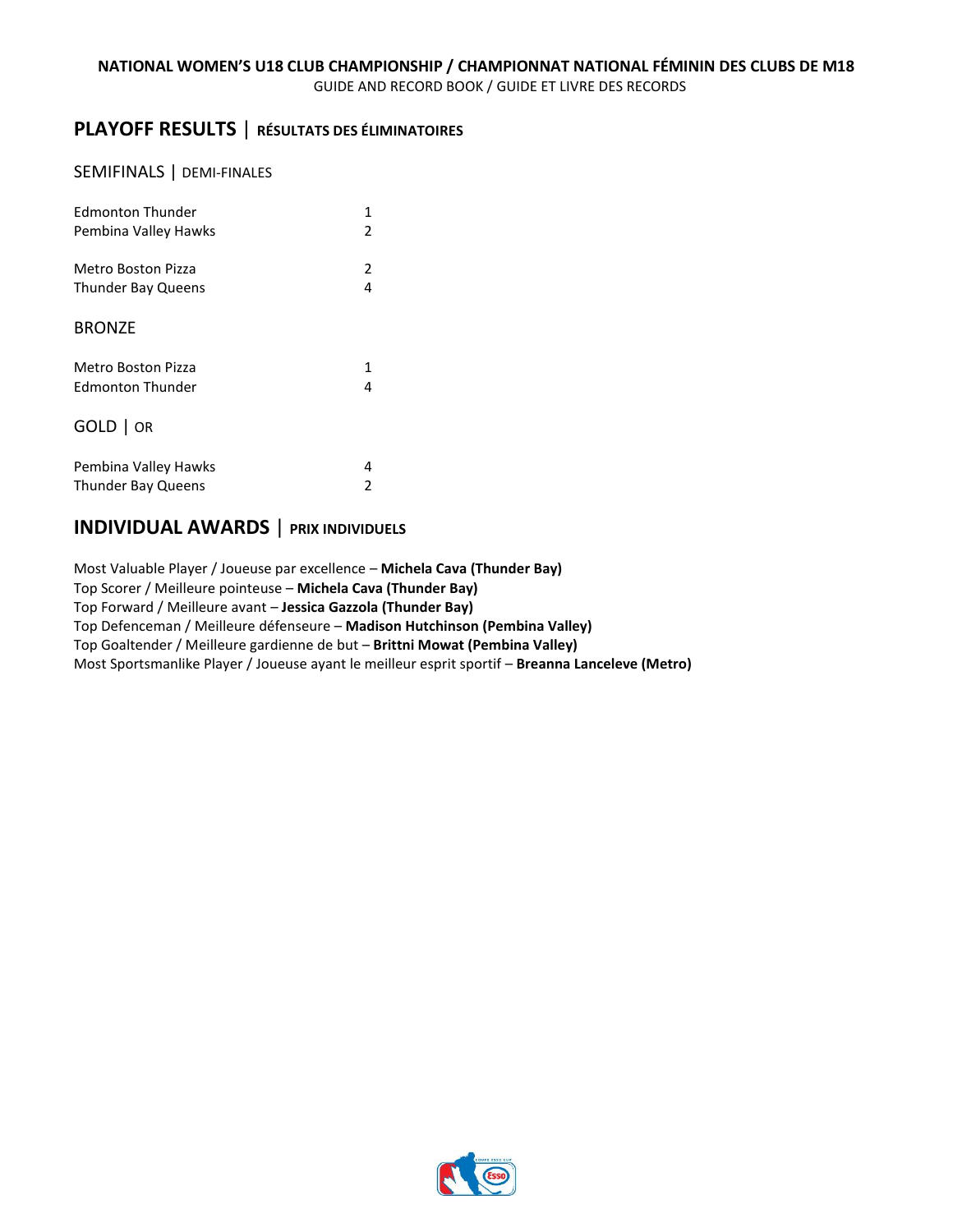## PLAYOFF RESULTS | RÉSULTATS DES ÉLIMINATOIRES

### SEMIFINALS | DEMI-FINALES

| | |
|---|---|
| Edmonton Thunder | 1 |
| Pembina Valley Hawks | 2 |

| | |
|---|---|
| Metro Boston Pizza | 2 |
| Thunder Bay Queens | 4 |

### BRONZE

| | |
|---|---|
| Metro Boston Pizza | 1 |
| Edmonton Thunder | 4 |

### GOLD | OR

| | |
|---|---|
| Pembina Valley Hawks | 4 |
| Thunder Bay Queens | 2 |

## INDIVIDUAL AWARDS | PRIX INDIVIDUELS

Most Valuable Player / Joueuse par excellence – **Michela Cava (Thunder Bay)**
Top Scorer / Meilleure pointeuse – **Michela Cava (Thunder Bay)**
Top Forward / Meilleure avant – **Jessica Gazzola (Thunder Bay)**
Top Defenceman / Meilleure défenseure – **Madison Hutchinson (Pembina Valley)**
Top Goaltender / Meilleure gardienne de but – **Brittni Mowat (Pembina Valley)**
Most Sportsmanlike Player / Joueuse ayant le meilleur esprit sportif – **Breanna Lanceleve (Metro)**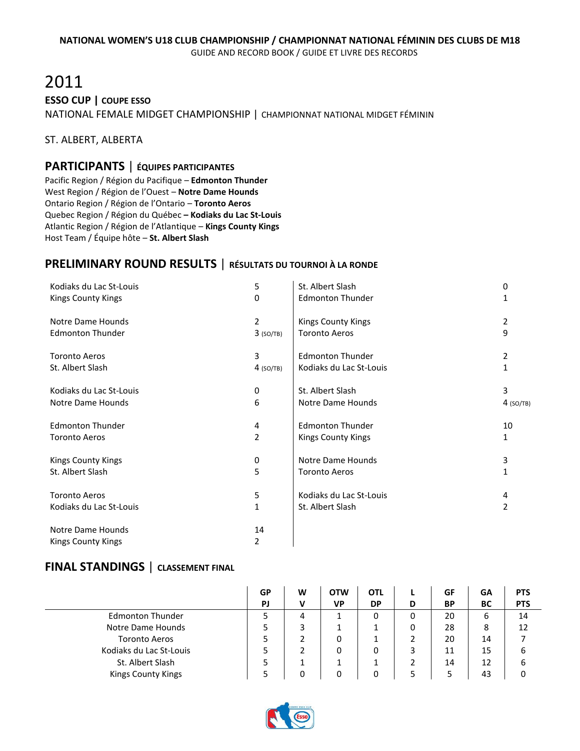# 2011

**ESSO CUP | COUPE ESSO**

NATIONAL FEMALE MIDGET CHAMPIONSHIP | CHAMPIONNAT NATIONAL MIDGET FÉMININ

ST. ALBERT, ALBERTA

## PARTICIPANTS | ÉQUIPES PARTICIPANTES

Pacific Region / Région du Pacifique – **Edmonton Thunder**
West Region / Région de l'Ouest – **Notre Dame Hounds**
Ontario Region / Région de l'Ontario – **Toronto Aeros**
Quebec Region / Région du Québec **– Kodiaks du Lac St-Louis**
Atlantic Region / Région de l'Atlantique – **Kings County Kings**
Host Team / Équipe hôte – **St. Albert Slash**

## PRELIMINARY ROUND RESULTS | RÉSULTATS DU TOURNOI À LA RONDE

| | | | |
|---|---|---|---|
| Kodiaks du Lac St-Louis | 5 | St. Albert Slash | 0 |
| Kings County Kings | 0 | Edmonton Thunder | 1 |
| | | | |
| Notre Dame Hounds | 2 | Kings County Kings | 2 |
| Edmonton Thunder | 3 (SO/TB) | Toronto Aeros | 9 |
| | | | |
| Toronto Aeros | 3 | Edmonton Thunder | 2 |
| St. Albert Slash | 4 (SO/TB) | Kodiaks du Lac St-Louis | 1 |
| | | | |
| Kodiaks du Lac St-Louis | 0 | St. Albert Slash | 3 |
| Notre Dame Hounds | 6 | Notre Dame Hounds | 4 (SO/TB) |
| | | | |
| Edmonton Thunder | 4 | Edmonton Thunder | 10 |
| Toronto Aeros | 2 | Kings County Kings | 1 |
| | | | |
| Kings County Kings | 0 | Notre Dame Hounds | 3 |
| St. Albert Slash | 5 | Toronto Aeros | 1 |
| | | | |
| Toronto Aeros | 5 | Kodiaks du Lac St-Louis | 4 |
| Kodiaks du Lac St-Louis | 1 | St. Albert Slash | 2 |
| | | | |
| Notre Dame Hounds | 14 | | |
| Kings County Kings | 2 | | |

## FINAL STANDINGS | CLASSEMENT FINAL

| | GP PJ | W V | OTW VP | OTL DP | L D | GF BP | GA BC | PTS PTS |
|---|---|---|---|---|---|---|---|---|
| Edmonton Thunder | 5 | 4 | 1 | 0 | 0 | 20 | 6 | 14 |
| Notre Dame Hounds | 5 | 3 | 1 | 1 | 0 | 28 | 8 | 12 |
| Toronto Aeros | 5 | 2 | 0 | 1 | 2 | 20 | 14 | 7 |
| Kodiaks du Lac St-Louis | 5 | 2 | 0 | 0 | 3 | 11 | 15 | 6 |
| St. Albert Slash | 5 | 1 | 1 | 1 | 2 | 14 | 12 | 6 |
| Kings County Kings | 5 | 0 | 0 | 0 | 5 | 5 | 43 | 0 |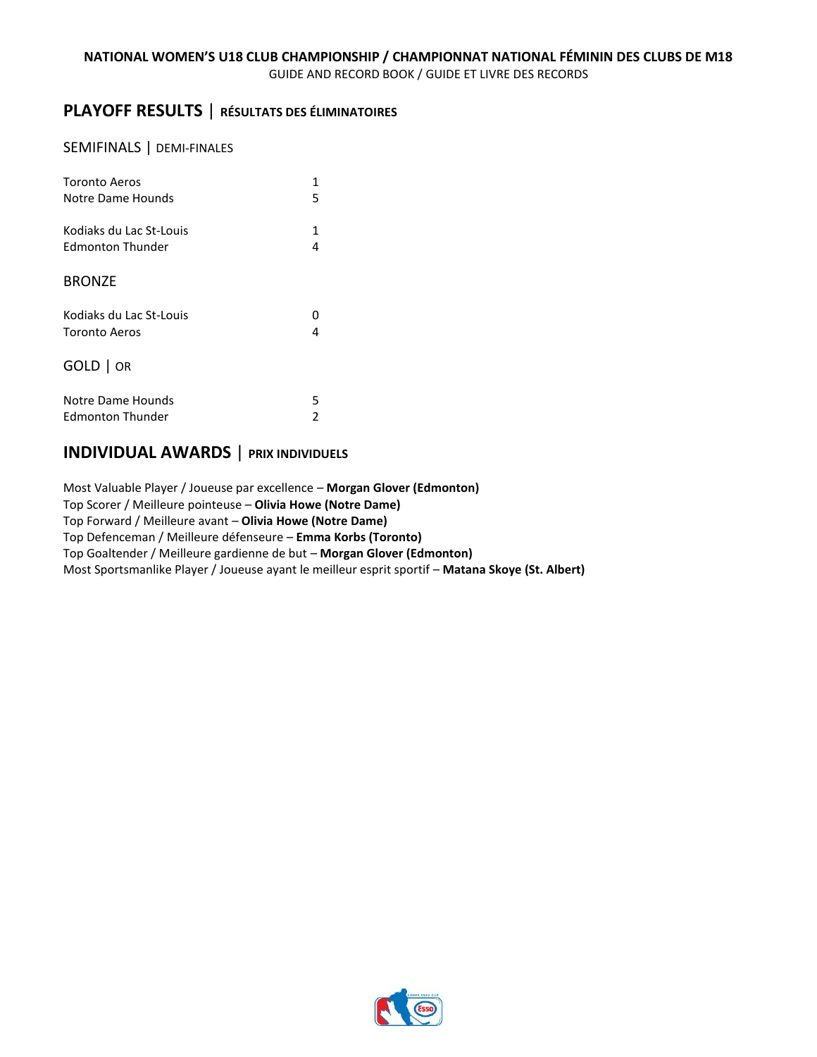## PLAYOFF RESULTS | RÉSULTATS DES ÉLIMINATOIRES

### SEMIFINALS | DEMI-FINALES

| | |
|---|---|
| Toronto Aeros | 1 |
| Notre Dame Hounds | 5 |

| | |
|---|---|
| Kodiaks du Lac St-Louis | 1 |
| Edmonton Thunder | 4 |

### BRONZE

| | |
|---|---|
| Kodiaks du Lac St-Louis | 0 |
| Toronto Aeros | 4 |

### GOLD | OR

| | |
|---|---|
| Notre Dame Hounds | 5 |
| Edmonton Thunder | 2 |

## INDIVIDUAL AWARDS | PRIX INDIVIDUELS

Most Valuable Player / Joueuse par excellence – **Morgan Glover (Edmonton)**
Top Scorer / Meilleure pointeuse – **Olivia Howe (Notre Dame)**
Top Forward / Meilleure avant – **Olivia Howe (Notre Dame)**
Top Defenceman / Meilleure défenseure – **Emma Korbs (Toronto)**
Top Goaltender / Meilleure gardienne de but – **Morgan Glover (Edmonton)**
Most Sportsmanlike Player / Joueuse ayant le meilleur esprit sportif – **Matana Skoye (St. Albert)**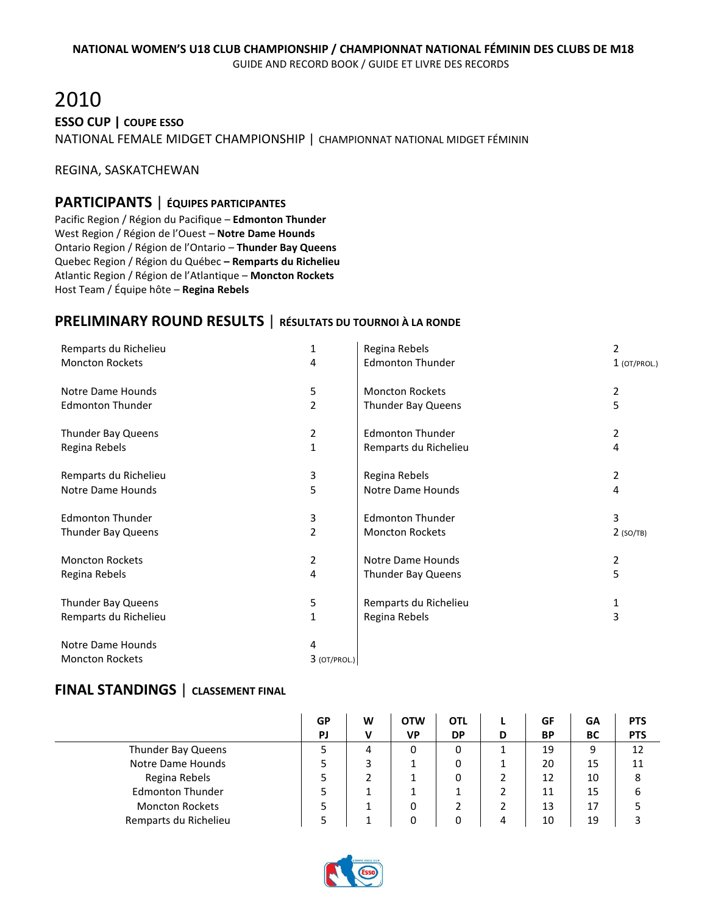NATIONAL WOMEN'S U18 CLUB CHAMPIONSHIP / CHAMPIONNAT NATIONAL FÉMININ DES CLUBS DE M18
GUIDE AND RECORD BOOK / GUIDE ET LIVRE DES RECORDS

# 2010

**ESSO CUP | COUPE ESSO**

NATIONAL FEMALE MIDGET CHAMPIONSHIP | CHAMPIONNAT NATIONAL MIDGET FÉMININ

REGINA, SASKATCHEWAN

## PARTICIPANTS | ÉQUIPES PARTICIPANTES

Pacific Region / Région du Pacifique – **Edmonton Thunder**
West Region / Région de l'Ouest – **Notre Dame Hounds**
Ontario Region / Région de l'Ontario – **Thunder Bay Queens**
Quebec Region / Région du Québec **– Remparts du Richelieu**
Atlantic Region / Région de l'Atlantique – **Moncton Rockets**
Host Team / Équipe hôte – **Regina Rebels**

## PRELIMINARY ROUND RESULTS | RÉSULTATS DU TOURNOI À LA RONDE

| | | | |
|---|---|---|---|
| Remparts du Richelieu | 1 | Regina Rebels | 2 |
| Moncton Rockets | 4 | Edmonton Thunder | 1 (OT/PROL.) |
| Notre Dame Hounds | 5 | Moncton Rockets | 2 |
| Edmonton Thunder | 2 | Thunder Bay Queens | 5 |
| Thunder Bay Queens | 2 | Edmonton Thunder | 2 |
| Regina Rebels | 1 | Remparts du Richelieu | 4 |
| Remparts du Richelieu | 3 | Regina Rebels | 2 |
| Notre Dame Hounds | 5 | Notre Dame Hounds | 4 |
| Edmonton Thunder | 3 | Edmonton Thunder | 3 |
| Thunder Bay Queens | 2 | Moncton Rockets | 2 (SO/TB) |
| Moncton Rockets | 2 | Notre Dame Hounds | 2 |
| Regina Rebels | 4 | Thunder Bay Queens | 5 |
| Thunder Bay Queens | 5 | Remparts du Richelieu | 1 |
| Remparts du Richelieu | 1 | Regina Rebels | 3 |
| Notre Dame Hounds | 4 | | |
| Moncton Rockets | 3 (OT/PROL.) | | |

## FINAL STANDINGS | CLASSEMENT FINAL

| | GP PJ | W V | OTW VP | OTL DP | L D | GF BP | GA BC | PTS PTS |
|---|---|---|---|---|---|---|---|---|
| Thunder Bay Queens | 5 | 4 | 0 | 0 | 1 | 19 | 9 | 12 |
| Notre Dame Hounds | 5 | 3 | 1 | 0 | 1 | 20 | 15 | 11 |
| Regina Rebels | 5 | 2 | 1 | 0 | 2 | 12 | 10 | 8 |
| Edmonton Thunder | 5 | 1 | 1 | 1 | 2 | 11 | 15 | 6 |
| Moncton Rockets | 5 | 1 | 0 | 2 | 2 | 13 | 17 | 5 |
| Remparts du Richelieu | 5 | 1 | 0 | 0 | 4 | 10 | 19 | 3 |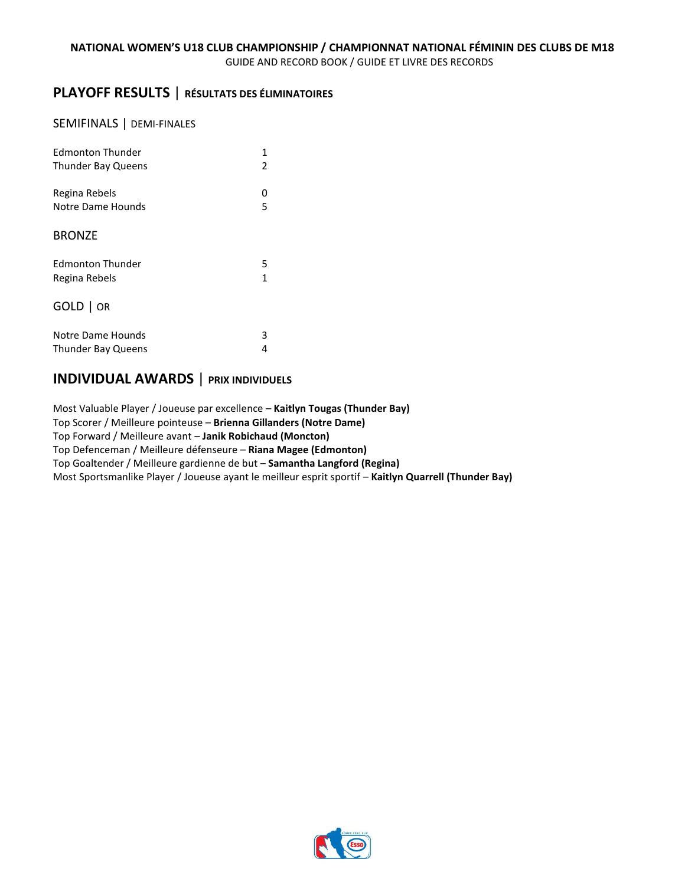## PLAYOFF RESULTS | RÉSULTATS DES ÉLIMINATOIRES

### SEMIFINALS | DEMI-FINALES

| | |
|---|---|
| Edmonton Thunder | 1 |
| Thunder Bay Queens | 2 |

| | |
|---|---|
| Regina Rebels | 0 |
| Notre Dame Hounds | 5 |

### BRONZE

| | |
|---|---|
| Edmonton Thunder | 5 |
| Regina Rebels | 1 |

### GOLD | OR

| | |
|---|---|
| Notre Dame Hounds | 3 |
| Thunder Bay Queens | 4 |

## INDIVIDUAL AWARDS | PRIX INDIVIDUELS

Most Valuable Player / Joueuse par excellence – **Kaitlyn Tougas (Thunder Bay)**
Top Scorer / Meilleure pointeuse – **Brienna Gillanders (Notre Dame)**
Top Forward / Meilleure avant – **Janik Robichaud (Moncton)**
Top Defenceman / Meilleure défenseure – **Riana Magee (Edmonton)**
Top Goaltender / Meilleure gardienne de but – **Samantha Langford (Regina)**
Most Sportsmanlike Player / Joueuse ayant le meilleur esprit sportif – **Kaitlyn Quarrell (Thunder Bay)**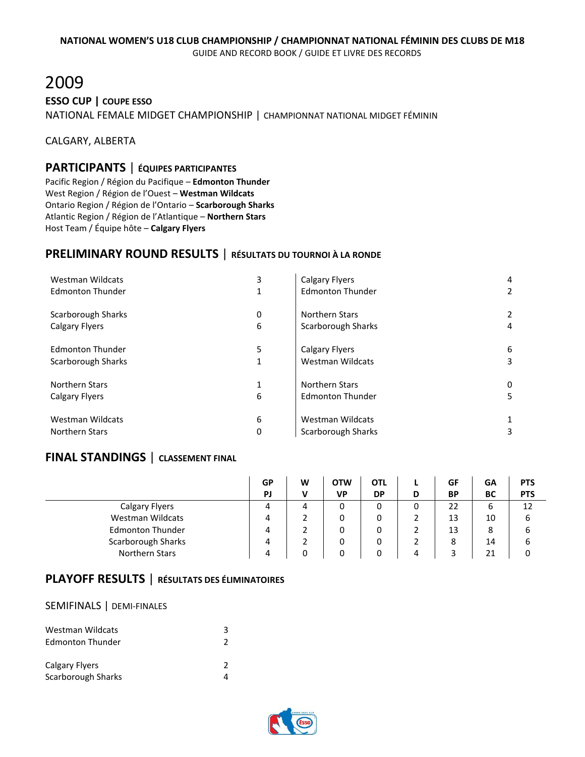NATIONAL WOMEN'S U18 CLUB CHAMPIONSHIP / CHAMPIONNAT NATIONAL FÉMININ DES CLUBS DE M18
GUIDE AND RECORD BOOK / GUIDE ET LIVRE DES RECORDS

# 2009

**ESSO CUP | COUPE ESSO**

NATIONAL FEMALE MIDGET CHAMPIONSHIP | CHAMPIONNAT NATIONAL MIDGET FÉMININ

CALGARY, ALBERTA

## PARTICIPANTS | ÉQUIPES PARTICIPANTES

Pacific Region / Région du Pacifique – **Edmonton Thunder**
West Region / Région de l'Ouest – **Westman Wildcats**
Ontario Region / Région de l'Ontario – **Scarborough Sharks**
Atlantic Region / Région de l'Atlantique – **Northern Stars**
Host Team / Équipe hôte – **Calgary Flyers**

## PRELIMINARY ROUND RESULTS | RÉSULTATS DU TOURNOI À LA RONDE

| | | | |
|---|---|---|---|
| Westman Wildcats | 3 | Calgary Flyers | 4 |
| Edmonton Thunder | 1 | Edmonton Thunder | 2 |
| | | | |
| Scarborough Sharks | 0 | Northern Stars | 2 |
| Calgary Flyers | 6 | Scarborough Sharks | 4 |
| | | | |
| Edmonton Thunder | 5 | Calgary Flyers | 6 |
| Scarborough Sharks | 1 | Westman Wildcats | 3 |
| | | | |
| Northern Stars | 1 | Northern Stars | 0 |
| Calgary Flyers | 6 | Edmonton Thunder | 5 |
| | | | |
| Westman Wildcats | 6 | Westman Wildcats | 1 |
| Northern Stars | 0 | Scarborough Sharks | 3 |

## FINAL STANDINGS | CLASSEMENT FINAL

| | GP PJ | W V | OTW VP | OTL DP | L D | GF BP | GA BC | PTS PTS |
|---|---|---|---|---|---|---|---|---|
| Calgary Flyers | 4 | 4 | 0 | 0 | 0 | 22 | 6 | 12 |
| Westman Wildcats | 4 | 2 | 0 | 0 | 2 | 13 | 10 | 6 |
| Edmonton Thunder | 4 | 2 | 0 | 0 | 2 | 13 | 8 | 6 |
| Scarborough Sharks | 4 | 2 | 0 | 0 | 2 | 8 | 14 | 6 |
| Northern Stars | 4 | 0 | 0 | 0 | 4 | 3 | 21 | 0 |

## PLAYOFF RESULTS | RÉSULTATS DES ÉLIMINATOIRES

### SEMIFINALS | DEMI-FINALES

| | |
|---|---|
| Westman Wildcats | 3 |
| Edmonton Thunder | 2 |
| | |
| Calgary Flyers | 2 |
| Scarborough Sharks | 4 |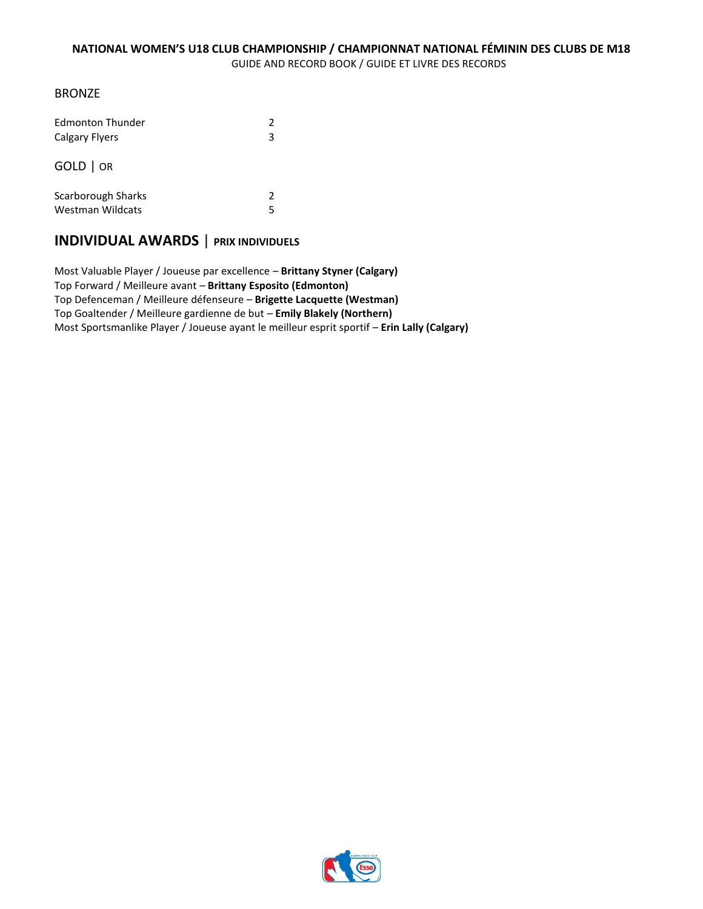BRONZE

| | |
|---|---|
| Edmonton Thunder | 2 |
| Calgary Flyers | 3 |

GOLD | OR

| | |
|---|---|
| Scarborough Sharks | 2 |
| Westman Wildcats | 5 |

## INDIVIDUAL AWARDS | PRIX INDIVIDUELS

Most Valuable Player / Joueuse par excellence – **Brittany Styner (Calgary)**
Top Forward / Meilleure avant – **Brittany Esposito (Edmonton)**
Top Defenceman / Meilleure défenseure – **Brigette Lacquette (Westman)**
Top Goaltender / Meilleure gardienne de but – **Emily Blakely (Northern)**
Most Sportsmanlike Player / Joueuse ayant le meilleur esprit sportif – **Erin Lally (Calgary)**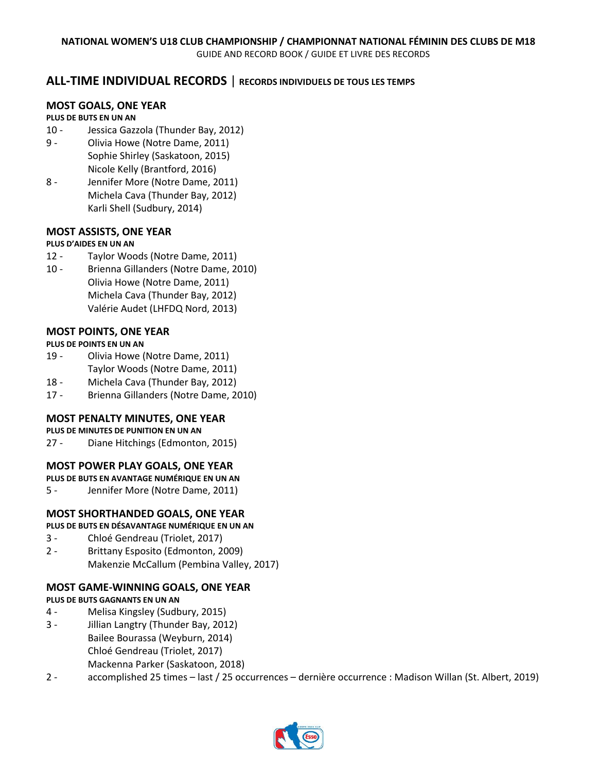## ALL-TIME INDIVIDUAL RECORDS | RECORDS INDIVIDUELS DE TOUS LES TEMPS

### MOST GOALS, ONE YEAR

**PLUS DE BUTS EN UN AN**

10 - Jessica Gazzola (Thunder Bay, 2012)

9 - Olivia Howe (Notre Dame, 2011)
Sophie Shirley (Saskatoon, 2015)
Nicole Kelly (Brantford, 2016)

8 - Jennifer More (Notre Dame, 2011)
Michela Cava (Thunder Bay, 2012)
Karli Shell (Sudbury, 2014)

### MOST ASSISTS, ONE YEAR

**PLUS D'AIDES EN UN AN**

12 - Taylor Woods (Notre Dame, 2011)

10 - Brienna Gillanders (Notre Dame, 2010)
Olivia Howe (Notre Dame, 2011)
Michela Cava (Thunder Bay, 2012)
Valérie Audet (LHFDQ Nord, 2013)

### MOST POINTS, ONE YEAR

**PLUS DE POINTS EN UN AN**

19 - Olivia Howe (Notre Dame, 2011)
Taylor Woods (Notre Dame, 2011)

18 - Michela Cava (Thunder Bay, 2012)

17 - Brienna Gillanders (Notre Dame, 2010)

### MOST PENALTY MINUTES, ONE YEAR

**PLUS DE MINUTES DE PUNITION EN UN AN**

27 - Diane Hitchings (Edmonton, 2015)

### MOST POWER PLAY GOALS, ONE YEAR

**PLUS DE BUTS EN AVANTAGE NUMÉRIQUE EN UN AN**

5 - Jennifer More (Notre Dame, 2011)

### MOST SHORTHANDED GOALS, ONE YEAR

**PLUS DE BUTS EN DÉSAVANTAGE NUMÉRIQUE EN UN AN**

3 - Chloé Gendreau (Triolet, 2017)

2 - Brittany Esposito (Edmonton, 2009)
Makenzie McCallum (Pembina Valley, 2017)

### MOST GAME-WINNING GOALS, ONE YEAR

**PLUS DE BUTS GAGNANTS EN UN AN**

4 - Melisa Kingsley (Sudbury, 2015)

3 - Jillian Langtry (Thunder Bay, 2012)
Bailee Bourassa (Weyburn, 2014)
Chloé Gendreau (Triolet, 2017)
Mackenna Parker (Saskatoon, 2018)

2 - accomplished 25 times – last / 25 occurrences – dernière occurrence : Madison Willan (St. Albert, 2019)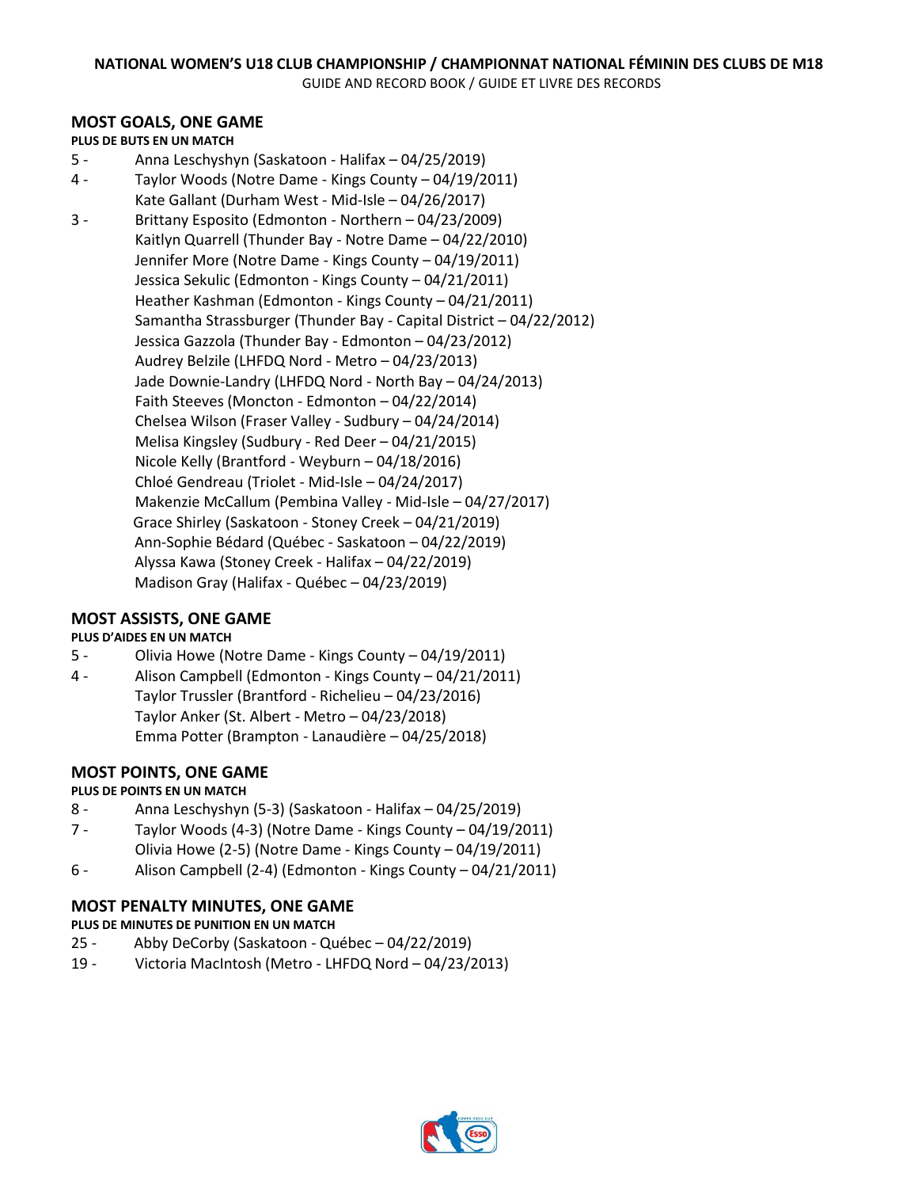## MOST GOALS, ONE GAME

**PLUS DE BUTS EN UN MATCH**

5 - Anna Leschyshyn (Saskatoon - Halifax – 04/25/2019)

4 - Taylor Woods (Notre Dame - Kings County – 04/19/2011)
Kate Gallant (Durham West - Mid-Isle – 04/26/2017)

3 - Brittany Esposito (Edmonton - Northern – 04/23/2009)
Kaitlyn Quarrell (Thunder Bay - Notre Dame – 04/22/2010)
Jennifer More (Notre Dame - Kings County – 04/19/2011)
Jessica Sekulic (Edmonton - Kings County – 04/21/2011)
Heather Kashman (Edmonton - Kings County – 04/21/2011)
Samantha Strassburger (Thunder Bay - Capital District – 04/22/2012)
Jessica Gazzola (Thunder Bay - Edmonton – 04/23/2012)
Audrey Belzile (LHFDQ Nord - Metro – 04/23/2013)
Jade Downie-Landry (LHFDQ Nord - North Bay – 04/24/2013)
Faith Steeves (Moncton - Edmonton – 04/22/2014)
Chelsea Wilson (Fraser Valley - Sudbury – 04/24/2014)
Melisa Kingsley (Sudbury - Red Deer – 04/21/2015)
Nicole Kelly (Brantford - Weyburn – 04/18/2016)
Chloé Gendreau (Triolet - Mid-Isle – 04/24/2017)
Makenzie McCallum (Pembina Valley - Mid-Isle – 04/27/2017)
Grace Shirley (Saskatoon - Stoney Creek – 04/21/2019)
Ann-Sophie Bédard (Québec - Saskatoon – 04/22/2019)
Alyssa Kawa (Stoney Creek - Halifax – 04/22/2019)
Madison Gray (Halifax - Québec – 04/23/2019)

## MOST ASSISTS, ONE GAME

**PLUS D'AIDES EN UN MATCH**

5 - Olivia Howe (Notre Dame - Kings County – 04/19/2011)

4 - Alison Campbell (Edmonton - Kings County – 04/21/2011)
Taylor Trussler (Brantford - Richelieu – 04/23/2016)
Taylor Anker (St. Albert - Metro – 04/23/2018)
Emma Potter (Brampton - Lanaudière – 04/25/2018)

## MOST POINTS, ONE GAME

**PLUS DE POINTS EN UN MATCH**

8 - Anna Leschyshyn (5-3) (Saskatoon - Halifax – 04/25/2019)

7 - Taylor Woods (4-3) (Notre Dame - Kings County – 04/19/2011)
Olivia Howe (2-5) (Notre Dame - Kings County – 04/19/2011)

6 - Alison Campbell (2-4) (Edmonton - Kings County – 04/21/2011)

## MOST PENALTY MINUTES, ONE GAME

**PLUS DE MINUTES DE PUNITION EN UN MATCH**

25 - Abby DeCorby (Saskatoon - Québec – 04/22/2019)

19 - Victoria MacIntosh (Metro - LHFDQ Nord – 04/23/2013)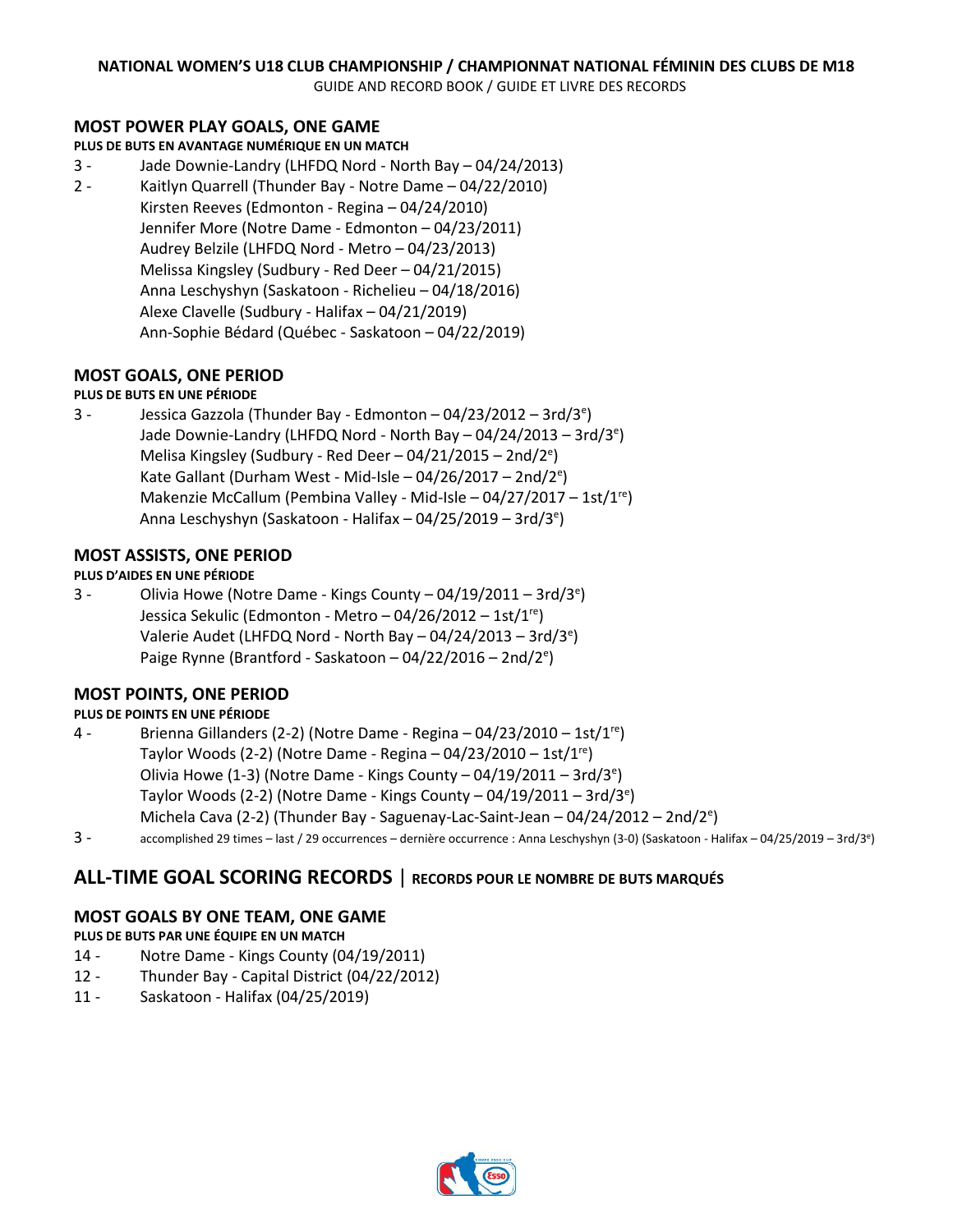## MOST POWER PLAY GOALS, ONE GAME

**PLUS DE BUTS EN AVANTAGE NUMÉRIQUE EN UN MATCH**

3 - Jade Downie-Landry (LHFDQ Nord - North Bay – 04/24/2013)

2 - Kaitlyn Quarrell (Thunder Bay - Notre Dame – 04/22/2010)
Kirsten Reeves (Edmonton - Regina – 04/24/2010)
Jennifer More (Notre Dame - Edmonton – 04/23/2011)
Audrey Belzile (LHFDQ Nord - Metro – 04/23/2013)
Melissa Kingsley (Sudbury - Red Deer – 04/21/2015)
Anna Leschyshyn (Saskatoon - Richelieu – 04/18/2016)
Alexe Clavelle (Sudbury - Halifax – 04/21/2019)
Ann-Sophie Bédard (Québec - Saskatoon – 04/22/2019)

## MOST GOALS, ONE PERIOD

**PLUS DE BUTS EN UNE PÉRIODE**

3 - Jessica Gazzola (Thunder Bay - Edmonton – 04/23/2012 – 3rd/3e)
Jade Downie-Landry (LHFDQ Nord - North Bay – 04/24/2013 – 3rd/3e)
Melisa Kingsley (Sudbury - Red Deer – 04/21/2015 – 2nd/2e)
Kate Gallant (Durham West - Mid-Isle – 04/26/2017 – 2nd/2e)
Makenzie McCallum (Pembina Valley - Mid-Isle – 04/27/2017 – 1st/1re)
Anna Leschyshyn (Saskatoon - Halifax – 04/25/2019 – 3rd/3e)

## MOST ASSISTS, ONE PERIOD

**PLUS D'AIDES EN UNE PÉRIODE**

3 - Olivia Howe (Notre Dame - Kings County – 04/19/2011 – 3rd/3e)
Jessica Sekulic (Edmonton - Metro – 04/26/2012 – 1st/1re)
Valerie Audet (LHFDQ Nord - North Bay – 04/24/2013 – 3rd/3e)
Paige Rynne (Brantford - Saskatoon – 04/22/2016 – 2nd/2e)

## MOST POINTS, ONE PERIOD

**PLUS DE POINTS EN UNE PÉRIODE**

4 - Brienna Gillanders (2-2) (Notre Dame - Regina – 04/23/2010 – 1st/1re)
Taylor Woods (2-2) (Notre Dame - Regina – 04/23/2010 – 1st/1re)
Olivia Howe (1-3) (Notre Dame - Kings County – 04/19/2011 – 3rd/3e)
Taylor Woods (2-2) (Notre Dame - Kings County – 04/19/2011 – 3rd/3e)
Michela Cava (2-2) (Thunder Bay - Saguenay-Lac-Saint-Jean – 04/24/2012 – 2nd/2e)

3 - accomplished 29 times – last / 29 occurrences – dernière occurrence : Anna Leschyshyn (3-0) (Saskatoon - Halifax – 04/25/2019 – 3rd/3e)

# ALL-TIME GOAL SCORING RECORDS | RECORDS POUR LE NOMBRE DE BUTS MARQUÉS

## MOST GOALS BY ONE TEAM, ONE GAME

**PLUS DE BUTS PAR UNE ÉQUIPE EN UN MATCH**

14 - Notre Dame - Kings County (04/19/2011)

12 - Thunder Bay - Capital District (04/22/2012)

11 - Saskatoon - Halifax (04/25/2019)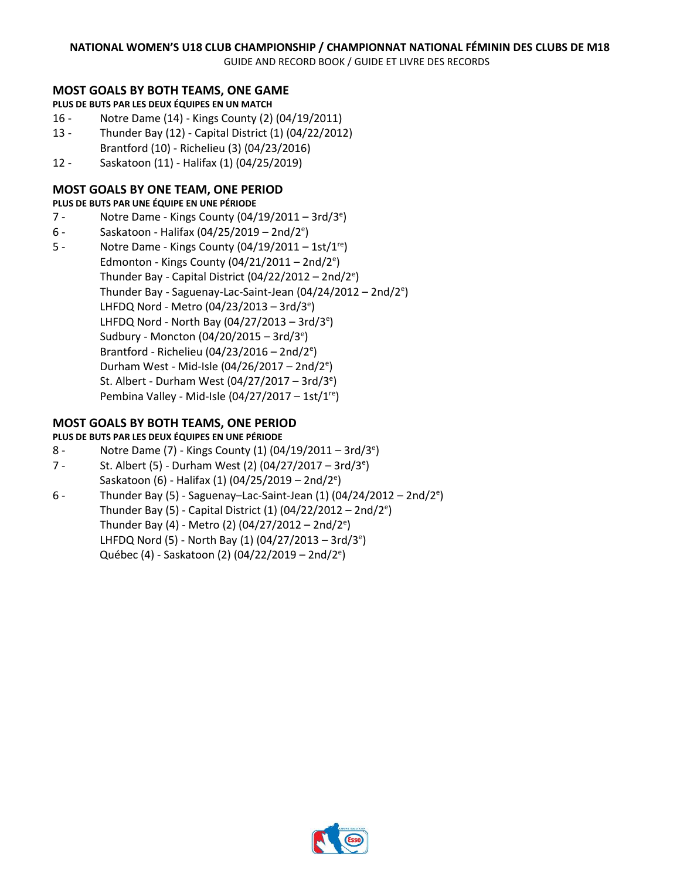## MOST GOALS BY BOTH TEAMS, ONE GAME

**PLUS DE BUTS PAR LES DEUX ÉQUIPES EN UN MATCH**

16 - Notre Dame (14) - Kings County (2) (04/19/2011)

13 - Thunder Bay (12) - Capital District (1) (04/22/2012)
Brantford (10) - Richelieu (3) (04/23/2016)

12 - Saskatoon (11) - Halifax (1) (04/25/2019)

## MOST GOALS BY ONE TEAM, ONE PERIOD

**PLUS DE BUTS PAR UNE ÉQUIPE EN UNE PÉRIODE**

7 - Notre Dame - Kings County (04/19/2011 – 3rd/3e)

6 - Saskatoon - Halifax (04/25/2019 – 2nd/2e)

5 - Notre Dame - Kings County (04/19/2011 – 1st/1re)
Edmonton - Kings County (04/21/2011 – 2nd/2e)
Thunder Bay - Capital District (04/22/2012 – 2nd/2e)
Thunder Bay - Saguenay-Lac-Saint-Jean (04/24/2012 – 2nd/2e)
LHFDQ Nord - Metro (04/23/2013 – 3rd/3e)
LHFDQ Nord - North Bay (04/27/2013 – 3rd/3e)
Sudbury - Moncton (04/20/2015 – 3rd/3e)
Brantford - Richelieu (04/23/2016 – 2nd/2e)
Durham West - Mid-Isle (04/26/2017 – 2nd/2e)
St. Albert - Durham West (04/27/2017 – 3rd/3e)
Pembina Valley - Mid-Isle (04/27/2017 – 1st/1re)

## MOST GOALS BY BOTH TEAMS, ONE PERIOD

**PLUS DE BUTS PAR LES DEUX ÉQUIPES EN UNE PÉRIODE**

8 - Notre Dame (7) - Kings County (1) (04/19/2011 – 3rd/3e)

7 - St. Albert (5) - Durham West (2) (04/27/2017 – 3rd/3e)
Saskatoon (6) - Halifax (1) (04/25/2019 – 2nd/2e)

6 - Thunder Bay (5) - Saguenay–Lac-Saint-Jean (1) (04/24/2012 – 2nd/2e)
Thunder Bay (5) - Capital District (1) (04/22/2012 – 2nd/2e)
Thunder Bay (4) - Metro (2) (04/27/2012 – 2nd/2e)
LHFDQ Nord (5) - North Bay (1) (04/27/2013 – 3rd/3e)
Québec (4) - Saskatoon (2) (04/22/2019 – 2nd/2e)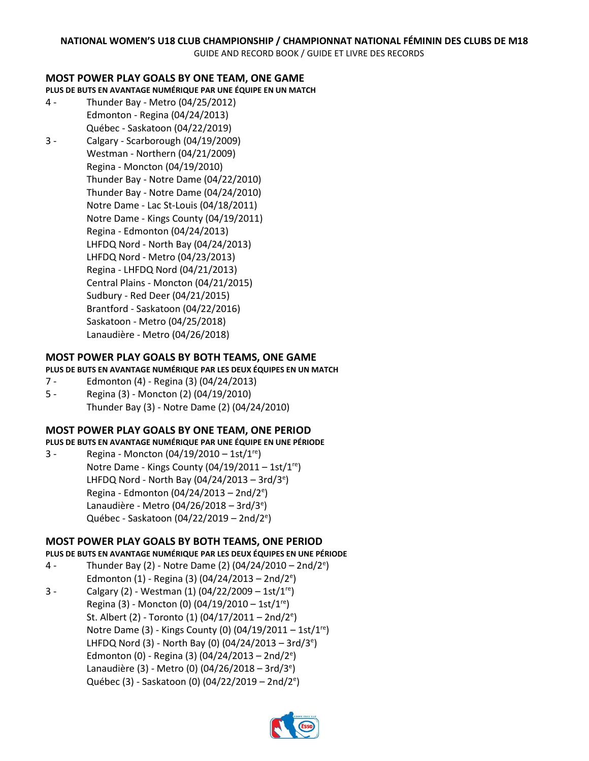## MOST POWER PLAY GOALS BY ONE TEAM, ONE GAME

**PLUS DE BUTS EN AVANTAGE NUMÉRIQUE PAR UNE ÉQUIPE EN UN MATCH**

4 - Thunder Bay - Metro (04/25/2012)
Edmonton - Regina (04/24/2013)
Québec - Saskatoon (04/22/2019)

3 - Calgary - Scarborough (04/19/2009)
Westman - Northern (04/21/2009)
Regina - Moncton (04/19/2010)
Thunder Bay - Notre Dame (04/22/2010)
Thunder Bay - Notre Dame (04/24/2010)
Notre Dame - Lac St-Louis (04/18/2011)
Notre Dame - Kings County (04/19/2011)
Regina - Edmonton (04/24/2013)
LHFDQ Nord - North Bay (04/24/2013)
LHFDQ Nord - Metro (04/23/2013)
Regina - LHFDQ Nord (04/21/2013)
Central Plains - Moncton (04/21/2015)
Sudbury - Red Deer (04/21/2015)
Brantford - Saskatoon (04/22/2016)
Saskatoon - Metro (04/25/2018)
Lanaudière - Metro (04/26/2018)

## MOST POWER PLAY GOALS BY BOTH TEAMS, ONE GAME

**PLUS DE BUTS EN AVANTAGE NUMÉRIQUE PAR LES DEUX ÉQUIPES EN UN MATCH**

7 - Edmonton (4) - Regina (3) (04/24/2013)

5 - Regina (3) - Moncton (2) (04/19/2010)
Thunder Bay (3) - Notre Dame (2) (04/24/2010)

## MOST POWER PLAY GOALS BY ONE TEAM, ONE PERIOD

**PLUS DE BUTS EN AVANTAGE NUMÉRIQUE PAR UNE ÉQUIPE EN UNE PÉRIODE**

3 - Regina - Moncton (04/19/2010 – 1st/1re)
Notre Dame - Kings County (04/19/2011 – 1st/1re)
LHFDQ Nord - North Bay (04/24/2013 – 3rd/3e)
Regina - Edmonton (04/24/2013 – 2nd/2e)
Lanaudière - Metro (04/26/2018 – 3rd/3e)
Québec - Saskatoon (04/22/2019 – 2nd/2e)

## MOST POWER PLAY GOALS BY BOTH TEAMS, ONE PERIOD

**PLUS DE BUTS EN AVANTAGE NUMÉRIQUE PAR LES DEUX ÉQUIPES EN UNE PÉRIODE**

4 - Thunder Bay (2) - Notre Dame (2) (04/24/2010 – 2nd/2e)
Edmonton (1) - Regina (3) (04/24/2013 – 2nd/2e)

3 - Calgary (2) - Westman (1) (04/22/2009 – 1st/1re)
Regina (3) - Moncton (0) (04/19/2010 – 1st/1re)
St. Albert (2) - Toronto (1) (04/17/2011 – 2nd/2e)
Notre Dame (3) - Kings County (0) (04/19/2011 – 1st/1re)
LHFDQ Nord (3) - North Bay (0) (04/24/2013 – 3rd/3e)
Edmonton (0) - Regina (3) (04/24/2013 – 2nd/2e)
Lanaudière (3) - Metro (0) (04/26/2018 – 3rd/3e)
Québec (3) - Saskatoon (0) (04/22/2019 – 2nd/2e)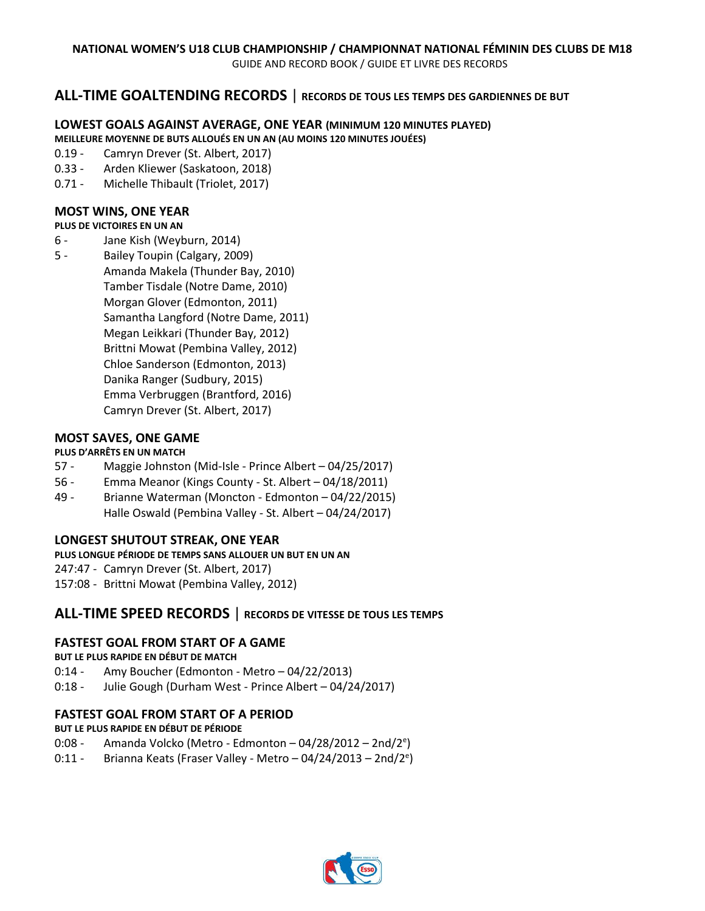## ALL-TIME GOALTENDING RECORDS | RECORDS DE TOUS LES TEMPS DES GARDIENNES DE BUT

### LOWEST GOALS AGAINST AVERAGE, ONE YEAR (MINIMUM 120 MINUTES PLAYED)

**MEILLEURE MOYENNE DE BUTS ALLOUÉS EN UN AN (AU MOINS 120 MINUTES JOUÉES)**

0.19 - Camryn Drever (St. Albert, 2017)
0.33 - Arden Kliewer (Saskatoon, 2018)
0.71 - Michelle Thibault (Triolet, 2017)

### MOST WINS, ONE YEAR

**PLUS DE VICTOIRES EN UN AN**

6 - Jane Kish (Weyburn, 2014)
5 - Bailey Toupin (Calgary, 2009)
Amanda Makela (Thunder Bay, 2010)
Tamber Tisdale (Notre Dame, 2010)
Morgan Glover (Edmonton, 2011)
Samantha Langford (Notre Dame, 2011)
Megan Leikkari (Thunder Bay, 2012)
Brittni Mowat (Pembina Valley, 2012)
Chloe Sanderson (Edmonton, 2013)
Danika Ranger (Sudbury, 2015)
Emma Verbruggen (Brantford, 2016)
Camryn Drever (St. Albert, 2017)

### MOST SAVES, ONE GAME

**PLUS D'ARRÊTS EN UN MATCH**

57 - Maggie Johnston (Mid-Isle - Prince Albert – 04/25/2017)
56 - Emma Meanor (Kings County - St. Albert – 04/18/2011)
49 - Brianne Waterman (Moncton - Edmonton – 04/22/2015)
Halle Oswald (Pembina Valley - St. Albert – 04/24/2017)

### LONGEST SHUTOUT STREAK, ONE YEAR

**PLUS LONGUE PÉRIODE DE TEMPS SANS ALLOUER UN BUT EN UN AN**

247:47 - Camryn Drever (St. Albert, 2017)
157:08 - Brittni Mowat (Pembina Valley, 2012)

## ALL-TIME SPEED RECORDS | RECORDS DE VITESSE DE TOUS LES TEMPS

### FASTEST GOAL FROM START OF A GAME

**BUT LE PLUS RAPIDE EN DÉBUT DE MATCH**

0:14 - Amy Boucher (Edmonton - Metro – 04/22/2013)
0:18 - Julie Gough (Durham West - Prince Albert – 04/24/2017)

### FASTEST GOAL FROM START OF A PERIOD

**BUT LE PLUS RAPIDE EN DÉBUT DE PÉRIODE**

0:08 - Amanda Volcko (Metro - Edmonton – 04/28/2012 – 2nd/2e)
0:11 - Brianna Keats (Fraser Valley - Metro – 04/24/2013 – 2nd/2e)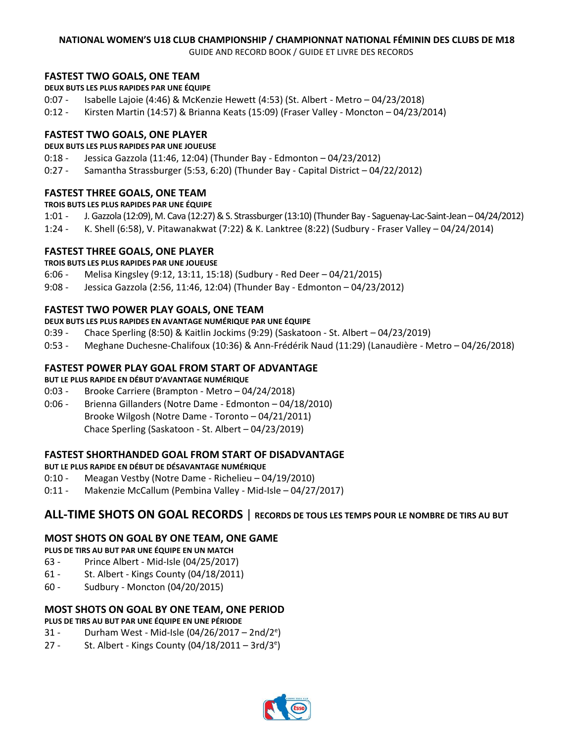### FASTEST TWO GOALS, ONE TEAM

**DEUX BUTS LES PLUS RAPIDES PAR UNE ÉQUIPE**

0:07 - Isabelle Lajoie (4:46) & McKenzie Hewett (4:53) (St. Albert - Metro – 04/23/2018)

0:12 - Kirsten Martin (14:57) & Brianna Keats (15:09) (Fraser Valley - Moncton – 04/23/2014)

### FASTEST TWO GOALS, ONE PLAYER

**DEUX BUTS LES PLUS RAPIDES PAR UNE JOUEUSE**

0:18 - Jessica Gazzola (11:46, 12:04) (Thunder Bay - Edmonton – 04/23/2012)

0:27 - Samantha Strassburger (5:53, 6:20) (Thunder Bay - Capital District – 04/22/2012)

### FASTEST THREE GOALS, ONE TEAM

**TROIS BUTS LES PLUS RAPIDES PAR UNE ÉQUIPE**

1:01 - J. Gazzola (12:09), M. Cava (12:27) & S. Strassburger (13:10) (Thunder Bay - Saguenay-Lac-Saint-Jean – 04/24/2012)

1:24 - K. Shell (6:58), V. Pitawanakwat (7:22) & K. Lanktree (8:22) (Sudbury - Fraser Valley – 04/24/2014)

### FASTEST THREE GOALS, ONE PLAYER

**TROIS BUTS LES PLUS RAPIDES PAR UNE JOUEUSE**

6:06 - Melisa Kingsley (9:12, 13:11, 15:18) (Sudbury - Red Deer – 04/21/2015)

9:08 - Jessica Gazzola (2:56, 11:46, 12:04) (Thunder Bay - Edmonton – 04/23/2012)

### FASTEST TWO POWER PLAY GOALS, ONE TEAM

**DEUX BUTS LES PLUS RAPIDES EN AVANTAGE NUMÉRIQUE PAR UNE ÉQUIPE**

0:39 - Chace Sperling (8:50) & Kaitlin Jockims (9:29) (Saskatoon - St. Albert – 04/23/2019)

0:53 - Meghane Duchesne-Chalifoux (10:36) & Ann-Frédérik Naud (11:29) (Lanaudière - Metro – 04/26/2018)

### FASTEST POWER PLAY GOAL FROM START OF ADVANTAGE

**BUT LE PLUS RAPIDE EN DÉBUT D'AVANTAGE NUMÉRIQUE**

0:03 - Brooke Carriere (Brampton - Metro – 04/24/2018)

0:06 - Brienna Gillanders (Notre Dame - Edmonton – 04/18/2010)
Brooke Wilgosh (Notre Dame - Toronto – 04/21/2011)
Chace Sperling (Saskatoon - St. Albert – 04/23/2019)

### FASTEST SHORTHANDED GOAL FROM START OF DISADVANTAGE

**BUT LE PLUS RAPIDE EN DÉBUT DE DÉSAVANTAGE NUMÉRIQUE**

0:10 - Meagan Vestby (Notre Dame - Richelieu – 04/19/2010)

0:11 - Makenzie McCallum (Pembina Valley - Mid-Isle – 04/27/2017)

## ALL-TIME SHOTS ON GOAL RECORDS | RECORDS DE TOUS LES TEMPS POUR LE NOMBRE DE TIRS AU BUT

### MOST SHOTS ON GOAL BY ONE TEAM, ONE GAME

**PLUS DE TIRS AU BUT PAR UNE ÉQUIPE EN UN MATCH**

63 - Prince Albert - Mid-Isle (04/25/2017)

61 - St. Albert - Kings County (04/18/2011)

60 - Sudbury - Moncton (04/20/2015)

### MOST SHOTS ON GOAL BY ONE TEAM, ONE PERIOD

**PLUS DE TIRS AU BUT PAR UNE ÉQUIPE EN UNE PÉRIODE**

31 - Durham West - Mid-Isle (04/26/2017 – 2nd/2e)

27 - St. Albert - Kings County (04/18/2011 – 3rd/3e)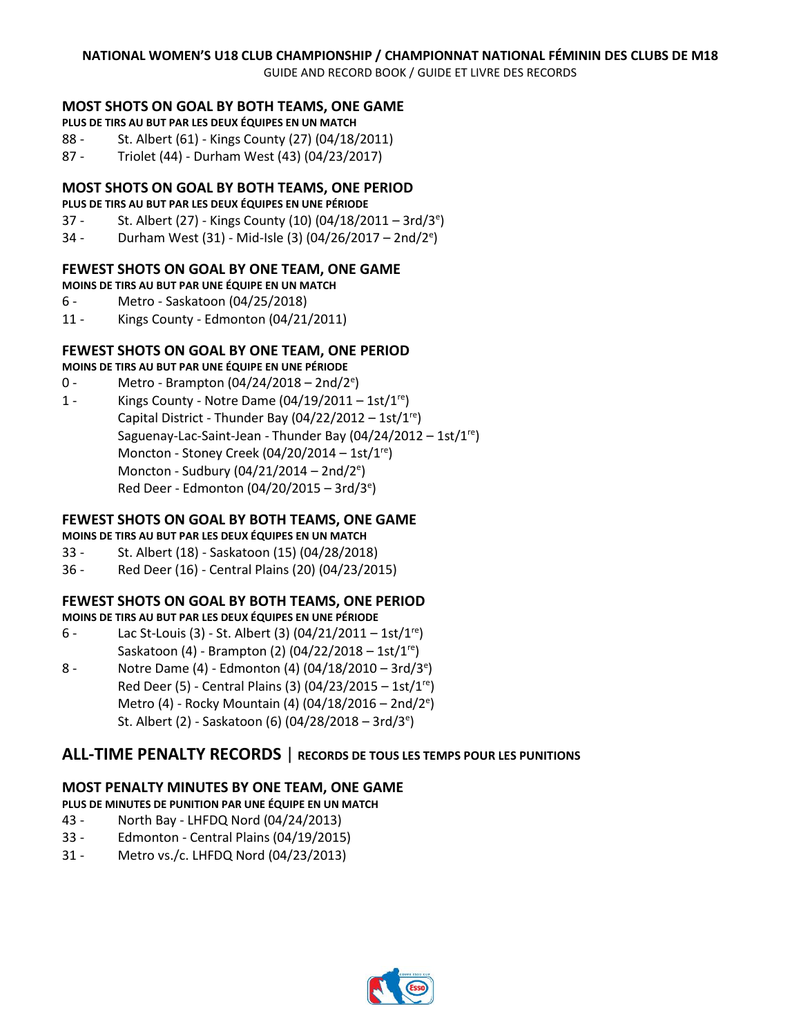### MOST SHOTS ON GOAL BY BOTH TEAMS, ONE GAME

**PLUS DE TIRS AU BUT PAR LES DEUX ÉQUIPES EN UN MATCH**

88 - St. Albert (61) - Kings County (27) (04/18/2011)
87 - Triolet (44) - Durham West (43) (04/23/2017)

### MOST SHOTS ON GOAL BY BOTH TEAMS, ONE PERIOD

**PLUS DE TIRS AU BUT PAR LES DEUX ÉQUIPES EN UNE PÉRIODE**

37 - St. Albert (27) - Kings County (10) (04/18/2011 – 3rd/3e)
34 - Durham West (31) - Mid-Isle (3) (04/26/2017 – 2nd/2e)

### FEWEST SHOTS ON GOAL BY ONE TEAM, ONE GAME

**MOINS DE TIRS AU BUT PAR UNE ÉQUIPE EN UN MATCH**

6 - Metro - Saskatoon (04/25/2018)
11 - Kings County - Edmonton (04/21/2011)

### FEWEST SHOTS ON GOAL BY ONE TEAM, ONE PERIOD

**MOINS DE TIRS AU BUT PAR UNE ÉQUIPE EN UNE PÉRIODE**

0 - Metro - Brampton (04/24/2018 – 2nd/2e)
1 - Kings County - Notre Dame (04/19/2011 – 1st/1re)
Capital District - Thunder Bay (04/22/2012 – 1st/1re)
Saguenay-Lac-Saint-Jean - Thunder Bay (04/24/2012 – 1st/1re)
Moncton - Stoney Creek (04/20/2014 – 1st/1re)
Moncton - Sudbury (04/21/2014 – 2nd/2e)
Red Deer - Edmonton (04/20/2015 – 3rd/3e)

### FEWEST SHOTS ON GOAL BY BOTH TEAMS, ONE GAME

**MOINS DE TIRS AU BUT PAR LES DEUX ÉQUIPES EN UN MATCH**

33 - St. Albert (18) - Saskatoon (15) (04/28/2018)
36 - Red Deer (16) - Central Plains (20) (04/23/2015)

### FEWEST SHOTS ON GOAL BY BOTH TEAMS, ONE PERIOD

**MOINS DE TIRS AU BUT PAR LES DEUX ÉQUIPES EN UNE PÉRIODE**

6 - Lac St-Louis (3) - St. Albert (3) (04/21/2011 – 1st/1re)
Saskatoon (4) - Brampton (2) (04/22/2018 – 1st/1re)
8 - Notre Dame (4) - Edmonton (4) (04/18/2010 – 3rd/3e)
Red Deer (5) - Central Plains (3) (04/23/2015 – 1st/1re)
Metro (4) - Rocky Mountain (4) (04/18/2016 – 2nd/2e)
St. Albert (2) - Saskatoon (6) (04/28/2018 – 3rd/3e)

## ALL-TIME PENALTY RECORDS | RECORDS DE TOUS LES TEMPS POUR LES PUNITIONS

### MOST PENALTY MINUTES BY ONE TEAM, ONE GAME

**PLUS DE MINUTES DE PUNITION PAR UNE ÉQUIPE EN UN MATCH**

43 - North Bay - LHFDQ Nord (04/24/2013)
33 - Edmonton - Central Plains (04/19/2015)
31 - Metro vs./c. LHFDQ Nord (04/23/2013)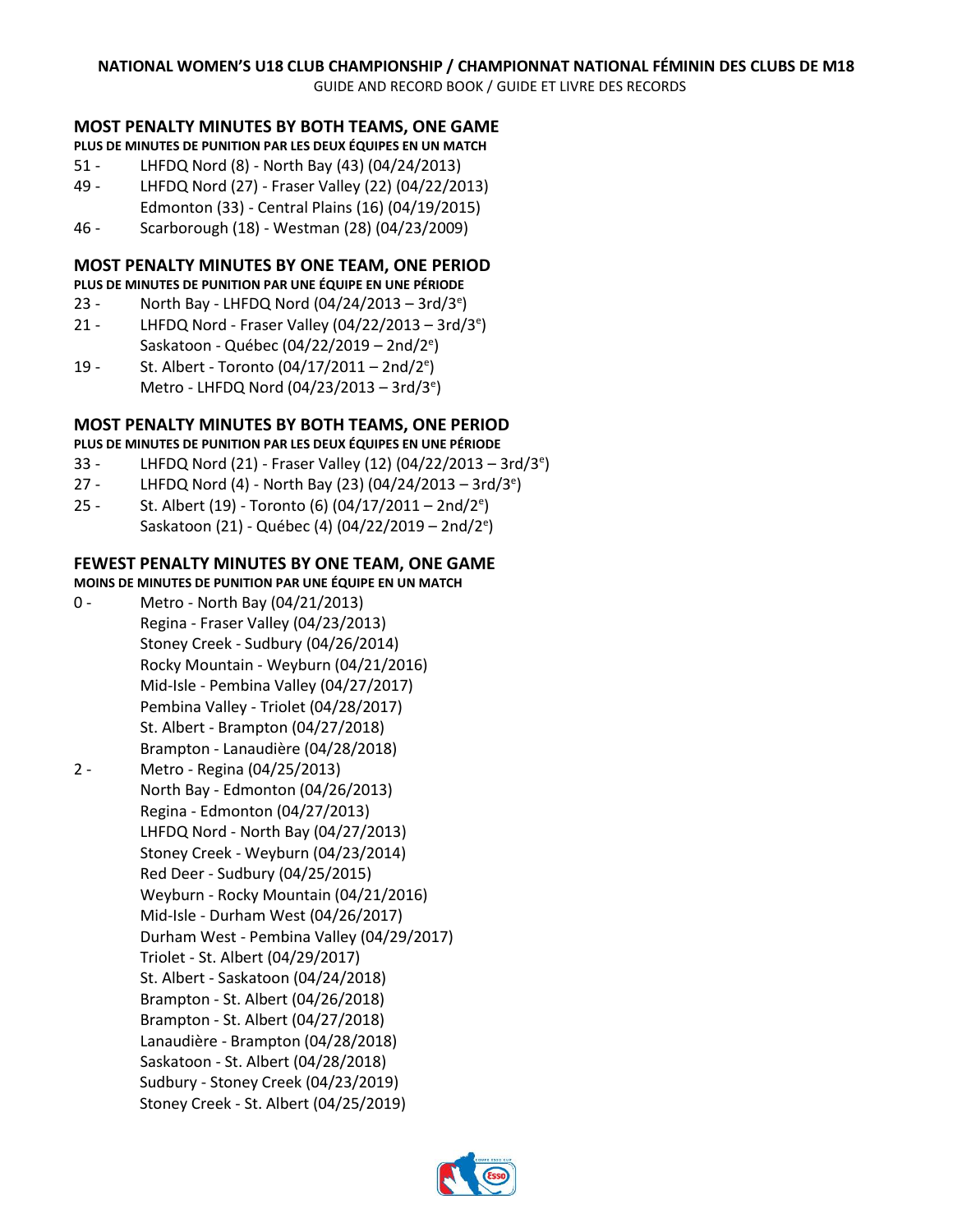## MOST PENALTY MINUTES BY BOTH TEAMS, ONE GAME

**PLUS DE MINUTES DE PUNITION PAR LES DEUX ÉQUIPES EN UN MATCH**

51 - LHFDQ Nord (8) - North Bay (43) (04/24/2013)

49 - LHFDQ Nord (27) - Fraser Valley (22) (04/22/2013)
Edmonton (33) - Central Plains (16) (04/19/2015)

46 - Scarborough (18) - Westman (28) (04/23/2009)

## MOST PENALTY MINUTES BY ONE TEAM, ONE PERIOD

**PLUS DE MINUTES DE PUNITION PAR UNE ÉQUIPE EN UNE PÉRIODE**

23 - North Bay - LHFDQ Nord (04/24/2013 – 3rd/3e)

21 - LHFDQ Nord - Fraser Valley (04/22/2013 – 3rd/3e)
Saskatoon - Québec (04/22/2019 – 2nd/2e)

19 - St. Albert - Toronto (04/17/2011 – 2nd/2e)
Metro - LHFDQ Nord (04/23/2013 – 3rd/3e)

## MOST PENALTY MINUTES BY BOTH TEAMS, ONE PERIOD

**PLUS DE MINUTES DE PUNITION PAR LES DEUX ÉQUIPES EN UNE PÉRIODE**

33 - LHFDQ Nord (21) - Fraser Valley (12) (04/22/2013 – 3rd/3e)

27 - LHFDQ Nord (4) - North Bay (23) (04/24/2013 – 3rd/3e)

25 - St. Albert (19) - Toronto (6) (04/17/2011 – 2nd/2e)
Saskatoon (21) - Québec (4) (04/22/2019 – 2nd/2e)

## FEWEST PENALTY MINUTES BY ONE TEAM, ONE GAME

**MOINS DE MINUTES DE PUNITION PAR UNE ÉQUIPE EN UN MATCH**

0 - Metro - North Bay (04/21/2013)
Regina - Fraser Valley (04/23/2013)
Stoney Creek - Sudbury (04/26/2014)
Rocky Mountain - Weyburn (04/21/2016)
Mid-Isle - Pembina Valley (04/27/2017)
Pembina Valley - Triolet (04/28/2017)
St. Albert - Brampton (04/27/2018)
Brampton - Lanaudière (04/28/2018)

2 - Metro - Regina (04/25/2013)
North Bay - Edmonton (04/26/2013)
Regina - Edmonton (04/27/2013)
LHFDQ Nord - North Bay (04/27/2013)
Stoney Creek - Weyburn (04/23/2014)
Red Deer - Sudbury (04/25/2015)
Weyburn - Rocky Mountain (04/21/2016)
Mid-Isle - Durham West (04/26/2017)
Durham West - Pembina Valley (04/29/2017)
Triolet - St. Albert (04/29/2017)
St. Albert - Saskatoon (04/24/2018)
Brampton - St. Albert (04/26/2018)
Brampton - St. Albert (04/27/2018)
Lanaudière - Brampton (04/28/2018)
Saskatoon - St. Albert (04/28/2018)
Sudbury - Stoney Creek (04/23/2019)
Stoney Creek - St. Albert (04/25/2019)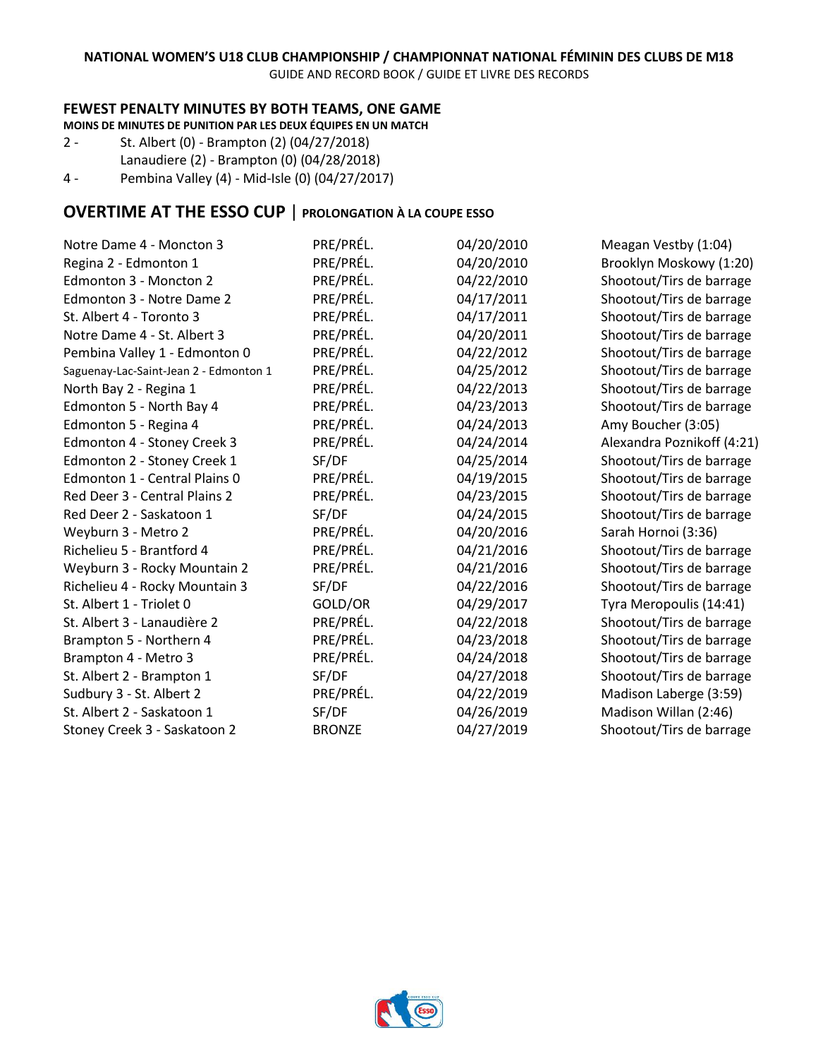### FEWEST PENALTY MINUTES BY BOTH TEAMS, ONE GAME

**MOINS DE MINUTES DE PUNITION PAR LES DEUX ÉQUIPES EN UN MATCH**

2 - St. Albert (0) - Brampton (2) (04/27/2018)
Lanaudiere (2) - Brampton (0) (04/28/2018)

4 - Pembina Valley (4) - Mid-Isle (0) (04/27/2017)

## OVERTIME AT THE ESSO CUP | PROLONGATION À LA COUPE ESSO

| | | | |
|---|---|---|---|
| Notre Dame 4 - Moncton 3 | PRE/PRÉL. | 04/20/2010 | Meagan Vestby (1:04) |
| Regina 2 - Edmonton 1 | PRE/PRÉL. | 04/20/2010 | Brooklyn Moskowy (1:20) |
| Edmonton 3 - Moncton 2 | PRE/PRÉL. | 04/22/2010 | Shootout/Tirs de barrage |
| Edmonton 3 - Notre Dame 2 | PRE/PRÉL. | 04/17/2011 | Shootout/Tirs de barrage |
| St. Albert 4 - Toronto 3 | PRE/PRÉL. | 04/17/2011 | Shootout/Tirs de barrage |
| Notre Dame 4 - St. Albert 3 | PRE/PRÉL. | 04/20/2011 | Shootout/Tirs de barrage |
| Pembina Valley 1 - Edmonton 0 | PRE/PRÉL. | 04/22/2012 | Shootout/Tirs de barrage |
| Saguenay-Lac-Saint-Jean 2 - Edmonton 1 | PRE/PRÉL. | 04/25/2012 | Shootout/Tirs de barrage |
| North Bay 2 - Regina 1 | PRE/PRÉL. | 04/22/2013 | Shootout/Tirs de barrage |
| Edmonton 5 - North Bay 4 | PRE/PRÉL. | 04/23/2013 | Shootout/Tirs de barrage |
| Edmonton 5 - Regina 4 | PRE/PRÉL. | 04/24/2013 | Amy Boucher (3:05) |
| Edmonton 4 - Stoney Creek 3 | PRE/PRÉL. | 04/24/2014 | Alexandra Poznikoff (4:21) |
| Edmonton 2 - Stoney Creek 1 | SF/DF | 04/25/2014 | Shootout/Tirs de barrage |
| Edmonton 1 - Central Plains 0 | PRE/PRÉL. | 04/19/2015 | Shootout/Tirs de barrage |
| Red Deer 3 - Central Plains 2 | PRE/PRÉL. | 04/23/2015 | Shootout/Tirs de barrage |
| Red Deer 2 - Saskatoon 1 | SF/DF | 04/24/2015 | Shootout/Tirs de barrage |
| Weyburn 3 - Metro 2 | PRE/PRÉL. | 04/20/2016 | Sarah Hornoi (3:36) |
| Richelieu 5 - Brantford 4 | PRE/PRÉL. | 04/21/2016 | Shootout/Tirs de barrage |
| Weyburn 3 - Rocky Mountain 2 | PRE/PRÉL. | 04/21/2016 | Shootout/Tirs de barrage |
| Richelieu 4 - Rocky Mountain 3 | SF/DF | 04/22/2016 | Shootout/Tirs de barrage |
| St. Albert 1 - Triolet 0 | GOLD/OR | 04/29/2017 | Tyra Meropoulis (14:41) |
| St. Albert 3 - Lanaudière 2 | PRE/PRÉL. | 04/22/2018 | Shootout/Tirs de barrage |
| Brampton 5 - Northern 4 | PRE/PRÉL. | 04/23/2018 | Shootout/Tirs de barrage |
| Brampton 4 - Metro 3 | PRE/PRÉL. | 04/24/2018 | Shootout/Tirs de barrage |
| St. Albert 2 - Brampton 1 | SF/DF | 04/27/2018 | Shootout/Tirs de barrage |
| Sudbury 3 - St. Albert 2 | PRE/PRÉL. | 04/22/2019 | Madison Laberge (3:59) |
| St. Albert 2 - Saskatoon 1 | SF/DF | 04/26/2019 | Madison Willan (2:46) |
| Stoney Creek 3 - Saskatoon 2 | BRONZE | 04/27/2019 | Shootout/Tirs de barrage |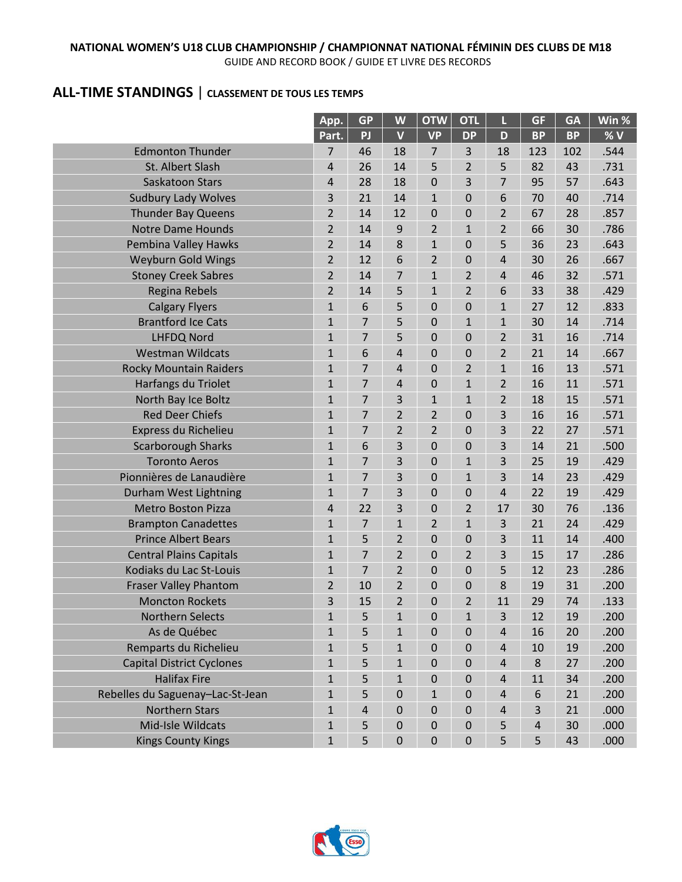## ALL-TIME STANDINGS | CLASSEMENT DE TOUS LES TEMPS

| | App. | GP | W | OTW | OTL | L | GF | GA | Win % |
|---|---|---|---|---|---|---|---|---|---|
| | Part. | PJ | V | VP | DP | D | BP | BP | % V |
| Edmonton Thunder | 7 | 46 | 18 | 7 | 3 | 18 | 123 | 102 | .544 |
| St. Albert Slash | 4 | 26 | 14 | 5 | 2 | 5 | 82 | 43 | .731 |
| Saskatoon Stars | 4 | 28 | 18 | 0 | 3 | 7 | 95 | 57 | .643 |
| Sudbury Lady Wolves | 3 | 21 | 14 | 1 | 0 | 6 | 70 | 40 | .714 |
| Thunder Bay Queens | 2 | 14 | 12 | 0 | 0 | 2 | 67 | 28 | .857 |
| Notre Dame Hounds | 2 | 14 | 9 | 2 | 1 | 2 | 66 | 30 | .786 |
| Pembina Valley Hawks | 2 | 14 | 8 | 1 | 0 | 5 | 36 | 23 | .643 |
| Weyburn Gold Wings | 2 | 12 | 6 | 2 | 0 | 4 | 30 | 26 | .667 |
| Stoney Creek Sabres | 2 | 14 | 7 | 1 | 2 | 4 | 46 | 32 | .571 |
| Regina Rebels | 2 | 14 | 5 | 1 | 2 | 6 | 33 | 38 | .429 |
| Calgary Flyers | 1 | 6 | 5 | 0 | 0 | 1 | 27 | 12 | .833 |
| Brantford Ice Cats | 1 | 7 | 5 | 0 | 1 | 1 | 30 | 14 | .714 |
| LHFDQ Nord | 1 | 7 | 5 | 0 | 0 | 2 | 31 | 16 | .714 |
| Westman Wildcats | 1 | 6 | 4 | 0 | 0 | 2 | 21 | 14 | .667 |
| Rocky Mountain Raiders | 1 | 7 | 4 | 0 | 2 | 1 | 16 | 13 | .571 |
| Harfangs du Triolet | 1 | 7 | 4 | 0 | 1 | 2 | 16 | 11 | .571 |
| North Bay Ice Boltz | 1 | 7 | 3 | 1 | 1 | 2 | 18 | 15 | .571 |
| Red Deer Chiefs | 1 | 7 | 2 | 2 | 0 | 3 | 16 | 16 | .571 |
| Express du Richelieu | 1 | 7 | 2 | 2 | 0 | 3 | 22 | 27 | .571 |
| Scarborough Sharks | 1 | 6 | 3 | 0 | 0 | 3 | 14 | 21 | .500 |
| Toronto Aeros | 1 | 7 | 3 | 0 | 1 | 3 | 25 | 19 | .429 |
| Pionnières de Lanaudière | 1 | 7 | 3 | 0 | 1 | 3 | 14 | 23 | .429 |
| Durham West Lightning | 1 | 7 | 3 | 0 | 0 | 4 | 22 | 19 | .429 |
| Metro Boston Pizza | 4 | 22 | 3 | 0 | 2 | 17 | 30 | 76 | .136 |
| Brampton Canadettes | 1 | 7 | 1 | 2 | 1 | 3 | 21 | 24 | .429 |
| Prince Albert Bears | 1 | 5 | 2 | 0 | 0 | 3 | 11 | 14 | .400 |
| Central Plains Capitals | 1 | 7 | 2 | 0 | 2 | 3 | 15 | 17 | .286 |
| Kodiaks du Lac St-Louis | 1 | 7 | 2 | 0 | 0 | 5 | 12 | 23 | .286 |
| Fraser Valley Phantom | 2 | 10 | 2 | 0 | 0 | 8 | 19 | 31 | .200 |
| Moncton Rockets | 3 | 15 | 2 | 0 | 2 | 11 | 29 | 74 | .133 |
| Northern Selects | 1 | 5 | 1 | 0 | 1 | 3 | 12 | 19 | .200 |
| As de Québec | 1 | 5 | 1 | 0 | 0 | 4 | 16 | 20 | .200 |
| Remparts du Richelieu | 1 | 5 | 1 | 0 | 0 | 4 | 10 | 19 | .200 |
| Capital District Cyclones | 1 | 5 | 1 | 0 | 0 | 4 | 8 | 27 | .200 |
| Halifax Fire | 1 | 5 | 1 | 0 | 0 | 4 | 11 | 34 | .200 |
| Rebelles du Saguenay–Lac-St-Jean | 1 | 5 | 0 | 1 | 0 | 4 | 6 | 21 | .200 |
| Northern Stars | 1 | 4 | 0 | 0 | 0 | 4 | 3 | 21 | .000 |
| Mid-Isle Wildcats | 1 | 5 | 0 | 0 | 0 | 5 | 4 | 30 | .000 |
| Kings County Kings | 1 | 5 | 0 | 0 | 0 | 5 | 5 | 43 | .000 |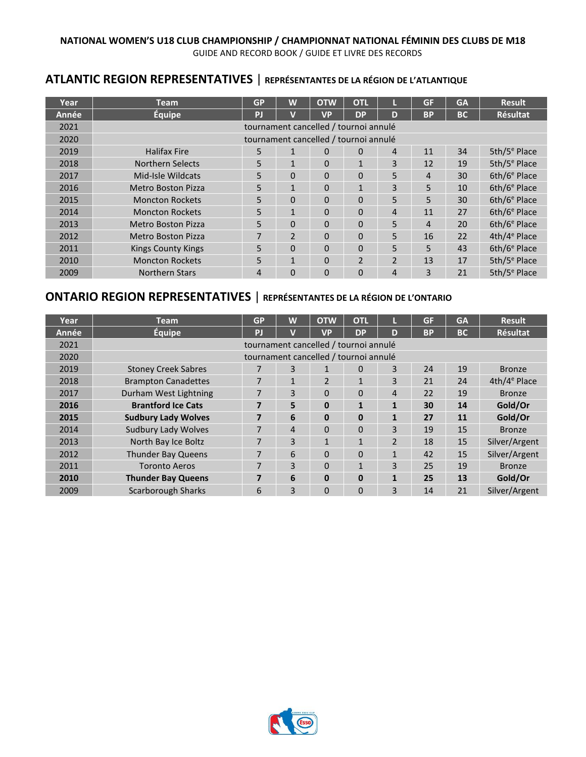## ATLANTIC REGION REPRESENTATIVES | REPRÉSENTANTES DE LA RÉGION DE L'ATLANTIQUE

| Year | Team | GP | W | OTW | OTL | L | GF | GA | Result |
|---|---|---|---|---|---|---|---|---|---|
| Année | Équipe | PJ | V | VP | DP | D | BP | BC | Résultat |
| 2021 | tournament cancelled / tournoi annulé | | | | | | | | |
| 2020 | tournament cancelled / tournoi annulé | | | | | | | | |
| 2019 | Halifax Fire | 5 | 1 | 0 | 0 | 4 | 11 | 34 | 5th/5e Place |
| 2018 | Northern Selects | 5 | 1 | 0 | 1 | 3 | 12 | 19 | 5th/5e Place |
| 2017 | Mid-Isle Wildcats | 5 | 0 | 0 | 0 | 5 | 4 | 30 | 6th/6e Place |
| 2016 | Metro Boston Pizza | 5 | 1 | 0 | 1 | 3 | 5 | 10 | 6th/6e Place |
| 2015 | Moncton Rockets | 5 | 0 | 0 | 0 | 5 | 5 | 30 | 6th/6e Place |
| 2014 | Moncton Rockets | 5 | 1 | 0 | 0 | 4 | 11 | 27 | 6th/6e Place |
| 2013 | Metro Boston Pizza | 5 | 0 | 0 | 0 | 5 | 4 | 20 | 6th/6e Place |
| 2012 | Metro Boston Pizza | 7 | 2 | 0 | 0 | 5 | 16 | 22 | 4th/4e Place |
| 2011 | Kings County Kings | 5 | 0 | 0 | 0 | 5 | 5 | 43 | 6th/6e Place |
| 2010 | Moncton Rockets | 5 | 1 | 0 | 2 | 2 | 13 | 17 | 5th/5e Place |
| 2009 | Northern Stars | 4 | 0 | 0 | 0 | 4 | 3 | 21 | 5th/5e Place |

## ONTARIO REGION REPRESENTATIVES | REPRÉSENTANTES DE LA RÉGION DE L'ONTARIO

| Year | Team | GP | W | OTW | OTL | L | GF | GA | Result |
|---|---|---|---|---|---|---|---|---|---|
| Année | Équipe | PJ | V | VP | DP | D | BP | BC | Résultat |
| 2021 | tournament cancelled / tournoi annulé | | | | | | | | |
| 2020 | tournament cancelled / tournoi annulé | | | | | | | | |
| 2019 | Stoney Creek Sabres | 7 | 3 | 1 | 0 | 3 | 24 | 19 | Bronze |
| 2018 | Brampton Canadettes | 7 | 1 | 2 | 1 | 3 | 21 | 24 | 4th/4e Place |
| 2017 | Durham West Lightning | 7 | 3 | 0 | 0 | 4 | 22 | 19 | Bronze |
| **2016** | **Brantford Ice Cats** | **7** | **5** | **0** | **1** | **1** | **30** | **14** | **Gold/Or** |
| **2015** | **Sudbury Lady Wolves** | **7** | **6** | **0** | **0** | **1** | **27** | **11** | **Gold/Or** |
| 2014 | Sudbury Lady Wolves | 7 | 4 | 0 | 0 | 3 | 19 | 15 | Bronze |
| 2013 | North Bay Ice Boltz | 7 | 3 | 1 | 1 | 2 | 18 | 15 | Silver/Argent |
| 2012 | Thunder Bay Queens | 7 | 6 | 0 | 0 | 1 | 42 | 15 | Silver/Argent |
| 2011 | Toronto Aeros | 7 | 3 | 0 | 1 | 3 | 25 | 19 | Bronze |
| **2010** | **Thunder Bay Queens** | **7** | **6** | **0** | **0** | **1** | **25** | **13** | **Gold/Or** |
| 2009 | Scarborough Sharks | 6 | 3 | 0 | 0 | 3 | 14 | 21 | Silver/Argent |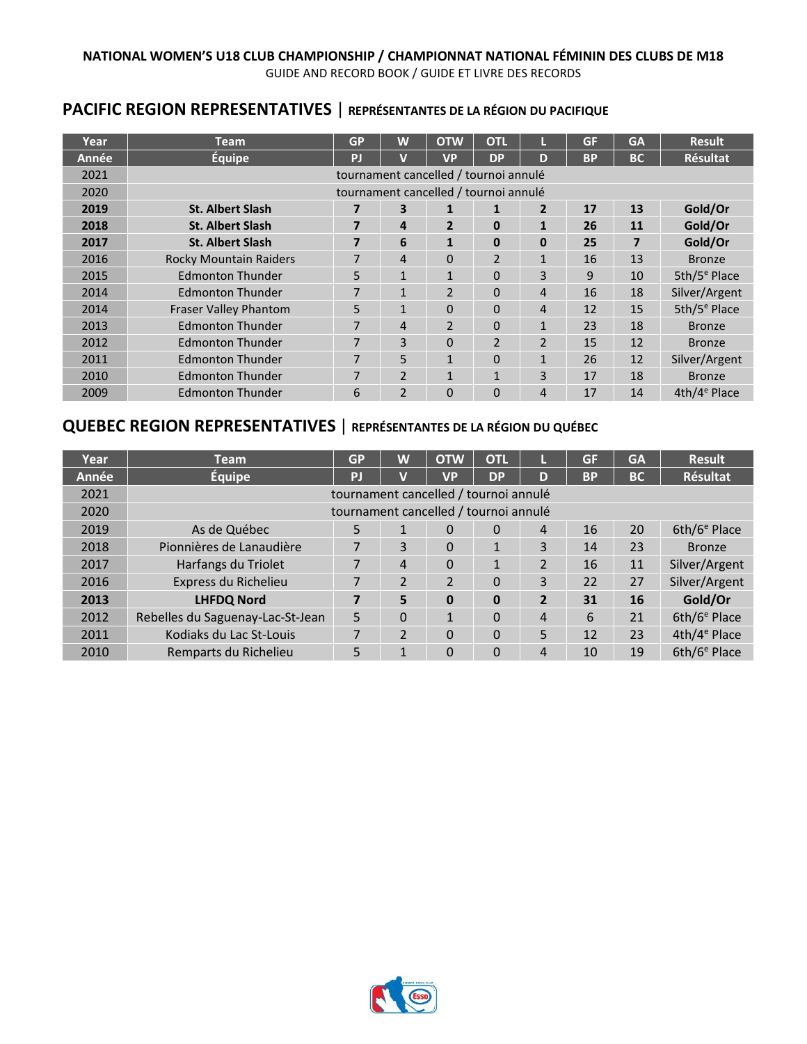## PACIFIC REGION REPRESENTATIVES | REPRÉSENTANTES DE LA RÉGION DU PACIFIQUE

| Year | Team | GP | W | OTW | OTL | L | GF | GA | Result |
|---|---|---|---|---|---|---|---|---|---|
| Année | Équipe | PJ | V | VP | DP | D | BP | BC | Résultat |
| 2021 | tournament cancelled / tournoi annulé | | | | | | | | |
| 2020 | tournament cancelled / tournoi annulé | | | | | | | | |
| **2019** | **St. Albert Slash** | **7** | **3** | **1** | **1** | **2** | **17** | **13** | **Gold/Or** |
| **2018** | **St. Albert Slash** | **7** | **4** | **2** | **0** | **1** | **26** | **11** | **Gold/Or** |
| **2017** | **St. Albert Slash** | **7** | **6** | **1** | **0** | **0** | **25** | **7** | **Gold/Or** |
| 2016 | Rocky Mountain Raiders | 7 | 4 | 0 | 2 | 1 | 16 | 13 | Bronze |
| 2015 | Edmonton Thunder | 5 | 1 | 1 | 0 | 3 | 9 | 10 | 5th/5e Place |
| 2014 | Edmonton Thunder | 7 | 1 | 2 | 0 | 4 | 16 | 18 | Silver/Argent |
| 2014 | Fraser Valley Phantom | 5 | 1 | 0 | 0 | 4 | 12 | 15 | 5th/5e Place |
| 2013 | Edmonton Thunder | 7 | 4 | 2 | 0 | 1 | 23 | 18 | Bronze |
| 2012 | Edmonton Thunder | 7 | 3 | 0 | 2 | 2 | 15 | 12 | Bronze |
| 2011 | Edmonton Thunder | 7 | 5 | 1 | 0 | 1 | 26 | 12 | Silver/Argent |
| 2010 | Edmonton Thunder | 7 | 2 | 1 | 1 | 3 | 17 | 18 | Bronze |
| 2009 | Edmonton Thunder | 6 | 2 | 0 | 0 | 4 | 17 | 14 | 4th/4e Place |

## QUEBEC REGION REPRESENTATIVES | REPRÉSENTANTES DE LA RÉGION DU QUÉBEC

| Year | Team | GP | W | OTW | OTL | L | GF | GA | Result |
|---|---|---|---|---|---|---|---|---|---|
| Année | Équipe | PJ | V | VP | DP | D | BP | BC | Résultat |
| 2021 | tournament cancelled / tournoi annulé | | | | | | | | |
| 2020 | tournament cancelled / tournoi annulé | | | | | | | | |
| 2019 | As de Québec | 5 | 1 | 0 | 0 | 4 | 16 | 20 | 6th/6e Place |
| 2018 | Pionnières de Lanaudière | 7 | 3 | 0 | 1 | 3 | 14 | 23 | Bronze |
| 2017 | Harfangs du Triolet | 7 | 4 | 0 | 1 | 2 | 16 | 11 | Silver/Argent |
| 2016 | Express du Richelieu | 7 | 2 | 2 | 0 | 3 | 22 | 27 | Silver/Argent |
| **2013** | **LHFDQ Nord** | **7** | **5** | **0** | **0** | **2** | **31** | **16** | **Gold/Or** |
| 2012 | Rebelles du Saguenay-Lac-St-Jean | 5 | 0 | 1 | 0 | 4 | 6 | 21 | 6th/6e Place |
| 2011 | Kodiaks du Lac St-Louis | 7 | 2 | 0 | 0 | 5 | 12 | 23 | 4th/4e Place |
| 2010 | Remparts du Richelieu | 5 | 1 | 0 | 0 | 4 | 10 | 19 | 6th/6e Place |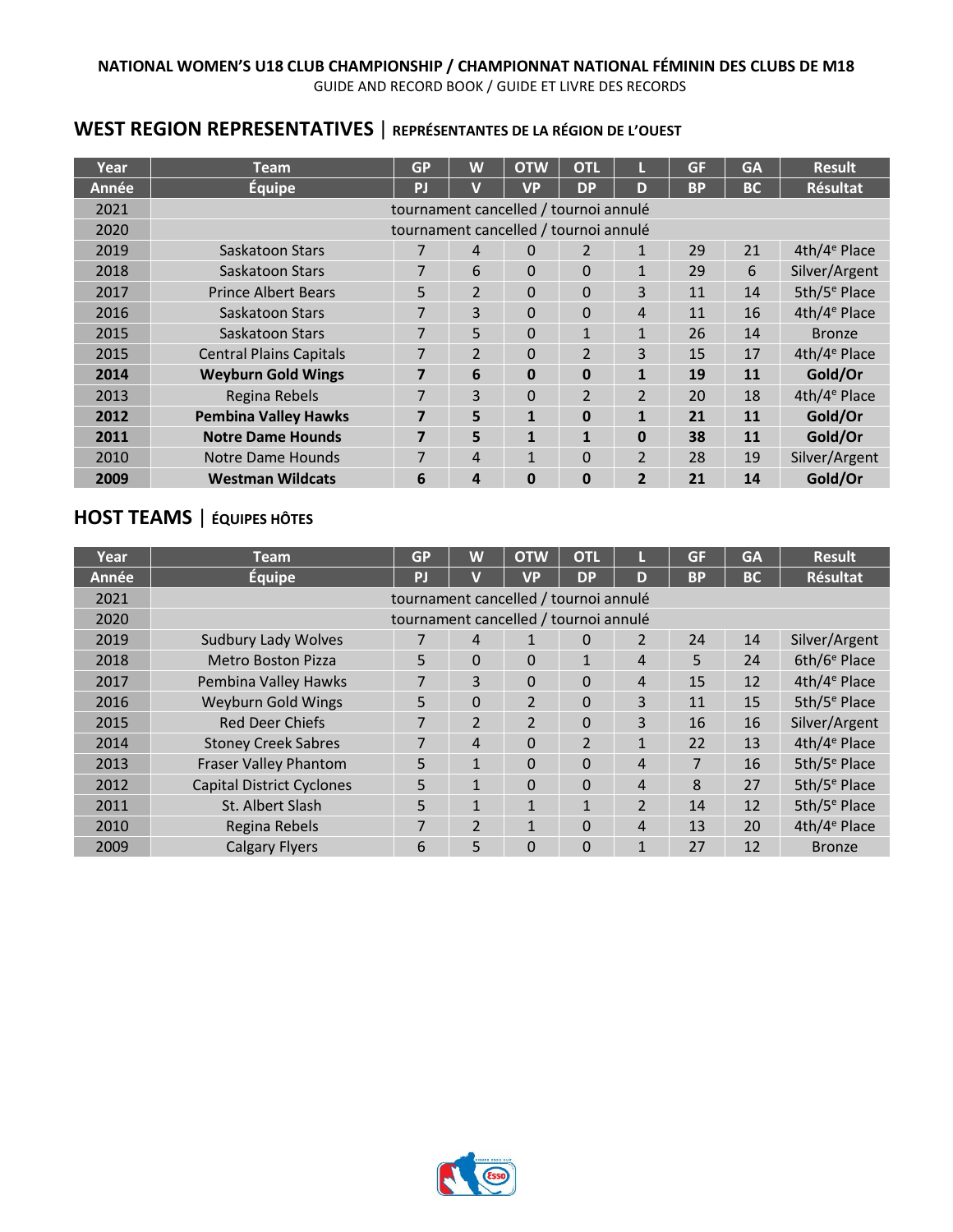## WEST REGION REPRESENTATIVES | REPRÉSENTANTES DE LA RÉGION DE L'OUEST

| Year | Team | GP | W | OTW | OTL | L | GF | GA | Result |
|---|---|---|---|---|---|---|---|---|---|
| Année | Équipe | PJ | V | VP | DP | D | BP | BC | Résultat |
| 2021 | tournament cancelled / tournoi annulé | | | | | | | | |
| 2020 | tournament cancelled / tournoi annulé | | | | | | | | |
| 2019 | Saskatoon Stars | 7 | 4 | 0 | 2 | 1 | 29 | 21 | 4th/4e Place |
| 2018 | Saskatoon Stars | 7 | 6 | 0 | 0 | 1 | 29 | 6 | Silver/Argent |
| 2017 | Prince Albert Bears | 5 | 2 | 0 | 0 | 3 | 11 | 14 | 5th/5e Place |
| 2016 | Saskatoon Stars | 7 | 3 | 0 | 0 | 4 | 11 | 16 | 4th/4e Place |
| 2015 | Saskatoon Stars | 7 | 5 | 0 | 1 | 1 | 26 | 14 | Bronze |
| 2015 | Central Plains Capitals | 7 | 2 | 0 | 2 | 3 | 15 | 17 | 4th/4e Place |
| **2014** | **Weyburn Gold Wings** | **7** | **6** | **0** | **0** | **1** | **19** | **11** | **Gold/Or** |
| 2013 | Regina Rebels | 7 | 3 | 0 | 2 | 2 | 20 | 18 | 4th/4e Place |
| **2012** | **Pembina Valley Hawks** | **7** | **5** | **1** | **0** | **1** | **21** | **11** | **Gold/Or** |
| **2011** | **Notre Dame Hounds** | **7** | **5** | **1** | **1** | **0** | **38** | **11** | **Gold/Or** |
| 2010 | Notre Dame Hounds | 7 | 4 | 1 | 0 | 2 | 28 | 19 | Silver/Argent |
| **2009** | **Westman Wildcats** | **6** | **4** | **0** | **0** | **2** | **21** | **14** | **Gold/Or** |

## HOST TEAMS | ÉQUIPES HÔTES

| Year | Team | GP | W | OTW | OTL | L | GF | GA | Result |
|---|---|---|---|---|---|---|---|---|---|
| Année | Équipe | PJ | V | VP | DP | D | BP | BC | Résultat |
| 2021 | tournament cancelled / tournoi annulé | | | | | | | | |
| 2020 | tournament cancelled / tournoi annulé | | | | | | | | |
| 2019 | Sudbury Lady Wolves | 7 | 4 | 1 | 0 | 2 | 24 | 14 | Silver/Argent |
| 2018 | Metro Boston Pizza | 5 | 0 | 0 | 1 | 4 | 5 | 24 | 6th/6e Place |
| 2017 | Pembina Valley Hawks | 7 | 3 | 0 | 0 | 4 | 15 | 12 | 4th/4e Place |
| 2016 | Weyburn Gold Wings | 5 | 0 | 2 | 0 | 3 | 11 | 15 | 5th/5e Place |
| 2015 | Red Deer Chiefs | 7 | 2 | 2 | 0 | 3 | 16 | 16 | Silver/Argent |
| 2014 | Stoney Creek Sabres | 7 | 4 | 0 | 2 | 1 | 22 | 13 | 4th/4e Place |
| 2013 | Fraser Valley Phantom | 5 | 1 | 0 | 0 | 4 | 7 | 16 | 5th/5e Place |
| 2012 | Capital District Cyclones | 5 | 1 | 0 | 0 | 4 | 8 | 27 | 5th/5e Place |
| 2011 | St. Albert Slash | 5 | 1 | 1 | 1 | 2 | 14 | 12 | 5th/5e Place |
| 2010 | Regina Rebels | 7 | 2 | 1 | 0 | 4 | 13 | 20 | 4th/4e Place |
| 2009 | Calgary Flyers | 6 | 5 | 0 | 0 | 1 | 27 | 12 | Bronze |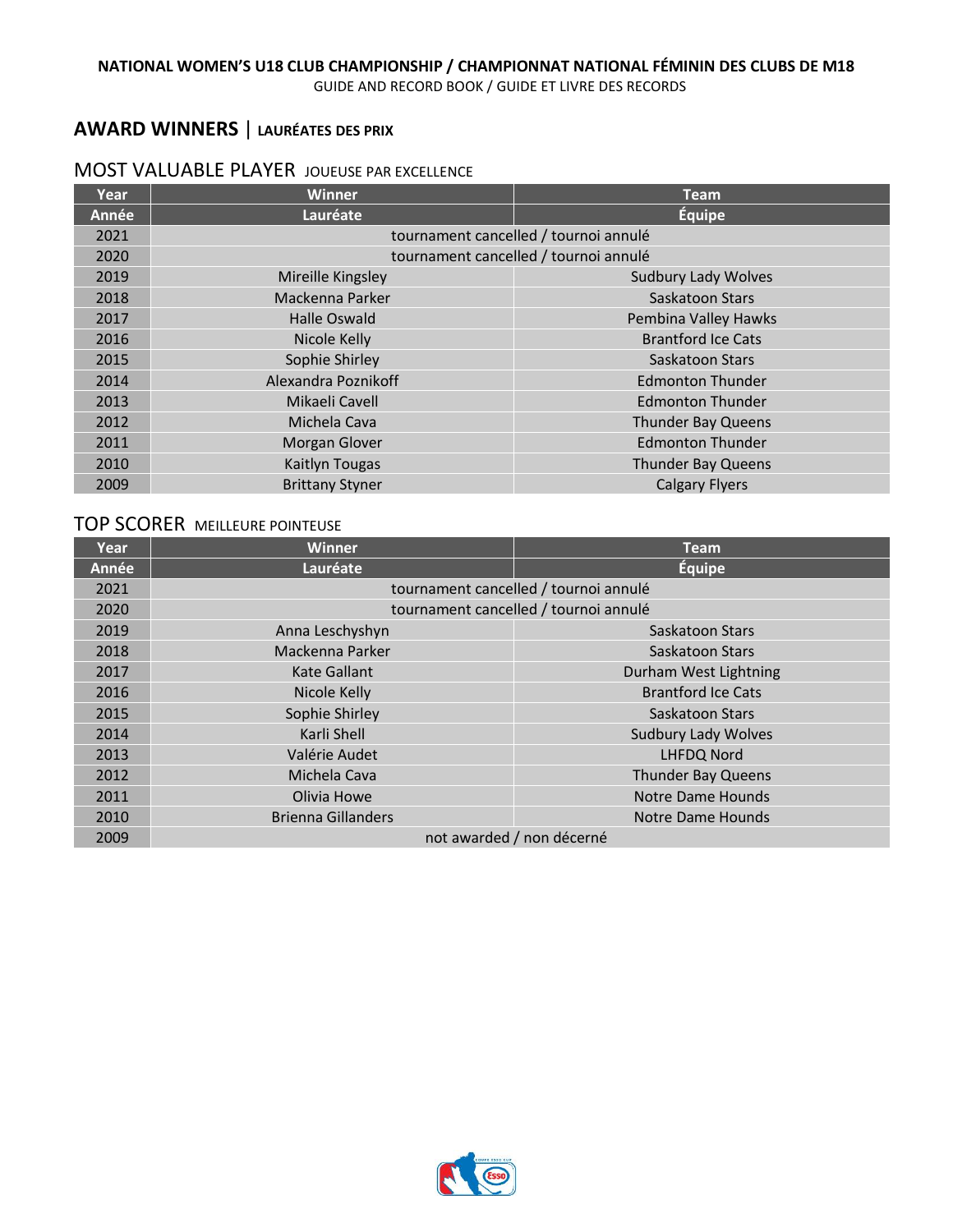# AWARD WINNERS | LAURÉATES DES PRIX

## MOST VALUABLE PLAYER JOUEUSE PAR EXCELLENCE

| Year | Winner | Team |
|---|---|---|
| **Année** | **Lauréate** | **Équipe** |
| 2021 | tournament cancelled / tournoi annulé | |
| 2020 | tournament cancelled / tournoi annulé | |
| 2019 | Mireille Kingsley | Sudbury Lady Wolves |
| 2018 | Mackenna Parker | Saskatoon Stars |
| 2017 | Halle Oswald | Pembina Valley Hawks |
| 2016 | Nicole Kelly | Brantford Ice Cats |
| 2015 | Sophie Shirley | Saskatoon Stars |
| 2014 | Alexandra Poznikoff | Edmonton Thunder |
| 2013 | Mikaeli Cavell | Edmonton Thunder |
| 2012 | Michela Cava | Thunder Bay Queens |
| 2011 | Morgan Glover | Edmonton Thunder |
| 2010 | Kaitlyn Tougas | Thunder Bay Queens |
| 2009 | Brittany Styner | Calgary Flyers |

## TOP SCORER MEILLEURE POINTEUSE

| Year | Winner | Team |
|---|---|---|
| **Année** | **Lauréate** | **Équipe** |
| 2021 | tournament cancelled / tournoi annulé | |
| 2020 | tournament cancelled / tournoi annulé | |
| 2019 | Anna Leschyshyn | Saskatoon Stars |
| 2018 | Mackenna Parker | Saskatoon Stars |
| 2017 | Kate Gallant | Durham West Lightning |
| 2016 | Nicole Kelly | Brantford Ice Cats |
| 2015 | Sophie Shirley | Saskatoon Stars |
| 2014 | Karli Shell | Sudbury Lady Wolves |
| 2013 | Valérie Audet | LHFDQ Nord |
| 2012 | Michela Cava | Thunder Bay Queens |
| 2011 | Olivia Howe | Notre Dame Hounds |
| 2010 | Brienna Gillanders | Notre Dame Hounds |
| 2009 | not awarded / non décerné | |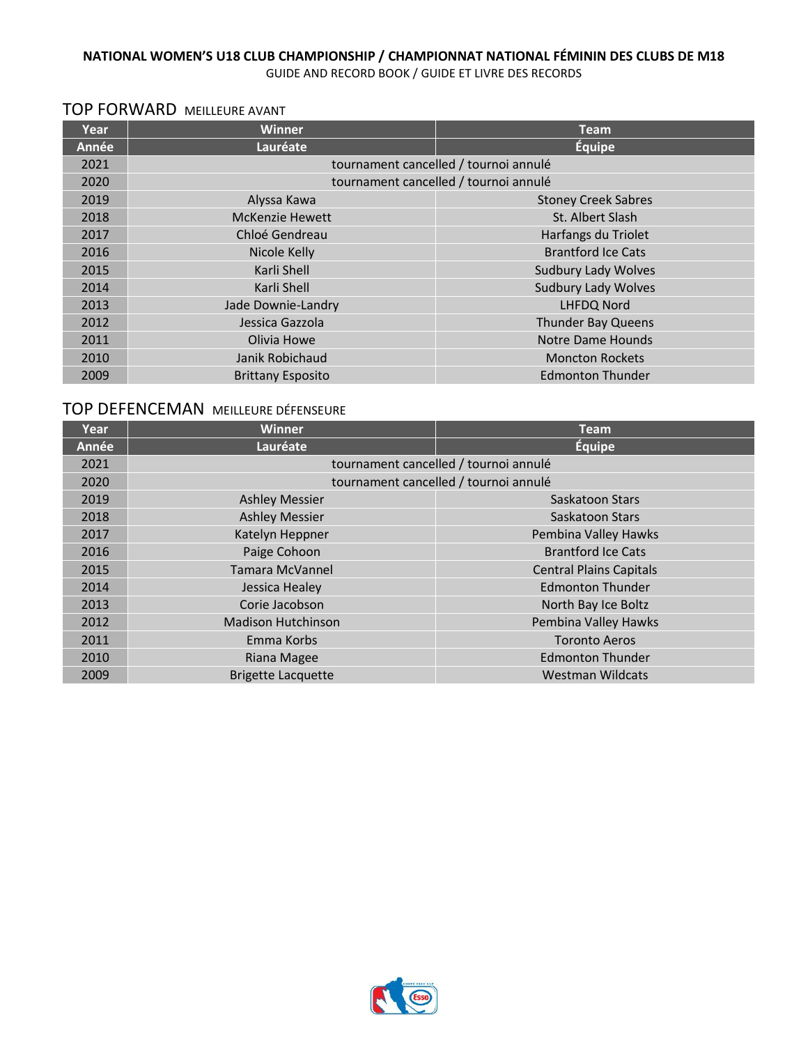## TOP FORWARD MEILLEURE AVANT

| Year | Winner | Team |
|---|---|---|
| Année | Lauréate | Équipe |
| 2021 | tournament cancelled / tournoi annulé | |
| 2020 | tournament cancelled / tournoi annulé | |
| 2019 | Alyssa Kawa | Stoney Creek Sabres |
| 2018 | McKenzie Hewett | St. Albert Slash |
| 2017 | Chloé Gendreau | Harfangs du Triolet |
| 2016 | Nicole Kelly | Brantford Ice Cats |
| 2015 | Karli Shell | Sudbury Lady Wolves |
| 2014 | Karli Shell | Sudbury Lady Wolves |
| 2013 | Jade Downie-Landry | LHFDQ Nord |
| 2012 | Jessica Gazzola | Thunder Bay Queens |
| 2011 | Olivia Howe | Notre Dame Hounds |
| 2010 | Janik Robichaud | Moncton Rockets |
| 2009 | Brittany Esposito | Edmonton Thunder |

## TOP DEFENCEMAN MEILLEURE DÉFENSEURE

| Year | Winner | Team |
|---|---|---|
| Année | Lauréate | Équipe |
| 2021 | tournament cancelled / tournoi annulé | |
| 2020 | tournament cancelled / tournoi annulé | |
| 2019 | Ashley Messier | Saskatoon Stars |
| 2018 | Ashley Messier | Saskatoon Stars |
| 2017 | Katelyn Heppner | Pembina Valley Hawks |
| 2016 | Paige Cohoon | Brantford Ice Cats |
| 2015 | Tamara McVannel | Central Plains Capitals |
| 2014 | Jessica Healey | Edmonton Thunder |
| 2013 | Corie Jacobson | North Bay Ice Boltz |
| 2012 | Madison Hutchinson | Pembina Valley Hawks |
| 2011 | Emma Korbs | Toronto Aeros |
| 2010 | Riana Magee | Edmonton Thunder |
| 2009 | Brigette Lacquette | Westman Wildcats |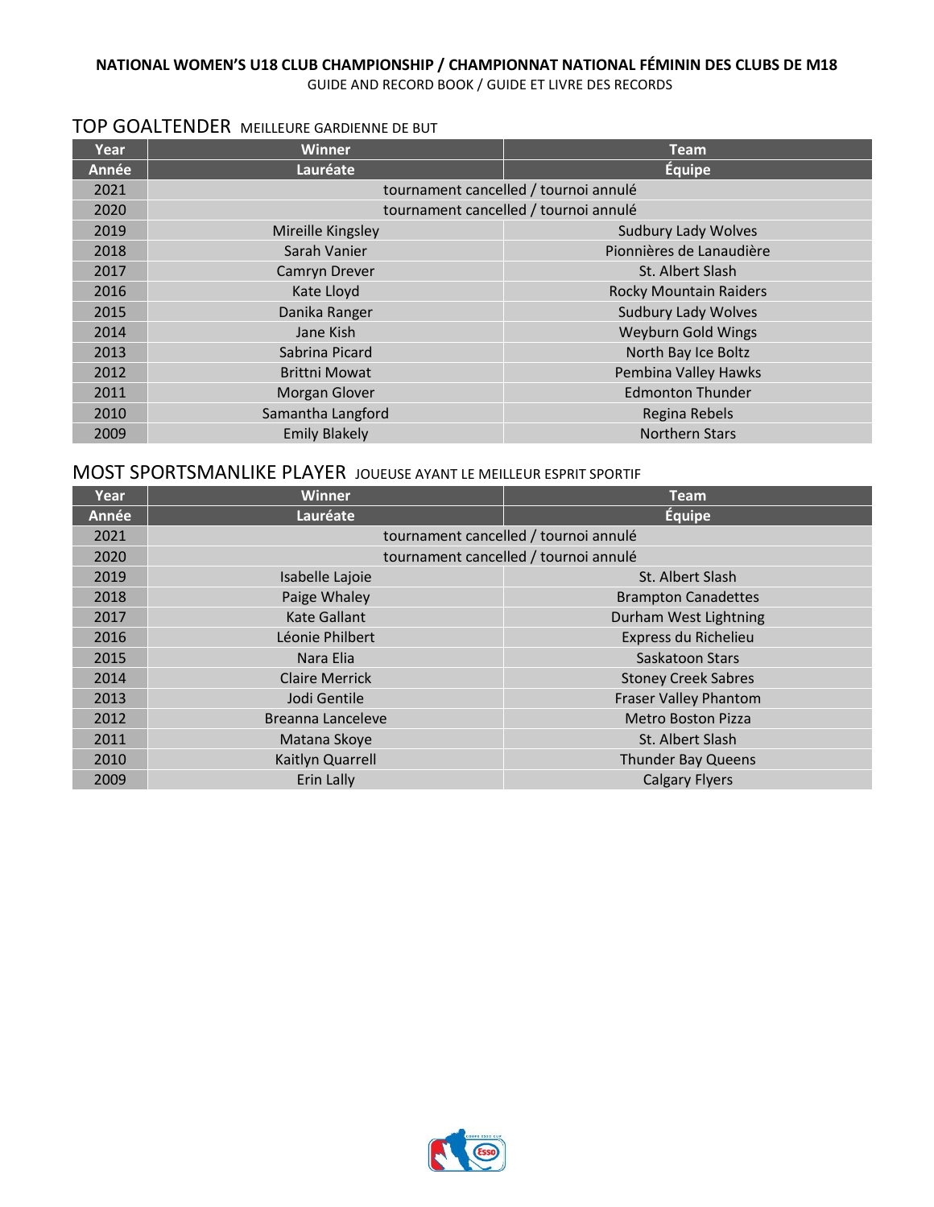## TOP GOALTENDER MEILLEURE GARDIENNE DE BUT

| Year | Winner | Team |
|---|---|---|
| Année | Lauréate | Équipe |
| 2021 | tournament cancelled / tournoi annulé | |
| 2020 | tournament cancelled / tournoi annulé | |
| 2019 | Mireille Kingsley | Sudbury Lady Wolves |
| 2018 | Sarah Vanier | Pionnières de Lanaudière |
| 2017 | Camryn Drever | St. Albert Slash |
| 2016 | Kate Lloyd | Rocky Mountain Raiders |
| 2015 | Danika Ranger | Sudbury Lady Wolves |
| 2014 | Jane Kish | Weyburn Gold Wings |
| 2013 | Sabrina Picard | North Bay Ice Boltz |
| 2012 | Brittni Mowat | Pembina Valley Hawks |
| 2011 | Morgan Glover | Edmonton Thunder |
| 2010 | Samantha Langford | Regina Rebels |
| 2009 | Emily Blakely | Northern Stars |

## MOST SPORTSMANLIKE PLAYER JOUEUSE AYANT LE MEILLEUR ESPRIT SPORTIF

| Year | Winner | Team |
|---|---|---|
| Année | Lauréate | Équipe |
| 2021 | tournament cancelled / tournoi annulé | |
| 2020 | tournament cancelled / tournoi annulé | |
| 2019 | Isabelle Lajoie | St. Albert Slash |
| 2018 | Paige Whaley | Brampton Canadettes |
| 2017 | Kate Gallant | Durham West Lightning |
| 2016 | Léonie Philbert | Express du Richelieu |
| 2015 | Nara Elia | Saskatoon Stars |
| 2014 | Claire Merrick | Stoney Creek Sabres |
| 2013 | Jodi Gentile | Fraser Valley Phantom |
| 2012 | Breanna Lanceleve | Metro Boston Pizza |
| 2011 | Matana Skoye | St. Albert Slash |
| 2010 | Kaitlyn Quarrell | Thunder Bay Queens |
| 2009 | Erin Lally | Calgary Flyers |